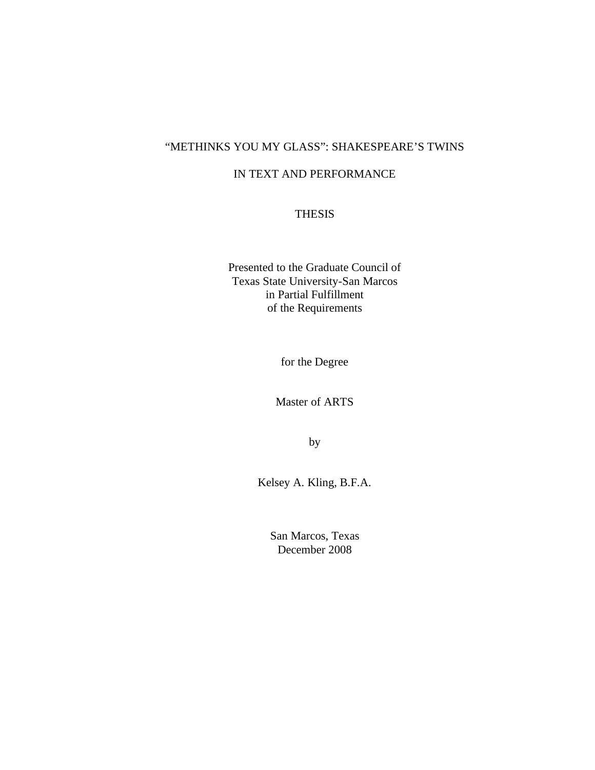# "METHINKS YOU MY GLASS": SHAKESPEARE'S TWINS

# IN TEXT AND PERFORMANCE

THESIS

Presented to the Graduate Council of
Texas State University-San Marcos
in Partial Fulfillment
of the Requirements

for the Degree

Master of ARTS

by

Kelsey A. Kling, B.F.A.

San Marcos, Texas
December 2008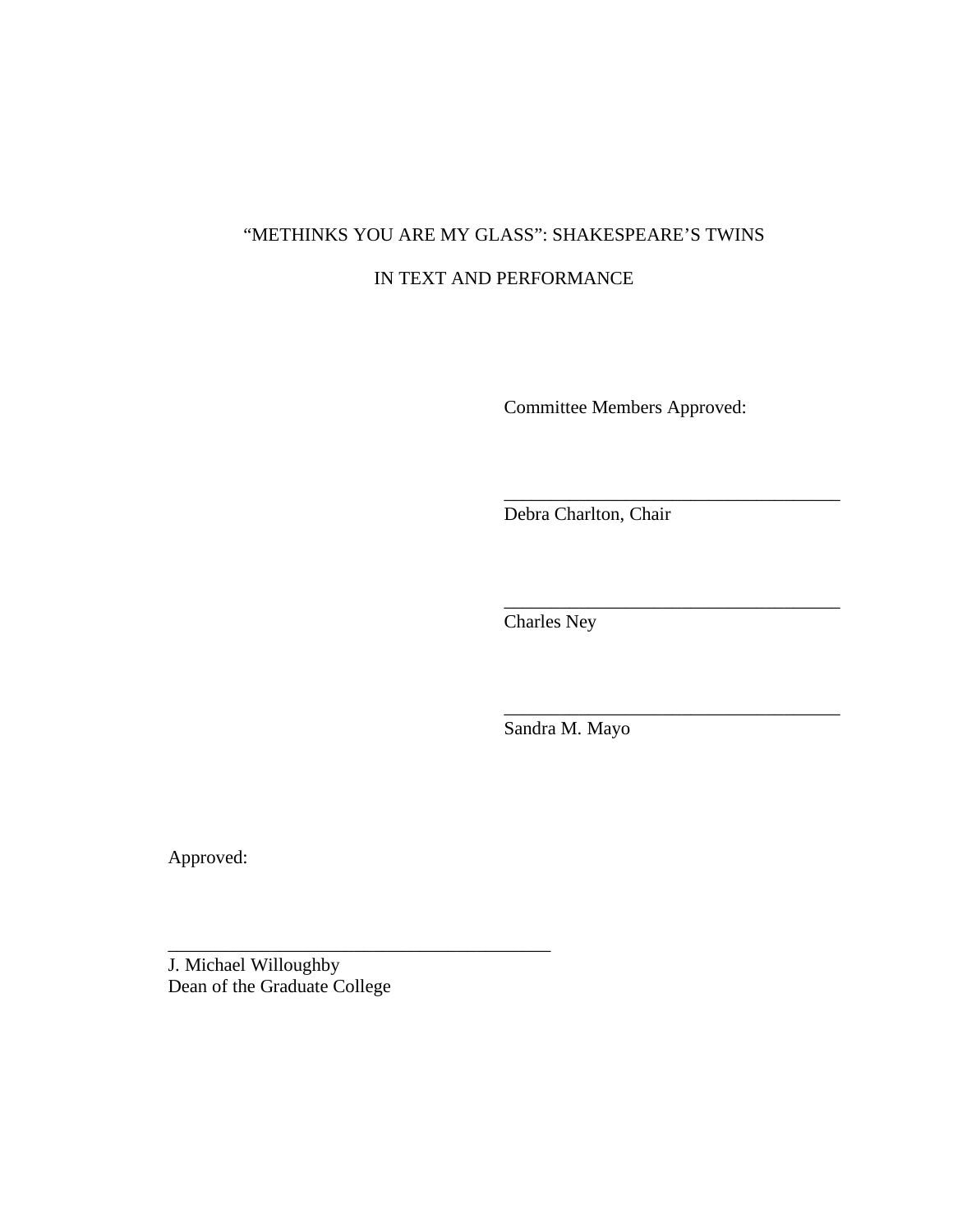“METHINKS YOU ARE MY GLASS”: SHAKESPEARE’S TWINS

IN TEXT AND PERFORMANCE

Committee Members Approved:

\_\_\_\_\_\_\_\_\_\_\_\_\_\_\_\_\_\_\_\_\_\_\_\_\_\_\_\_\_\_\_\_\_\_\_\_

Debra Charlton, Chair

\_\_\_\_\_\_\_\_\_\_\_\_\_\_\_\_\_\_\_\_\_\_\_\_\_\_\_\_\_\_\_\_\_\_\_\_

Charles Ney

\_\_\_\_\_\_\_\_\_\_\_\_\_\_\_\_\_\_\_\_\_\_\_\_\_\_\_\_\_\_\_\_\_\_\_\_

Sandra M. Mayo

Approved:

\_\_\_\_\_\_\_\_\_\_\_\_\_\_\_\_\_\_\_\_\_\_\_\_\_\_\_\_\_\_\_\_\_\_\_\_\_\_\_\_\_

J. Michael Willoughby  
Dean of the Graduate College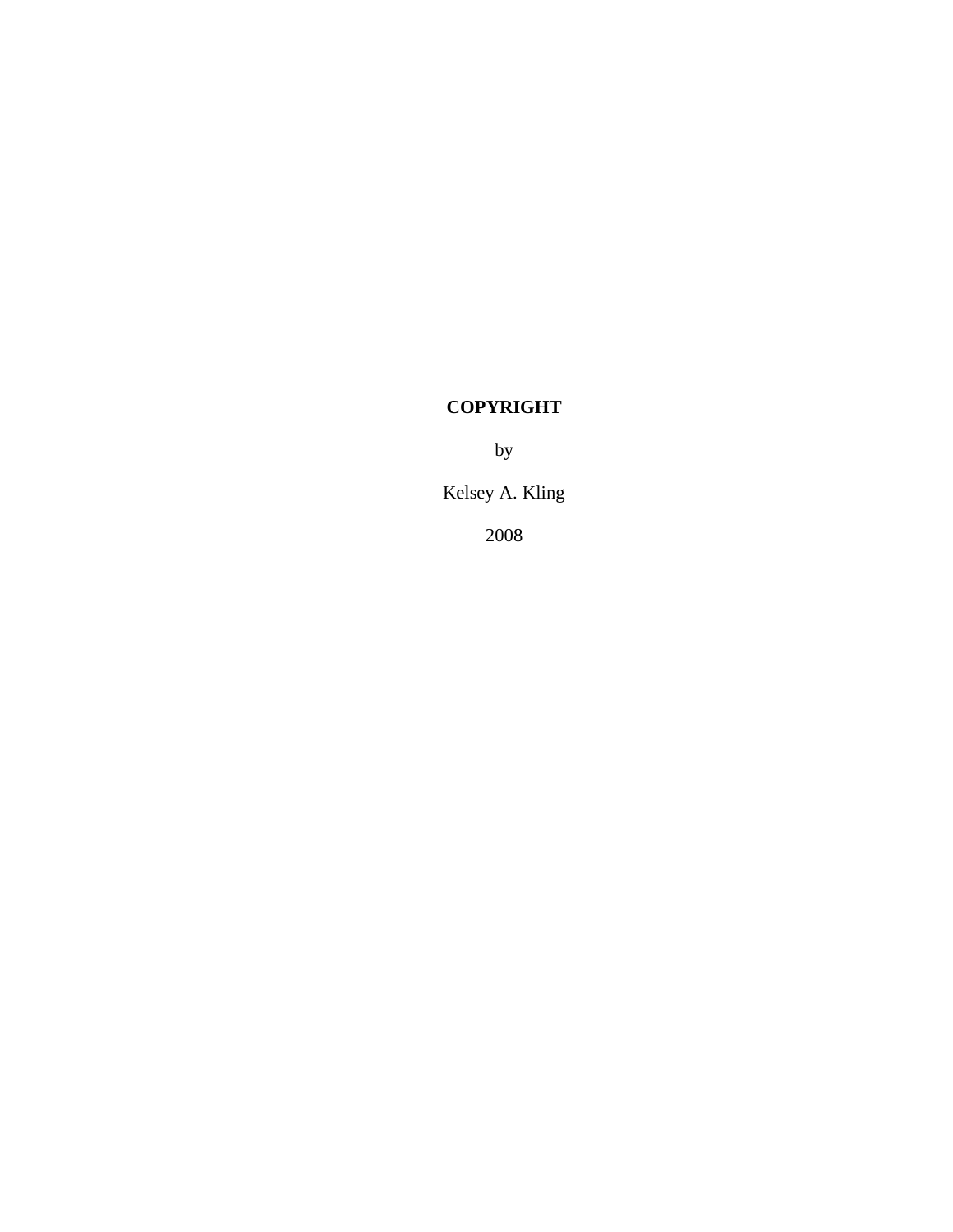**COPYRIGHT**

by

Kelsey A. Kling

2008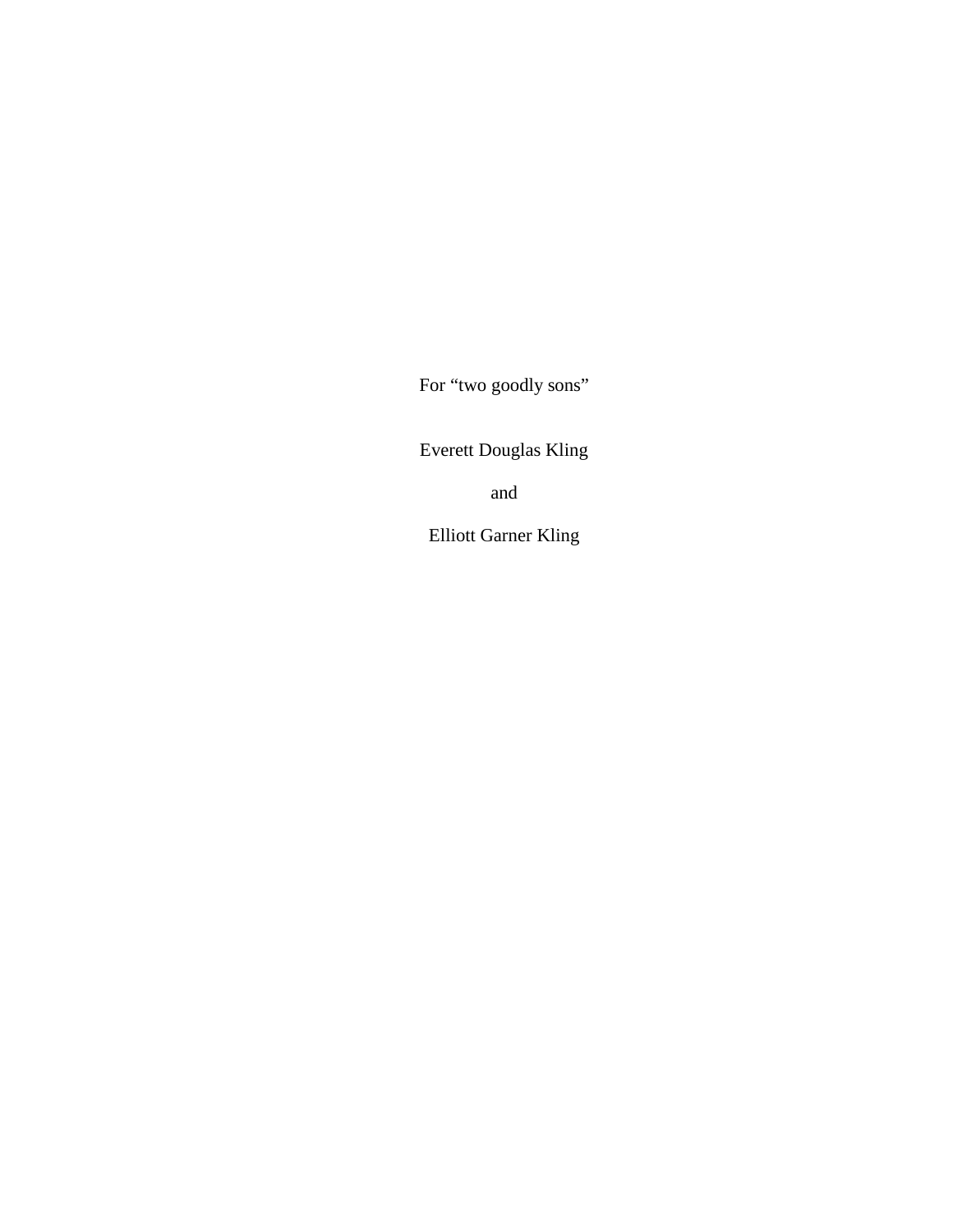For “two goodly sons”

Everett Douglas Kling

and

Elliott Garner Kling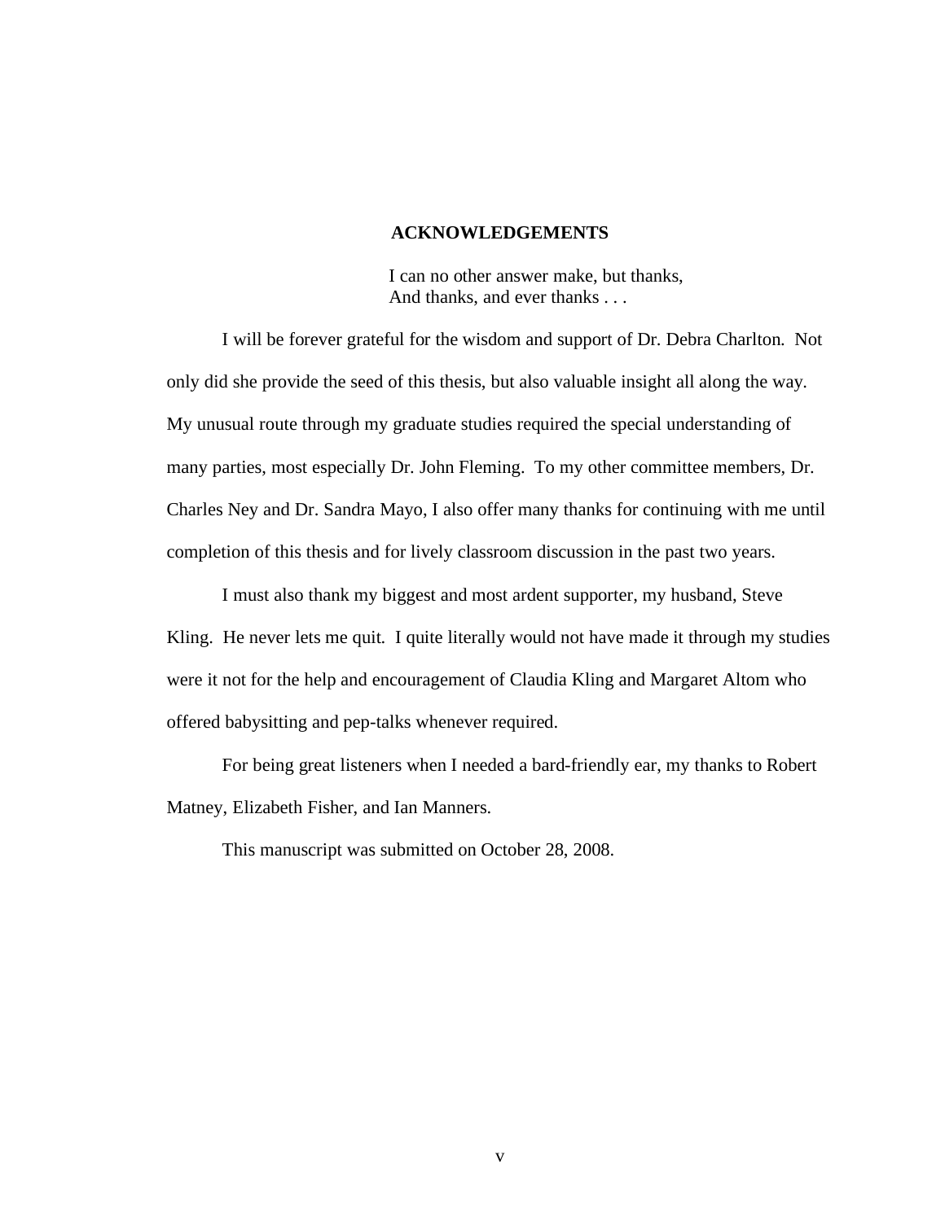## ACKNOWLEDGEMENTS

> I can no other answer make, but thanks,
> And thanks, and ever thanks . . .

I will be forever grateful for the wisdom and support of Dr. Debra Charlton. Not only did she provide the seed of this thesis, but also valuable insight all along the way. My unusual route through my graduate studies required the special understanding of many parties, most especially Dr. John Fleming. To my other committee members, Dr. Charles Ney and Dr. Sandra Mayo, I also offer many thanks for continuing with me until completion of this thesis and for lively classroom discussion in the past two years.

I must also thank my biggest and most ardent supporter, my husband, Steve Kling. He never lets me quit. I quite literally would not have made it through my studies were it not for the help and encouragement of Claudia Kling and Margaret Altom who offered babysitting and pep-talks whenever required.

For being great listeners when I needed a bard-friendly ear, my thanks to Robert Matney, Elizabeth Fisher, and Ian Manners.

This manuscript was submitted on October 28, 2008.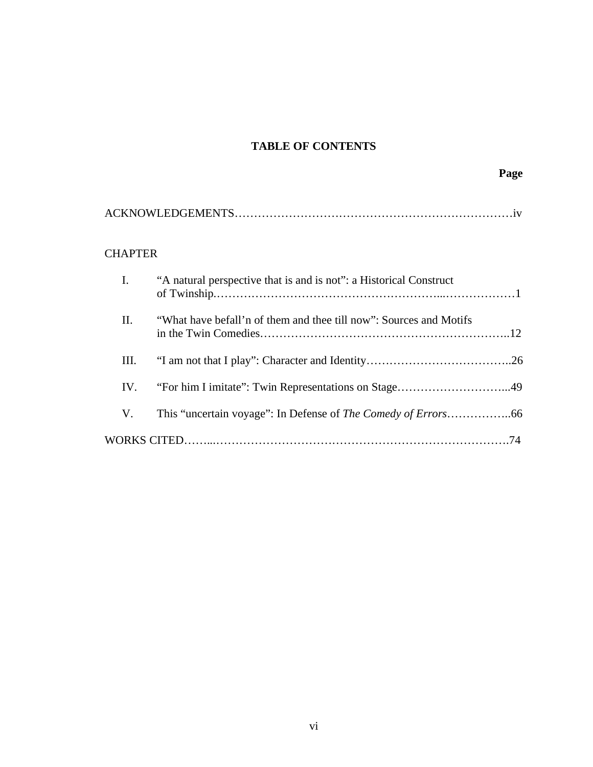# TABLE OF CONTENTS

**Page**

ACKNOWLEDGEMENTS……………………………………………………………….iv

CHAPTER

I. "A natural perspective that is and is not": a Historical Construct of Twinship……………………………………………………..……………….1

II. "What have befall'n of them and thee till now": Sources and Motifs in the Twin Comedies……………………………………………………….12

III. "I am not that I play": Character and Identity………………………………..26

IV. "For him I imitate": Twin Representations on Stage………………………...49

V. This "uncertain voyage": In Defense of *The Comedy of Errors*……………..66

WORKS CITED……...……………………………………………………………….74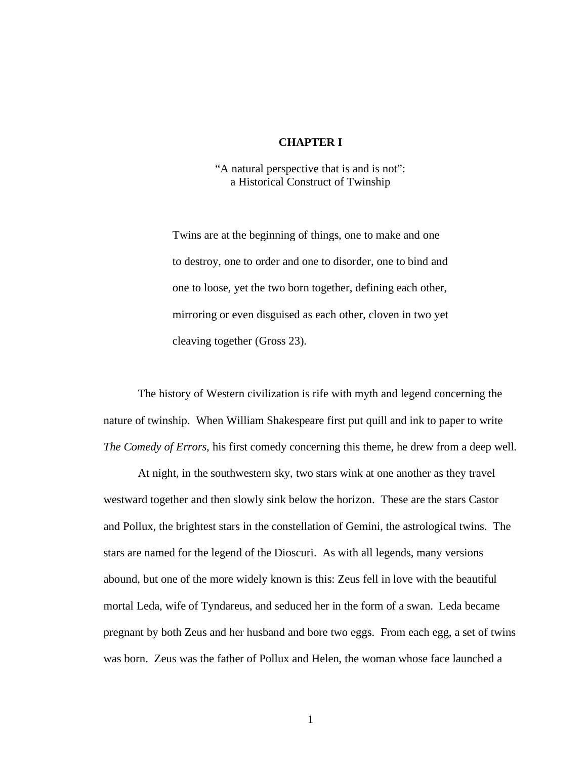# CHAPTER I

"A natural perspective that is and is not":
a Historical Construct of Twinship

> Twins are at the beginning of things, one to make and one to destroy, one to order and one to disorder, one to bind and one to loose, yet the two born together, defining each other, mirroring or even disguised as each other, cloven in two yet cleaving together (Gross 23).

The history of Western civilization is rife with myth and legend concerning the nature of twinship. When William Shakespeare first put quill and ink to paper to write *The Comedy of Errors*, his first comedy concerning this theme, he drew from a deep well.

At night, in the southwestern sky, two stars wink at one another as they travel westward together and then slowly sink below the horizon. These are the stars Castor and Pollux, the brightest stars in the constellation of Gemini, the astrological twins. The stars are named for the legend of the Dioscuri. As with all legends, many versions abound, but one of the more widely known is this: Zeus fell in love with the beautiful mortal Leda, wife of Tyndareus, and seduced her in the form of a swan. Leda became pregnant by both Zeus and her husband and bore two eggs. From each egg, a set of twins was born. Zeus was the father of Pollux and Helen, the woman whose face launched a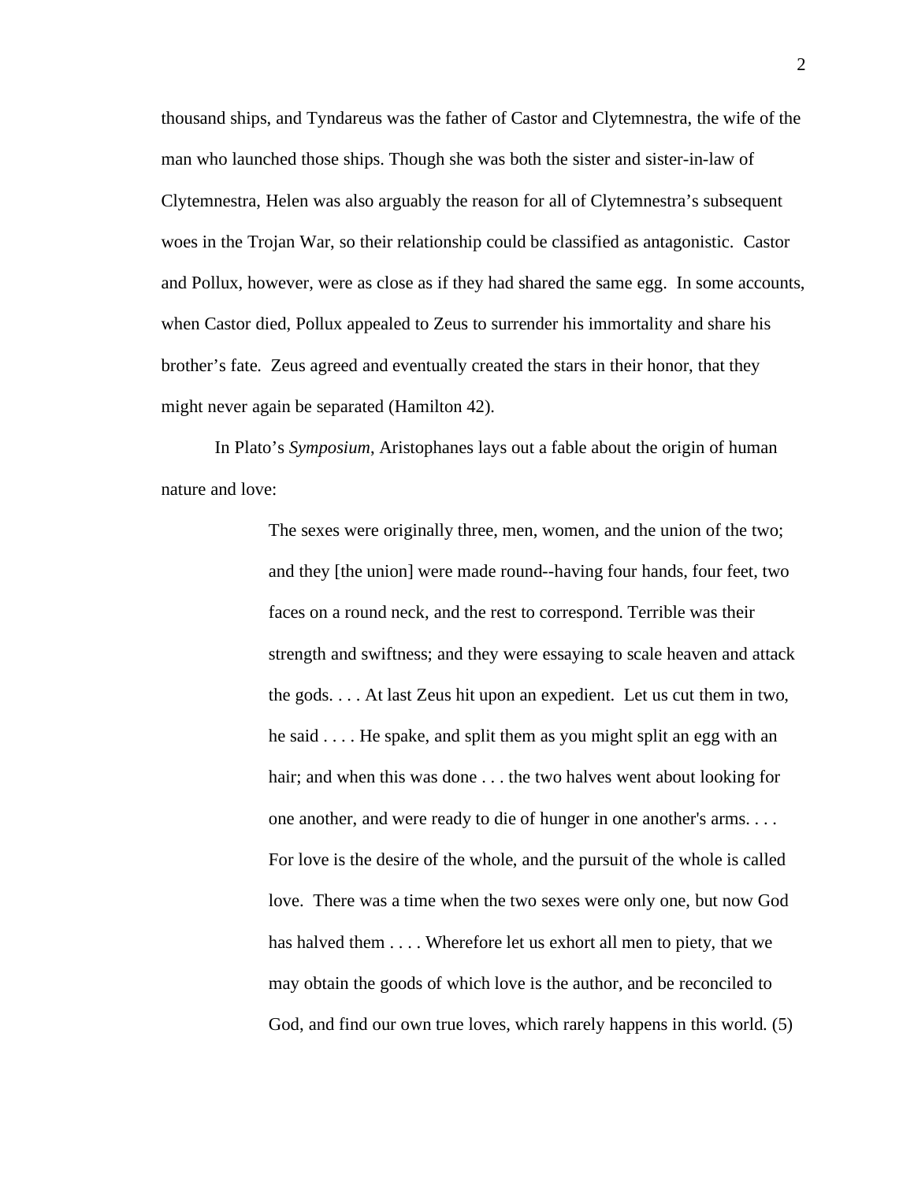thousand ships, and Tyndareus was the father of Castor and Clytemnestra, the wife of the man who launched those ships. Though she was both the sister and sister-in-law of Clytemnestra, Helen was also arguably the reason for all of Clytemnestra's subsequent woes in the Trojan War, so their relationship could be classified as antagonistic. Castor and Pollux, however, were as close as if they had shared the same egg. In some accounts, when Castor died, Pollux appealed to Zeus to surrender his immortality and share his brother's fate. Zeus agreed and eventually created the stars in their honor, that they might never again be separated (Hamilton 42).

In Plato's *Symposium*, Aristophanes lays out a fable about the origin of human nature and love:

> The sexes were originally three, men, women, and the union of the two; and they [the union] were made round--having four hands, four feet, two faces on a round neck, and the rest to correspond. Terrible was their strength and swiftness; and they were essaying to scale heaven and attack the gods. . . . At last Zeus hit upon an expedient. Let us cut them in two, he said . . . . He spake, and split them as you might split an egg with an hair; and when this was done . . . the two halves went about looking for one another, and were ready to die of hunger in one another's arms. . . . For love is the desire of the whole, and the pursuit of the whole is called love. There was a time when the two sexes were only one, but now God has halved them . . . . Wherefore let us exhort all men to piety, that we may obtain the goods of which love is the author, and be reconciled to God, and find our own true loves, which rarely happens in this world. (5)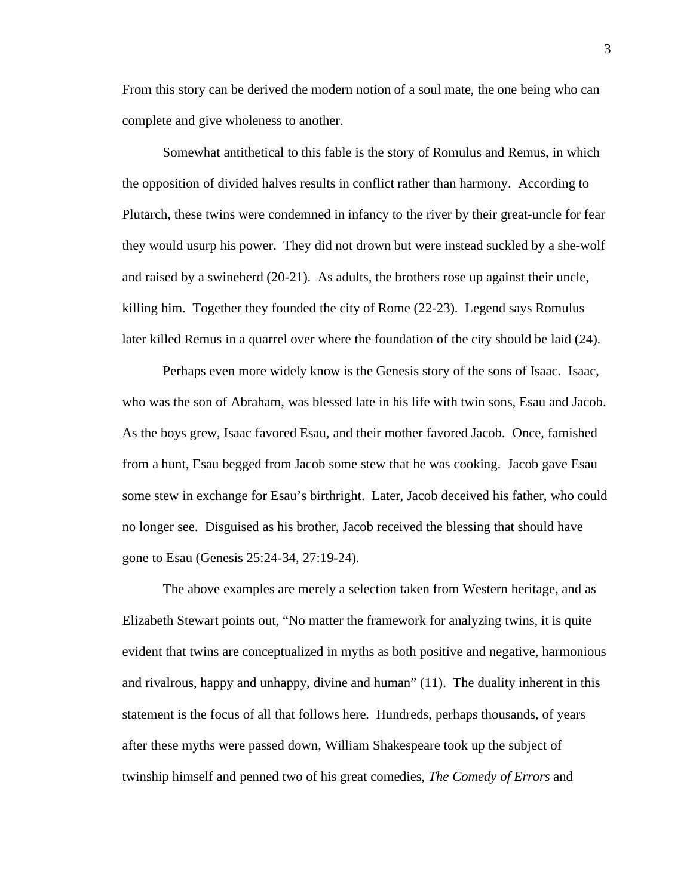From this story can be derived the modern notion of a soul mate, the one being who can complete and give wholeness to another.

Somewhat antithetical to this fable is the story of Romulus and Remus, in which the opposition of divided halves results in conflict rather than harmony. According to Plutarch, these twins were condemned in infancy to the river by their great-uncle for fear they would usurp his power. They did not drown but were instead suckled by a she-wolf and raised by a swineherd (20-21). As adults, the brothers rose up against their uncle, killing him. Together they founded the city of Rome (22-23). Legend says Romulus later killed Remus in a quarrel over where the foundation of the city should be laid (24).

Perhaps even more widely know is the Genesis story of the sons of Isaac. Isaac, who was the son of Abraham, was blessed late in his life with twin sons, Esau and Jacob. As the boys grew, Isaac favored Esau, and their mother favored Jacob. Once, famished from a hunt, Esau begged from Jacob some stew that he was cooking. Jacob gave Esau some stew in exchange for Esau's birthright. Later, Jacob deceived his father, who could no longer see. Disguised as his brother, Jacob received the blessing that should have gone to Esau (Genesis 25:24-34, 27:19-24).

The above examples are merely a selection taken from Western heritage, and as Elizabeth Stewart points out, "No matter the framework for analyzing twins, it is quite evident that twins are conceptualized in myths as both positive and negative, harmonious and rivalrous, happy and unhappy, divine and human" (11). The duality inherent in this statement is the focus of all that follows here. Hundreds, perhaps thousands, of years after these myths were passed down, William Shakespeare took up the subject of twinship himself and penned two of his great comedies, *The Comedy of Errors* and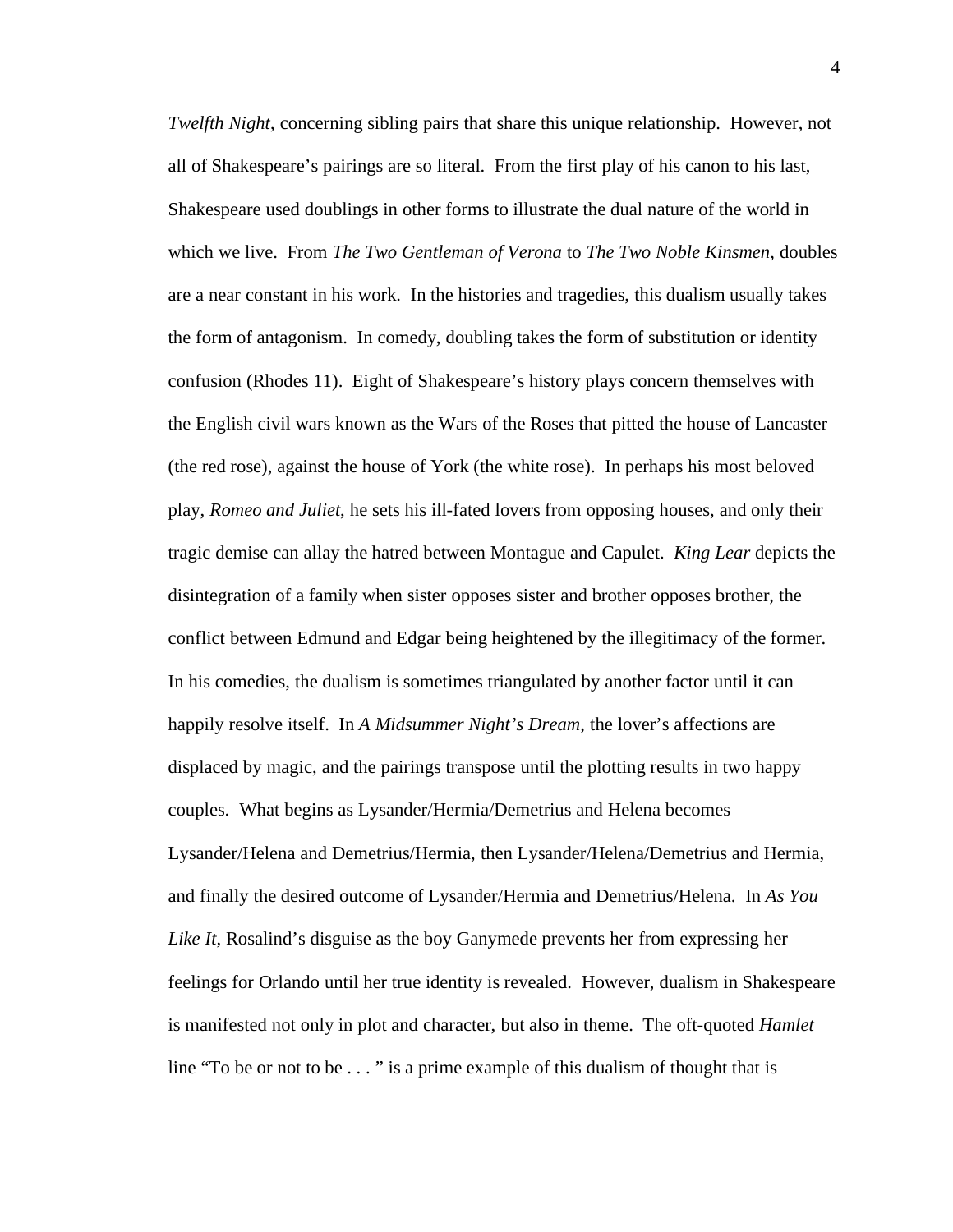*Twelfth Night*, concerning sibling pairs that share this unique relationship. However, not all of Shakespeare's pairings are so literal. From the first play of his canon to his last, Shakespeare used doublings in other forms to illustrate the dual nature of the world in which we live. From *The Two Gentleman of Verona* to *The Two Noble Kinsmen*, doubles are a near constant in his work. In the histories and tragedies, this dualism usually takes the form of antagonism. In comedy, doubling takes the form of substitution or identity confusion (Rhodes 11). Eight of Shakespeare's history plays concern themselves with the English civil wars known as the Wars of the Roses that pitted the house of Lancaster (the red rose), against the house of York (the white rose). In perhaps his most beloved play, *Romeo and Juliet*, he sets his ill-fated lovers from opposing houses, and only their tragic demise can allay the hatred between Montague and Capulet. *King Lear* depicts the disintegration of a family when sister opposes sister and brother opposes brother, the conflict between Edmund and Edgar being heightened by the illegitimacy of the former. In his comedies, the dualism is sometimes triangulated by another factor until it can happily resolve itself. In *A Midsummer Night's Dream*, the lover's affections are displaced by magic, and the pairings transpose until the plotting results in two happy couples. What begins as Lysander/Hermia/Demetrius and Helena becomes Lysander/Helena and Demetrius/Hermia, then Lysander/Helena/Demetrius and Hermia, and finally the desired outcome of Lysander/Hermia and Demetrius/Helena. In *As You Like It*, Rosalind's disguise as the boy Ganymede prevents her from expressing her feelings for Orlando until her true identity is revealed. However, dualism in Shakespeare is manifested not only in plot and character, but also in theme. The oft-quoted *Hamlet* line "To be or not to be . . . " is a prime example of this dualism of thought that is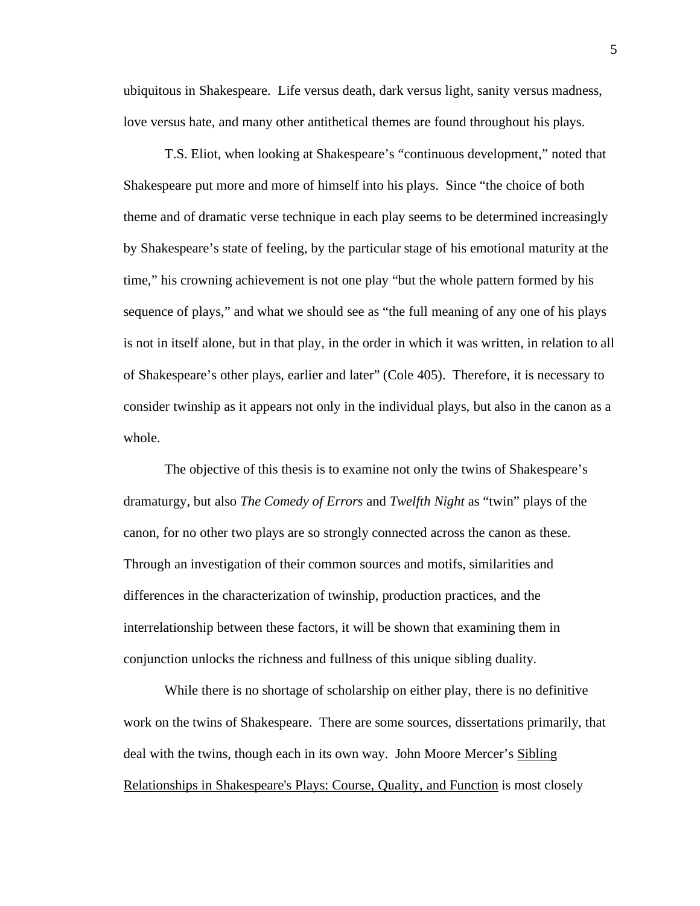ubiquitous in Shakespeare. Life versus death, dark versus light, sanity versus madness, love versus hate, and many other antithetical themes are found throughout his plays.

T.S. Eliot, when looking at Shakespeare's "continuous development," noted that Shakespeare put more and more of himself into his plays. Since "the choice of both theme and of dramatic verse technique in each play seems to be determined increasingly by Shakespeare's state of feeling, by the particular stage of his emotional maturity at the time," his crowning achievement is not one play "but the whole pattern formed by his sequence of plays," and what we should see as "the full meaning of any one of his plays is not in itself alone, but in that play, in the order in which it was written, in relation to all of Shakespeare's other plays, earlier and later" (Cole 405). Therefore, it is necessary to consider twinship as it appears not only in the individual plays, but also in the canon as a whole.

The objective of this thesis is to examine not only the twins of Shakespeare's dramaturgy, but also *The Comedy of Errors* and *Twelfth Night* as "twin" plays of the canon, for no other two plays are so strongly connected across the canon as these. Through an investigation of their common sources and motifs, similarities and differences in the characterization of twinship, production practices, and the interrelationship between these factors, it will be shown that examining them in conjunction unlocks the richness and fullness of this unique sibling duality.

While there is no shortage of scholarship on either play, there is no definitive work on the twins of Shakespeare. There are some sources, dissertations primarily, that deal with the twins, though each in its own way. John Moore Mercer's <u>Sibling Relationships in Shakespeare's Plays: Course, Quality, and Function</u> is most closely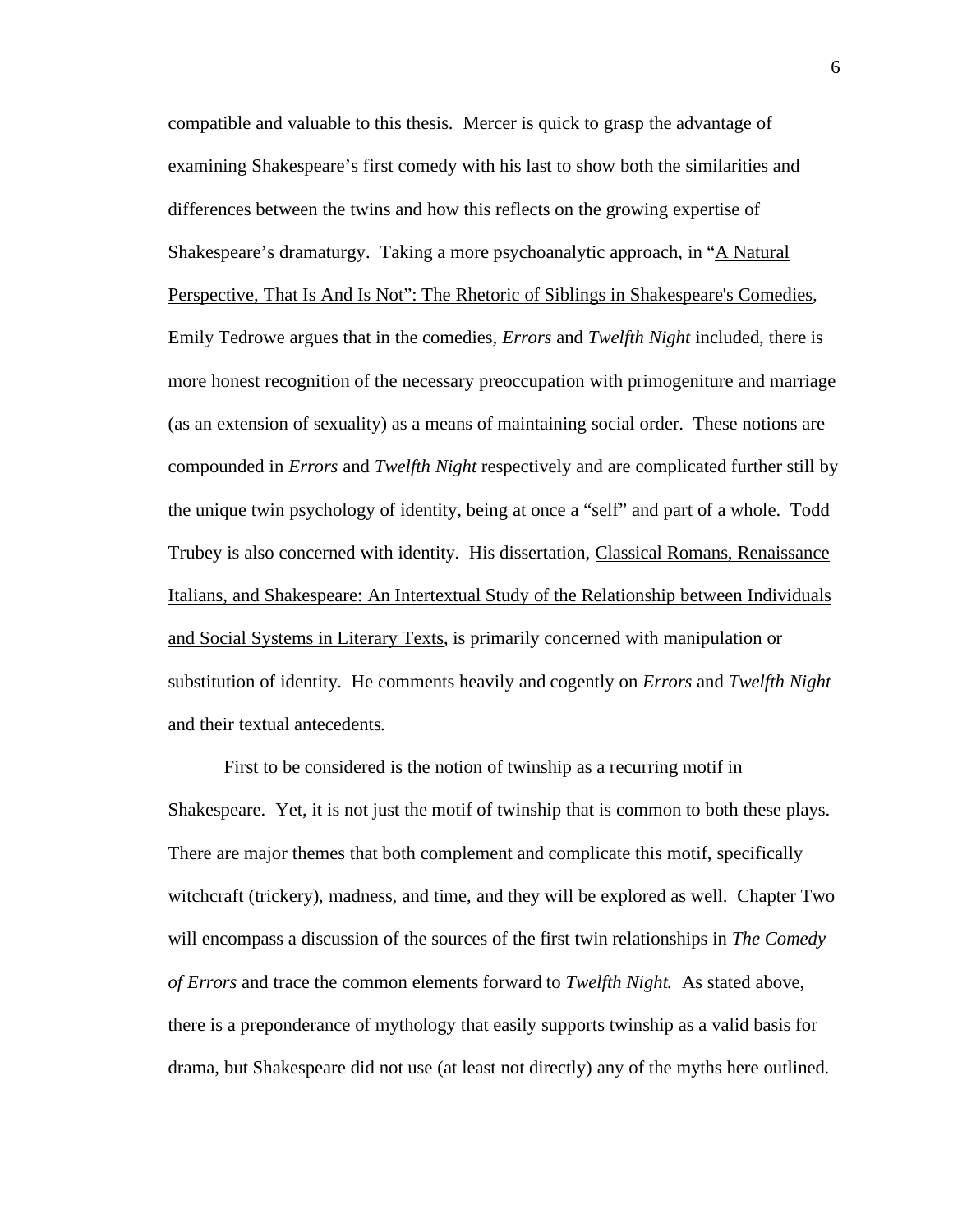compatible and valuable to this thesis. Mercer is quick to grasp the advantage of examining Shakespeare's first comedy with his last to show both the similarities and differences between the twins and how this reflects on the growing expertise of Shakespeare's dramaturgy. Taking a more psychoanalytic approach, in "A Natural Perspective, That Is And Is Not": The Rhetoric of Siblings in Shakespeare's Comedies, Emily Tedrowe argues that in the comedies, *Errors* and *Twelfth Night* included, there is more honest recognition of the necessary preoccupation with primogeniture and marriage (as an extension of sexuality) as a means of maintaining social order. These notions are compounded in *Errors* and *Twelfth Night* respectively and are complicated further still by the unique twin psychology of identity, being at once a "self" and part of a whole. Todd Trubey is also concerned with identity. His dissertation, Classical Romans, Renaissance Italians, and Shakespeare: An Intertextual Study of the Relationship between Individuals and Social Systems in Literary Texts, is primarily concerned with manipulation or substitution of identity. He comments heavily and cogently on *Errors* and *Twelfth Night* and their textual antecedents.

First to be considered is the notion of twinship as a recurring motif in Shakespeare. Yet, it is not just the motif of twinship that is common to both these plays. There are major themes that both complement and complicate this motif, specifically witchcraft (trickery), madness, and time, and they will be explored as well. Chapter Two will encompass a discussion of the sources of the first twin relationships in *The Comedy of Errors* and trace the common elements forward to *Twelfth Night.* As stated above, there is a preponderance of mythology that easily supports twinship as a valid basis for drama, but Shakespeare did not use (at least not directly) any of the myths here outlined.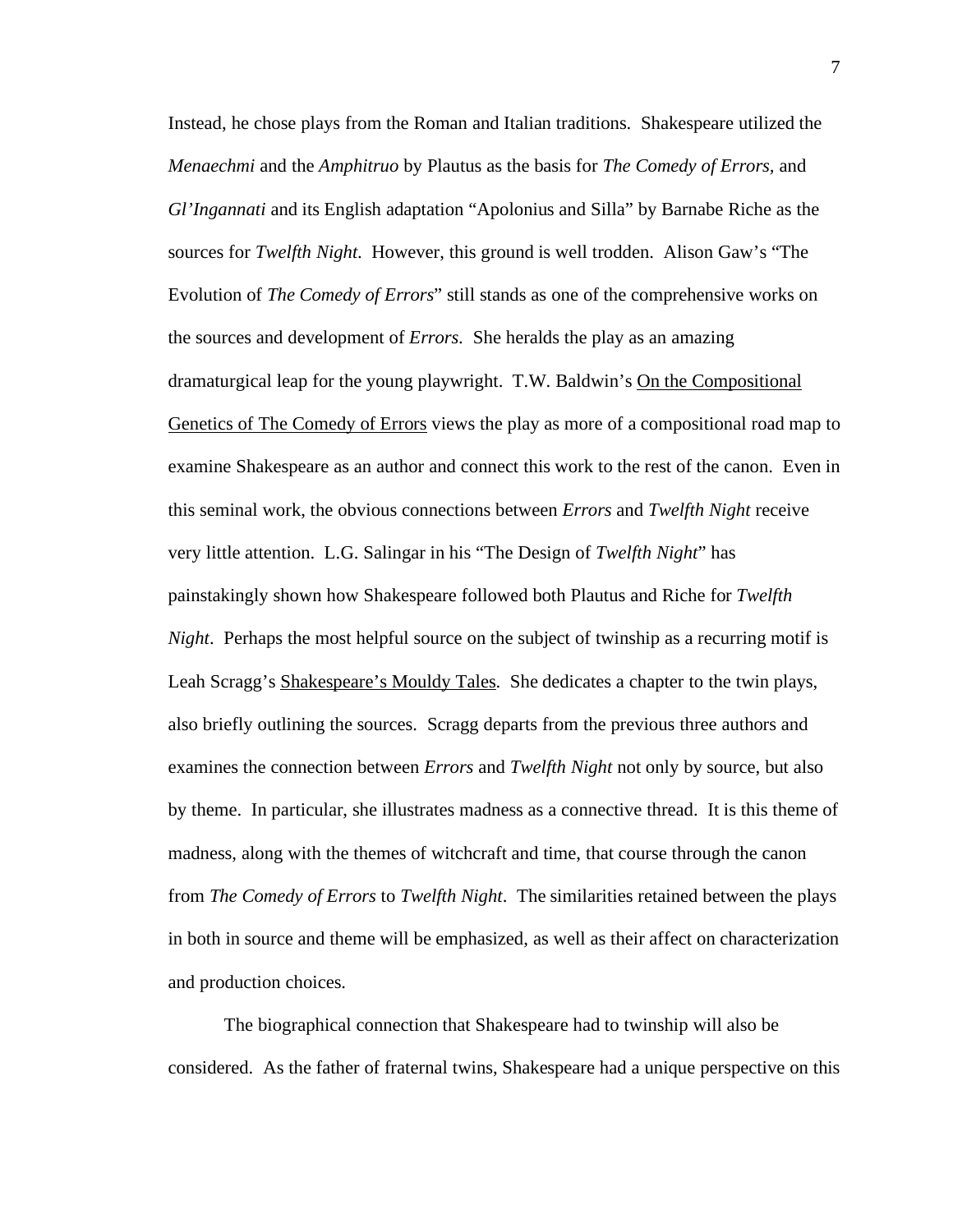Instead, he chose plays from the Roman and Italian traditions. Shakespeare utilized the *Menaechmi* and the *Amphitruo* by Plautus as the basis for *The Comedy of Errors,* and *Gl'Ingannati* and its English adaptation "Apolonius and Silla" by Barnabe Riche as the sources for *Twelfth Night.* However, this ground is well trodden. Alison Gaw's "The Evolution of *The Comedy of Errors*" still stands as one of the comprehensive works on the sources and development of *Errors.* She heralds the play as an amazing dramaturgical leap for the young playwright. T.W. Baldwin's <u>On the Compositional Genetics of The Comedy of Errors</u> views the play as more of a compositional road map to examine Shakespeare as an author and connect this work to the rest of the canon. Even in this seminal work, the obvious connections between *Errors* and *Twelfth Night* receive very little attention. L.G. Salingar in his "The Design of *Twelfth Night*" has painstakingly shown how Shakespeare followed both Plautus and Riche for *Twelfth Night*. Perhaps the most helpful source on the subject of twinship as a recurring motif is Leah Scragg's <u>Shakespeare's Mouldy Tales</u>. She dedicates a chapter to the twin plays, also briefly outlining the sources. Scragg departs from the previous three authors and examines the connection between *Errors* and *Twelfth Night* not only by source, but also by theme. In particular, she illustrates madness as a connective thread. It is this theme of madness, along with the themes of witchcraft and time, that course through the canon from *The Comedy of Errors* to *Twelfth Night*. The similarities retained between the plays in both in source and theme will be emphasized, as well as their affect on characterization and production choices.

The biographical connection that Shakespeare had to twinship will also be considered. As the father of fraternal twins, Shakespeare had a unique perspective on this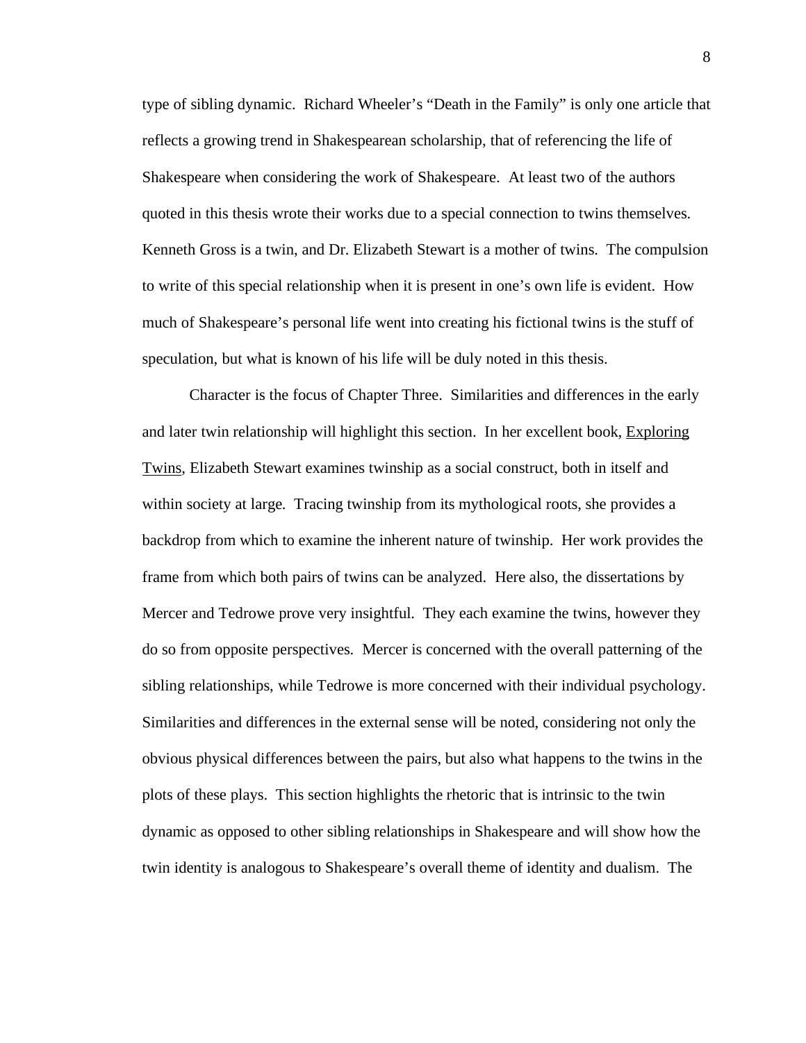type of sibling dynamic. Richard Wheeler's "Death in the Family" is only one article that reflects a growing trend in Shakespearean scholarship, that of referencing the life of Shakespeare when considering the work of Shakespeare. At least two of the authors quoted in this thesis wrote their works due to a special connection to twins themselves. Kenneth Gross is a twin, and Dr. Elizabeth Stewart is a mother of twins. The compulsion to write of this special relationship when it is present in one's own life is evident. How much of Shakespeare's personal life went into creating his fictional twins is the stuff of speculation, but what is known of his life will be duly noted in this thesis.

Character is the focus of Chapter Three. Similarities and differences in the early and later twin relationship will highlight this section. In her excellent book, Exploring Twins, Elizabeth Stewart examines twinship as a social construct, both in itself and within society at large. Tracing twinship from its mythological roots, she provides a backdrop from which to examine the inherent nature of twinship. Her work provides the frame from which both pairs of twins can be analyzed. Here also, the dissertations by Mercer and Tedrowe prove very insightful. They each examine the twins, however they do so from opposite perspectives. Mercer is concerned with the overall patterning of the sibling relationships, while Tedrowe is more concerned with their individual psychology. Similarities and differences in the external sense will be noted, considering not only the obvious physical differences between the pairs, but also what happens to the twins in the plots of these plays. This section highlights the rhetoric that is intrinsic to the twin dynamic as opposed to other sibling relationships in Shakespeare and will show how the twin identity is analogous to Shakespeare's overall theme of identity and dualism. The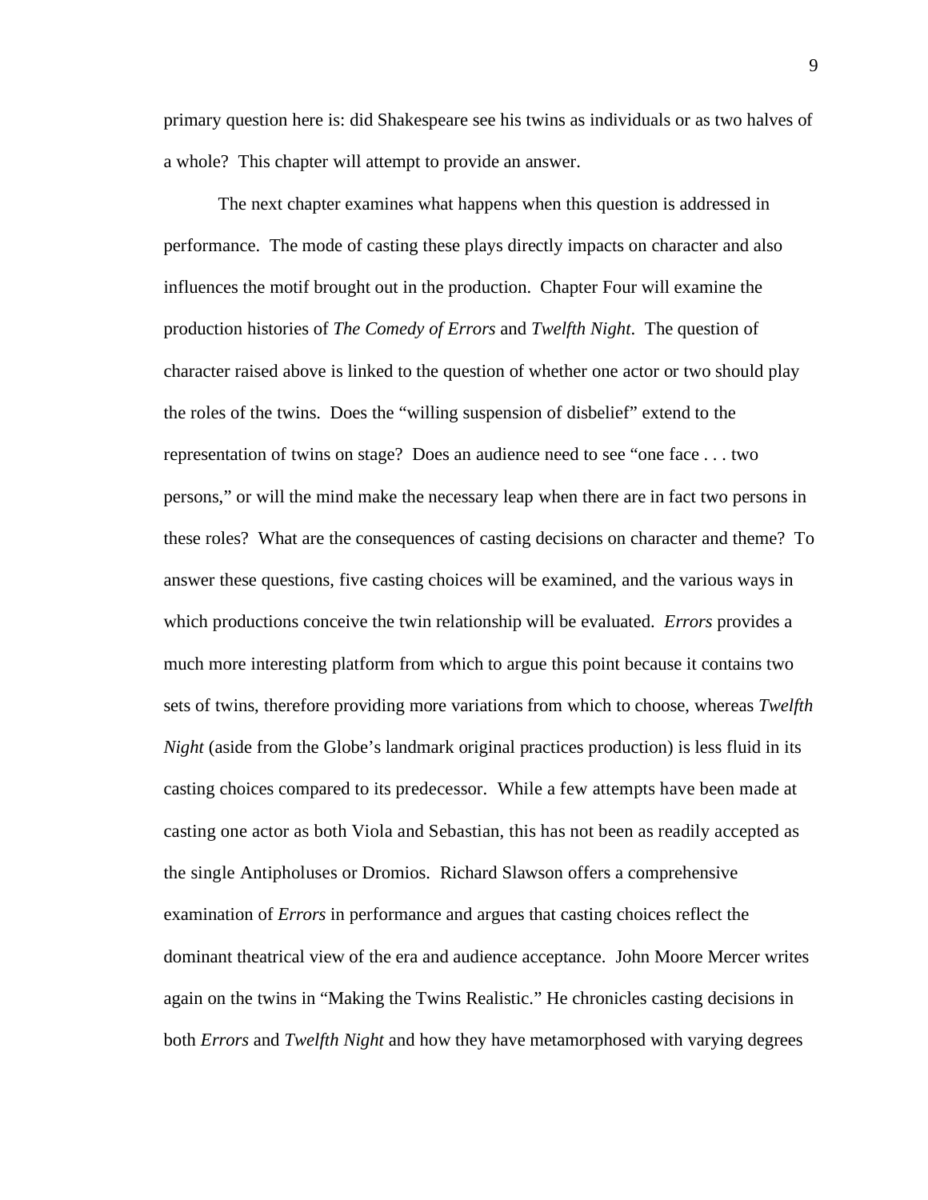primary question here is: did Shakespeare see his twins as individuals or as two halves of a whole? This chapter will attempt to provide an answer.

The next chapter examines what happens when this question is addressed in performance. The mode of casting these plays directly impacts on character and also influences the motif brought out in the production. Chapter Four will examine the production histories of *The Comedy of Errors* and *Twelfth Night*. The question of character raised above is linked to the question of whether one actor or two should play the roles of the twins. Does the "willing suspension of disbelief" extend to the representation of twins on stage? Does an audience need to see "one face . . . two persons," or will the mind make the necessary leap when there are in fact two persons in these roles? What are the consequences of casting decisions on character and theme? To answer these questions, five casting choices will be examined, and the various ways in which productions conceive the twin relationship will be evaluated. *Errors* provides a much more interesting platform from which to argue this point because it contains two sets of twins, therefore providing more variations from which to choose, whereas *Twelfth Night* (aside from the Globe's landmark original practices production) is less fluid in its casting choices compared to its predecessor. While a few attempts have been made at casting one actor as both Viola and Sebastian, this has not been as readily accepted as the single Antipholuses or Dromios. Richard Slawson offers a comprehensive examination of *Errors* in performance and argues that casting choices reflect the dominant theatrical view of the era and audience acceptance. John Moore Mercer writes again on the twins in "Making the Twins Realistic." He chronicles casting decisions in both *Errors* and *Twelfth Night* and how they have metamorphosed with varying degrees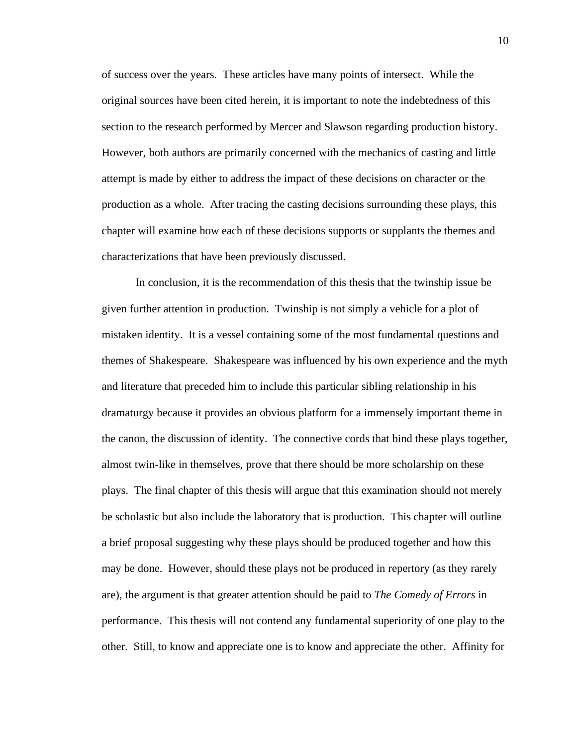of success over the years. These articles have many points of intersect. While the original sources have been cited herein, it is important to note the indebtedness of this section to the research performed by Mercer and Slawson regarding production history. However, both authors are primarily concerned with the mechanics of casting and little attempt is made by either to address the impact of these decisions on character or the production as a whole. After tracing the casting decisions surrounding these plays, this chapter will examine how each of these decisions supports or supplants the themes and characterizations that have been previously discussed.

In conclusion, it is the recommendation of this thesis that the twinship issue be given further attention in production. Twinship is not simply a vehicle for a plot of mistaken identity. It is a vessel containing some of the most fundamental questions and themes of Shakespeare. Shakespeare was influenced by his own experience and the myth and literature that preceded him to include this particular sibling relationship in his dramaturgy because it provides an obvious platform for a immensely important theme in the canon, the discussion of identity. The connective cords that bind these plays together, almost twin-like in themselves, prove that there should be more scholarship on these plays. The final chapter of this thesis will argue that this examination should not merely be scholastic but also include the laboratory that is production. This chapter will outline a brief proposal suggesting why these plays should be produced together and how this may be done. However, should these plays not be produced in repertory (as they rarely are), the argument is that greater attention should be paid to *The Comedy of Errors* in performance. This thesis will not contend any fundamental superiority of one play to the other. Still, to know and appreciate one is to know and appreciate the other. Affinity for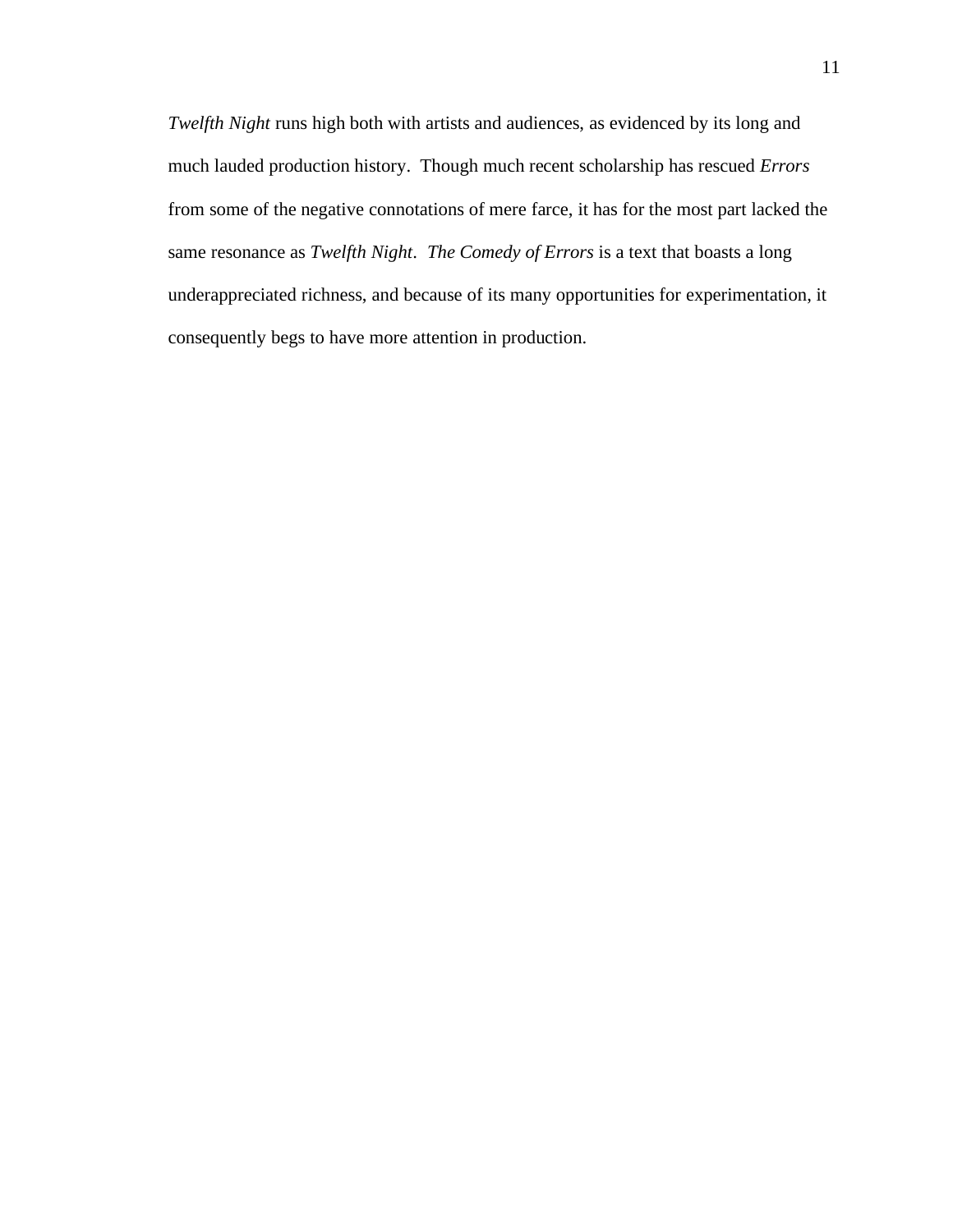*Twelfth Night* runs high both with artists and audiences, as evidenced by its long and much lauded production history. Though much recent scholarship has rescued *Errors* from some of the negative connotations of mere farce, it has for the most part lacked the same resonance as *Twelfth Night*. *The Comedy of Errors* is a text that boasts a long underappreciated richness, and because of its many opportunities for experimentation, it consequently begs to have more attention in production.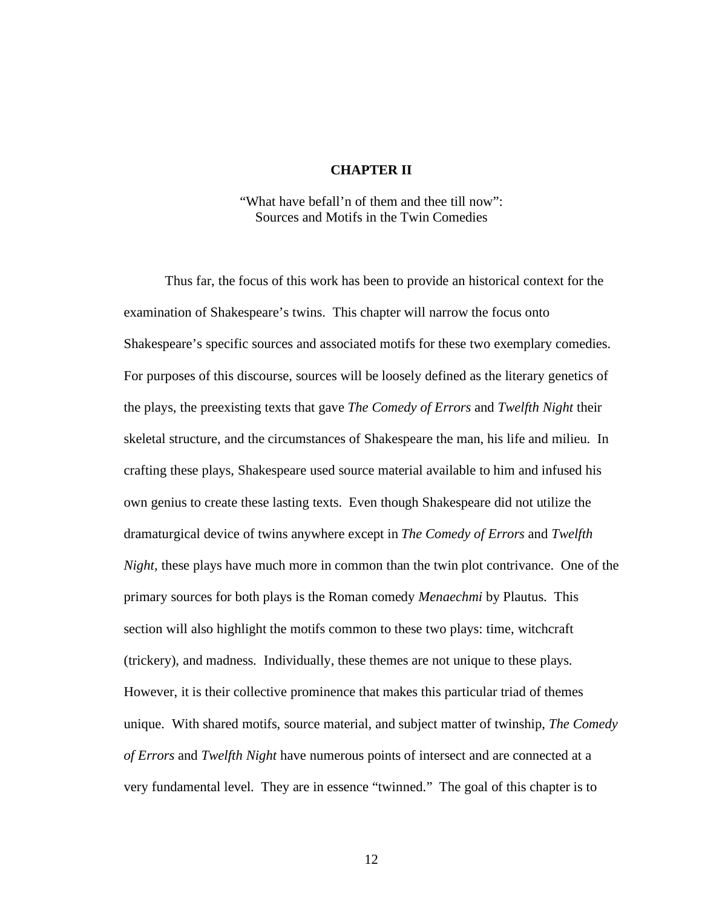## CHAPTER II

"What have befall'n of them and thee till now":
Sources and Motifs in the Twin Comedies

Thus far, the focus of this work has been to provide an historical context for the examination of Shakespeare's twins. This chapter will narrow the focus onto Shakespeare's specific sources and associated motifs for these two exemplary comedies. For purposes of this discourse, sources will be loosely defined as the literary genetics of the plays, the preexisting texts that gave *The Comedy of Errors* and *Twelfth Night* their skeletal structure, and the circumstances of Shakespeare the man, his life and milieu. In crafting these plays, Shakespeare used source material available to him and infused his own genius to create these lasting texts. Even though Shakespeare did not utilize the dramaturgical device of twins anywhere except in *The Comedy of Errors* and *Twelfth Night*, these plays have much more in common than the twin plot contrivance. One of the primary sources for both plays is the Roman comedy *Menaechmi* by Plautus. This section will also highlight the motifs common to these two plays: time, witchcraft (trickery), and madness. Individually, these themes are not unique to these plays. However, it is their collective prominence that makes this particular triad of themes unique. With shared motifs, source material, and subject matter of twinship, *The Comedy of Errors* and *Twelfth Night* have numerous points of intersect and are connected at a very fundamental level. They are in essence "twinned." The goal of this chapter is to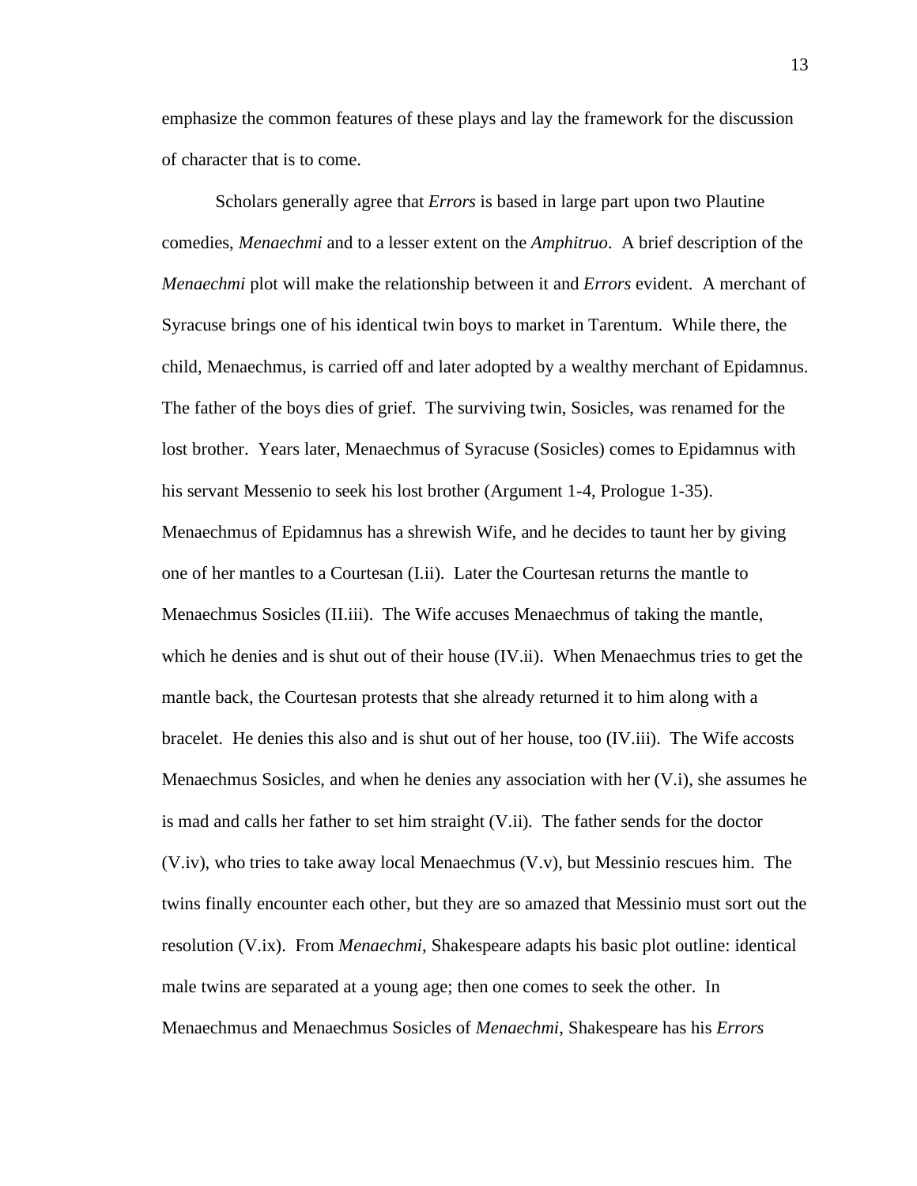emphasize the common features of these plays and lay the framework for the discussion of character that is to come.

Scholars generally agree that *Errors* is based in large part upon two Plautine comedies, *Menaechmi* and to a lesser extent on the *Amphitruo*. A brief description of the *Menaechmi* plot will make the relationship between it and *Errors* evident. A merchant of Syracuse brings one of his identical twin boys to market in Tarentum. While there, the child, Menaechmus, is carried off and later adopted by a wealthy merchant of Epidamnus. The father of the boys dies of grief. The surviving twin, Sosicles, was renamed for the lost brother. Years later, Menaechmus of Syracuse (Sosicles) comes to Epidamnus with his servant Messenio to seek his lost brother (Argument 1-4, Prologue 1-35). Menaechmus of Epidamnus has a shrewish Wife, and he decides to taunt her by giving one of her mantles to a Courtesan (I.ii). Later the Courtesan returns the mantle to Menaechmus Sosicles (II.iii). The Wife accuses Menaechmus of taking the mantle, which he denies and is shut out of their house (IV.ii). When Menaechmus tries to get the mantle back, the Courtesan protests that she already returned it to him along with a bracelet. He denies this also and is shut out of her house, too (IV.iii). The Wife accosts Menaechmus Sosicles, and when he denies any association with her (V.i), she assumes he is mad and calls her father to set him straight (V.ii). The father sends for the doctor (V.iv), who tries to take away local Menaechmus (V.v), but Messinio rescues him. The twins finally encounter each other, but they are so amazed that Messinio must sort out the resolution (V.ix). From *Menaechmi*, Shakespeare adapts his basic plot outline: identical male twins are separated at a young age; then one comes to seek the other. In Menaechmus and Menaechmus Sosicles of *Menaechmi*, Shakespeare has his *Errors*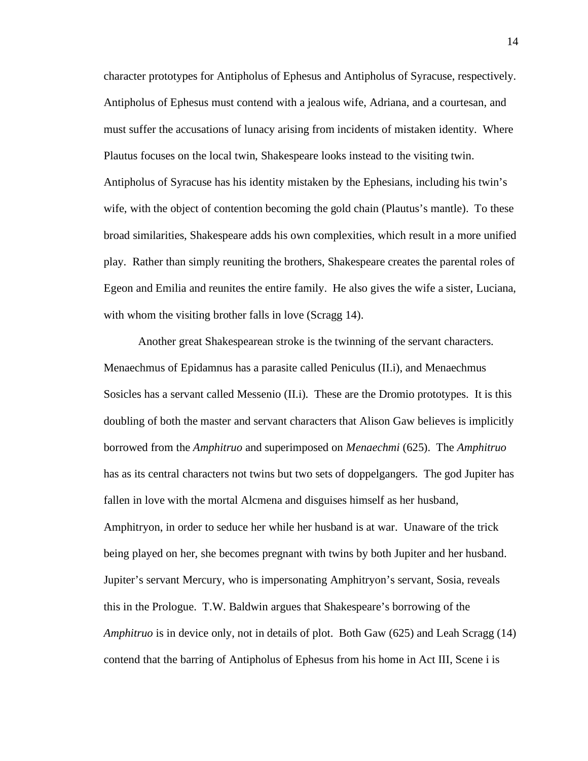character prototypes for Antipholus of Ephesus and Antipholus of Syracuse, respectively. Antipholus of Ephesus must contend with a jealous wife, Adriana, and a courtesan, and must suffer the accusations of lunacy arising from incidents of mistaken identity. Where Plautus focuses on the local twin, Shakespeare looks instead to the visiting twin. Antipholus of Syracuse has his identity mistaken by the Ephesians, including his twin's wife, with the object of contention becoming the gold chain (Plautus's mantle). To these broad similarities, Shakespeare adds his own complexities, which result in a more unified play. Rather than simply reuniting the brothers, Shakespeare creates the parental roles of Egeon and Emilia and reunites the entire family. He also gives the wife a sister, Luciana, with whom the visiting brother falls in love (Scragg 14).

Another great Shakespearean stroke is the twinning of the servant characters. Menaechmus of Epidamnus has a parasite called Peniculus (II.i), and Menaechmus Sosicles has a servant called Messenio (II.i). These are the Dromio prototypes. It is this doubling of both the master and servant characters that Alison Gaw believes is implicitly borrowed from the *Amphitruo* and superimposed on *Menaechmi* (625). The *Amphitruo* has as its central characters not twins but two sets of doppelgangers. The god Jupiter has fallen in love with the mortal Alcmena and disguises himself as her husband, Amphitryon, in order to seduce her while her husband is at war. Unaware of the trick being played on her, she becomes pregnant with twins by both Jupiter and her husband. Jupiter's servant Mercury, who is impersonating Amphitryon's servant, Sosia, reveals this in the Prologue. T.W. Baldwin argues that Shakespeare's borrowing of the *Amphitruo* is in device only, not in details of plot. Both Gaw (625) and Leah Scragg (14) contend that the barring of Antipholus of Ephesus from his home in Act III, Scene i is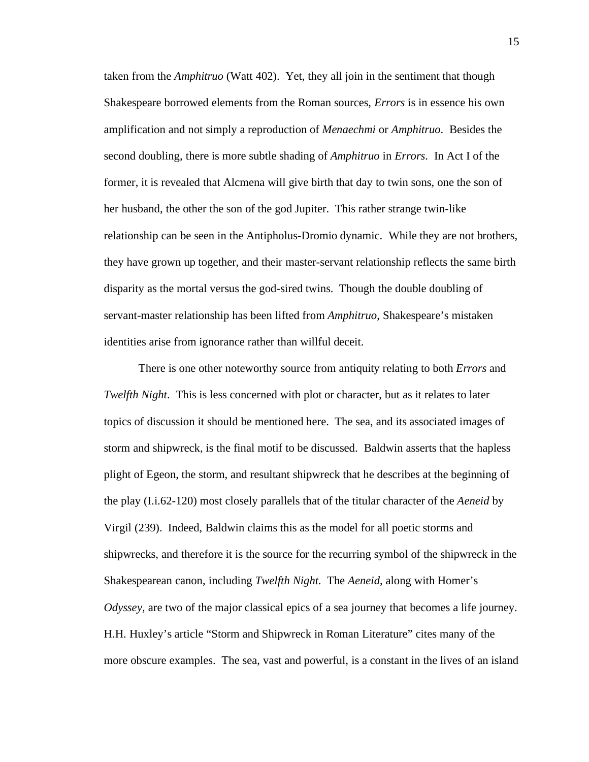taken from the *Amphitruo* (Watt 402). Yet, they all join in the sentiment that though Shakespeare borrowed elements from the Roman sources, *Errors* is in essence his own amplification and not simply a reproduction of *Menaechmi* or *Amphitruo*. Besides the second doubling, there is more subtle shading of *Amphitruo* in *Errors*. In Act I of the former, it is revealed that Alcmena will give birth that day to twin sons, one the son of her husband, the other the son of the god Jupiter. This rather strange twin-like relationship can be seen in the Antipholus-Dromio dynamic. While they are not brothers, they have grown up together, and their master-servant relationship reflects the same birth disparity as the mortal versus the god-sired twins. Though the double doubling of servant-master relationship has been lifted from *Amphitruo*, Shakespeare's mistaken identities arise from ignorance rather than willful deceit.

There is one other noteworthy source from antiquity relating to both *Errors* and *Twelfth Night*. This is less concerned with plot or character, but as it relates to later topics of discussion it should be mentioned here. The sea, and its associated images of storm and shipwreck, is the final motif to be discussed. Baldwin asserts that the hapless plight of Egeon, the storm, and resultant shipwreck that he describes at the beginning of the play (I.i.62-120) most closely parallels that of the titular character of the *Aeneid* by Virgil (239). Indeed, Baldwin claims this as the model for all poetic storms and shipwrecks, and therefore it is the source for the recurring symbol of the shipwreck in the Shakespearean canon, including *Twelfth Night.* The *Aeneid*, along with Homer's *Odyssey*, are two of the major classical epics of a sea journey that becomes a life journey. H.H. Huxley's article "Storm and Shipwreck in Roman Literature" cites many of the more obscure examples. The sea, vast and powerful, is a constant in the lives of an island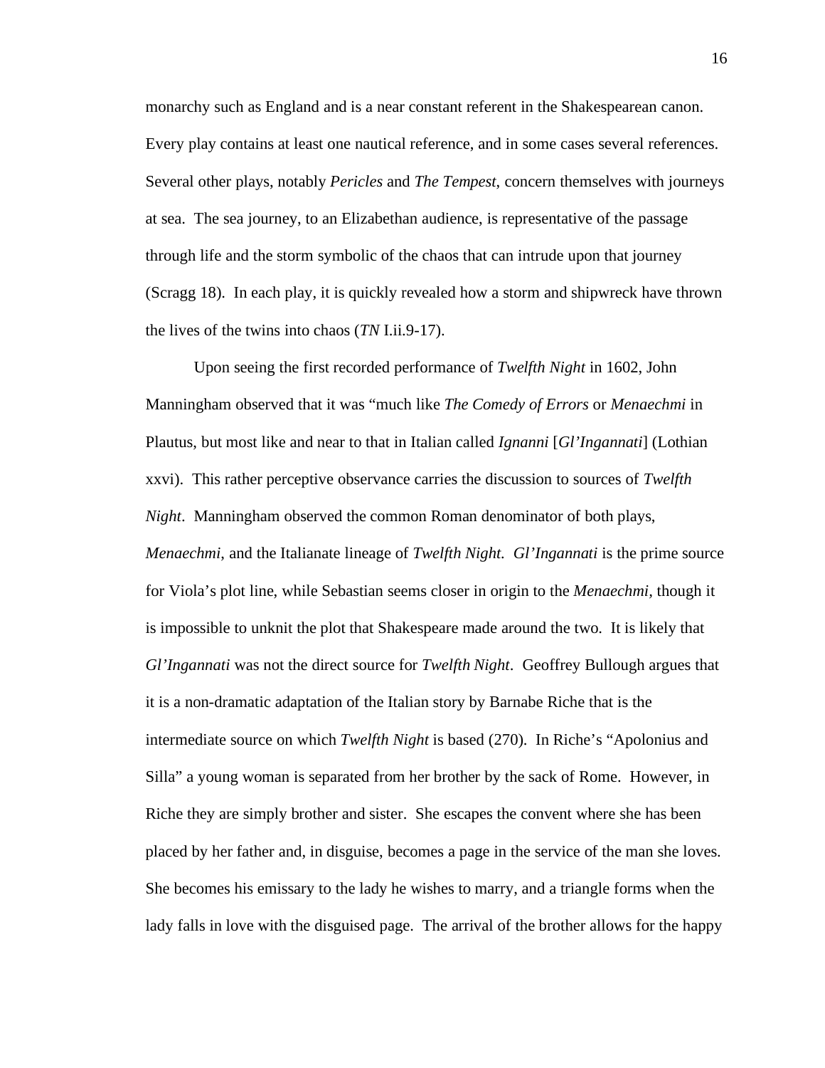monarchy such as England and is a near constant referent in the Shakespearean canon. Every play contains at least one nautical reference, and in some cases several references. Several other plays, notably *Pericles* and *The Tempest,* concern themselves with journeys at sea. The sea journey, to an Elizabethan audience, is representative of the passage through life and the storm symbolic of the chaos that can intrude upon that journey (Scragg 18). In each play, it is quickly revealed how a storm and shipwreck have thrown the lives of the twins into chaos (*TN* I.ii.9-17).

Upon seeing the first recorded performance of *Twelfth Night* in 1602, John Manningham observed that it was "much like *The Comedy of Errors* or *Menaechmi* in Plautus, but most like and near to that in Italian called *Ignanni* [*Gl'Ingannati*] (Lothian xxvi). This rather perceptive observance carries the discussion to sources of *Twelfth Night*. Manningham observed the common Roman denominator of both plays, *Menaechmi,* and the Italianate lineage of *Twelfth Night. Gl'Ingannati* is the prime source for Viola's plot line, while Sebastian seems closer in origin to the *Menaechmi,* though it is impossible to unknit the plot that Shakespeare made around the two. It is likely that *Gl'Ingannati* was not the direct source for *Twelfth Night*. Geoffrey Bullough argues that it is a non-dramatic adaptation of the Italian story by Barnabe Riche that is the intermediate source on which *Twelfth Night* is based (270). In Riche's "Apolonius and Silla" a young woman is separated from her brother by the sack of Rome. However, in Riche they are simply brother and sister. She escapes the convent where she has been placed by her father and, in disguise, becomes a page in the service of the man she loves. She becomes his emissary to the lady he wishes to marry, and a triangle forms when the lady falls in love with the disguised page. The arrival of the brother allows for the happy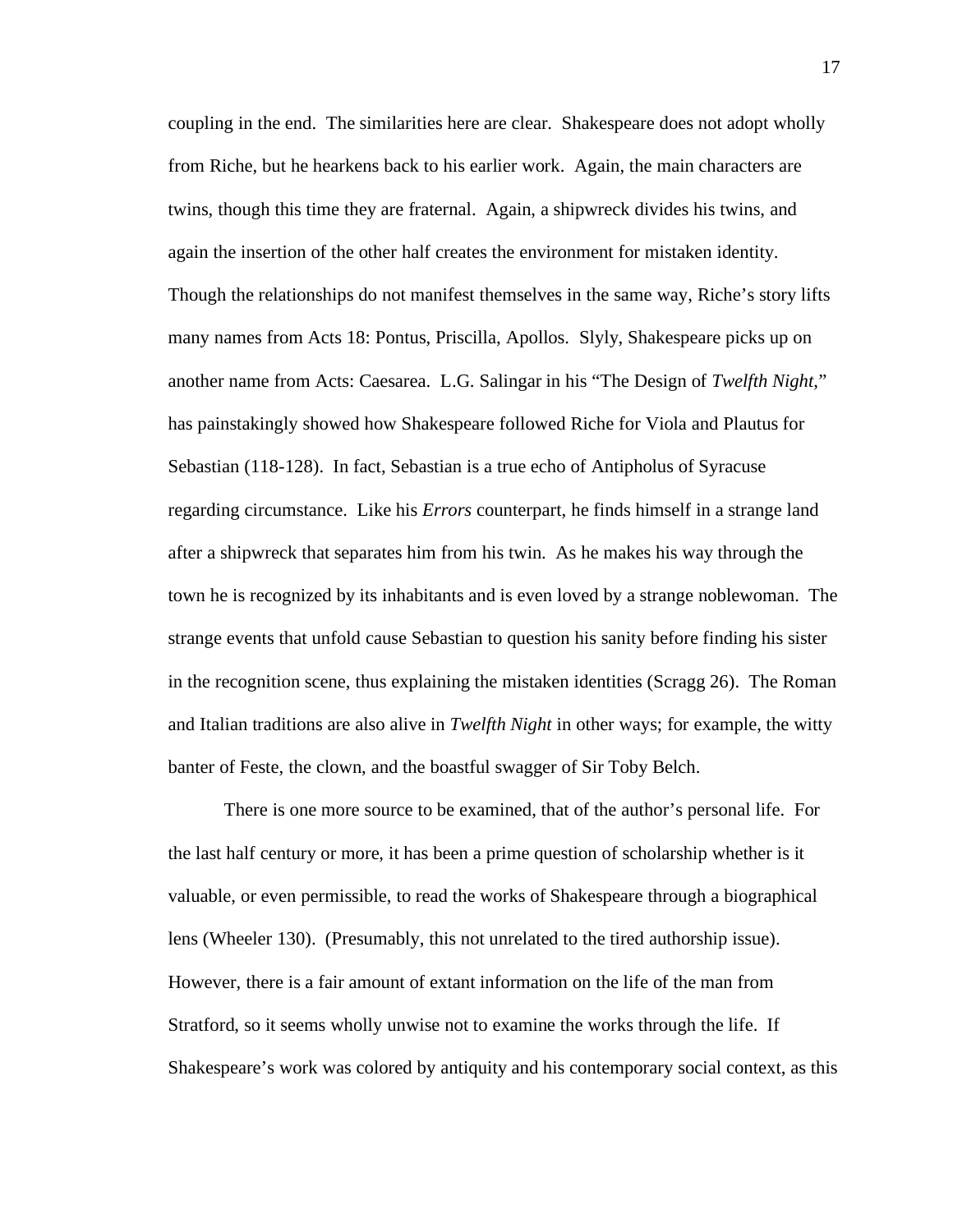coupling in the end. The similarities here are clear. Shakespeare does not adopt wholly from Riche, but he hearkens back to his earlier work. Again, the main characters are twins, though this time they are fraternal. Again, a shipwreck divides his twins, and again the insertion of the other half creates the environment for mistaken identity. Though the relationships do not manifest themselves in the same way, Riche's story lifts many names from Acts 18: Pontus, Priscilla, Apollos. Slyly, Shakespeare picks up on another name from Acts: Caesarea. L.G. Salingar in his "The Design of *Twelfth Night*," has painstakingly showed how Shakespeare followed Riche for Viola and Plautus for Sebastian (118-128). In fact, Sebastian is a true echo of Antipholus of Syracuse regarding circumstance. Like his *Errors* counterpart, he finds himself in a strange land after a shipwreck that separates him from his twin. As he makes his way through the town he is recognized by its inhabitants and is even loved by a strange noblewoman. The strange events that unfold cause Sebastian to question his sanity before finding his sister in the recognition scene, thus explaining the mistaken identities (Scragg 26). The Roman and Italian traditions are also alive in *Twelfth Night* in other ways; for example, the witty banter of Feste, the clown, and the boastful swagger of Sir Toby Belch.

There is one more source to be examined, that of the author's personal life. For the last half century or more, it has been a prime question of scholarship whether is it valuable, or even permissible, to read the works of Shakespeare through a biographical lens (Wheeler 130). (Presumably, this not unrelated to the tired authorship issue). However, there is a fair amount of extant information on the life of the man from Stratford, so it seems wholly unwise not to examine the works through the life. If Shakespeare's work was colored by antiquity and his contemporary social context, as this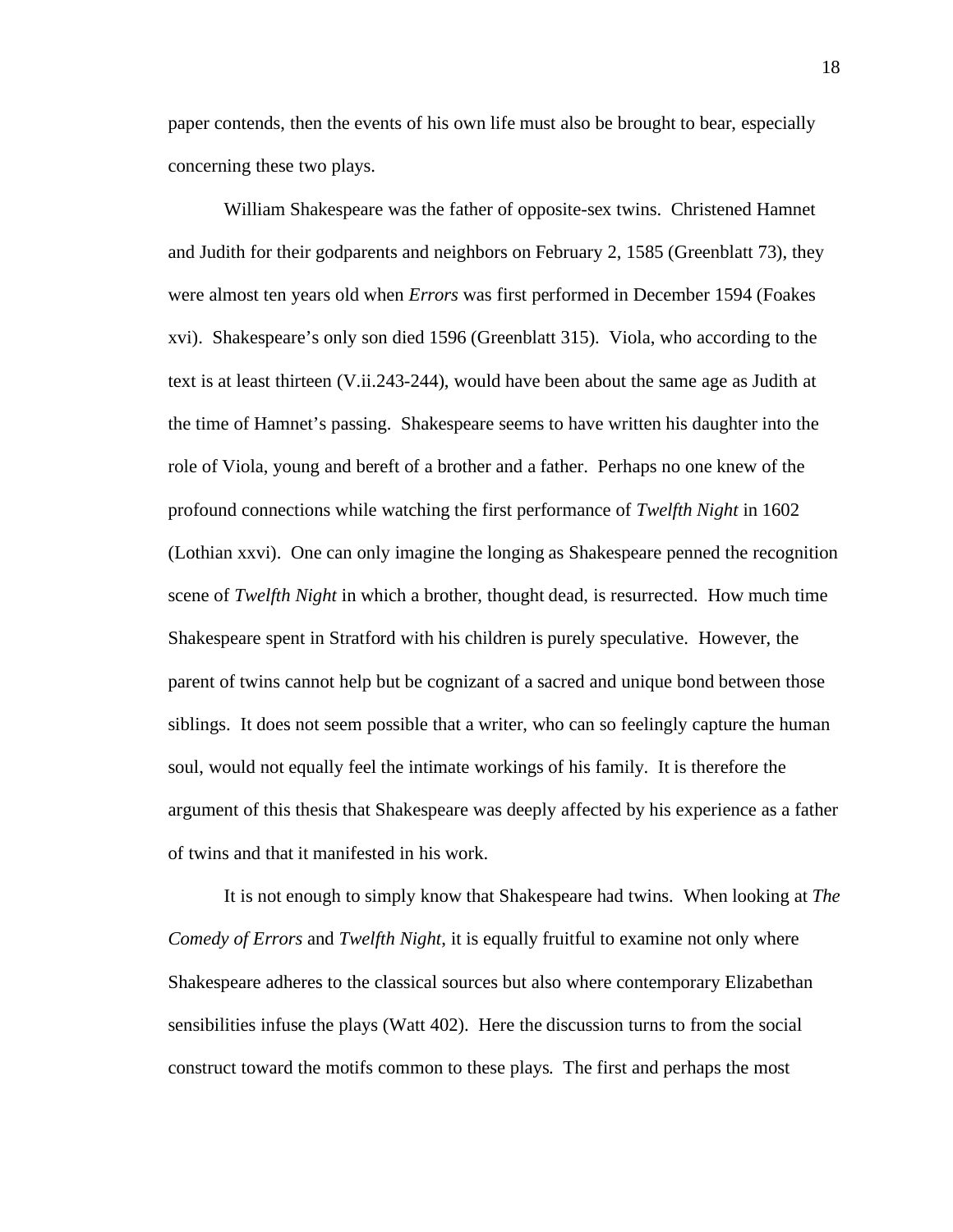paper contends, then the events of his own life must also be brought to bear, especially concerning these two plays.

William Shakespeare was the father of opposite-sex twins. Christened Hamnet and Judith for their godparents and neighbors on February 2, 1585 (Greenblatt 73), they were almost ten years old when *Errors* was first performed in December 1594 (Foakes xvi). Shakespeare's only son died 1596 (Greenblatt 315). Viola, who according to the text is at least thirteen (V.ii.243-244), would have been about the same age as Judith at the time of Hamnet's passing. Shakespeare seems to have written his daughter into the role of Viola, young and bereft of a brother and a father. Perhaps no one knew of the profound connections while watching the first performance of *Twelfth Night* in 1602 (Lothian xxvi). One can only imagine the longing as Shakespeare penned the recognition scene of *Twelfth Night* in which a brother, thought dead, is resurrected. How much time Shakespeare spent in Stratford with his children is purely speculative. However, the parent of twins cannot help but be cognizant of a sacred and unique bond between those siblings. It does not seem possible that a writer, who can so feelingly capture the human soul, would not equally feel the intimate workings of his family. It is therefore the argument of this thesis that Shakespeare was deeply affected by his experience as a father of twins and that it manifested in his work.

It is not enough to simply know that Shakespeare had twins. When looking at *The Comedy of Errors* and *Twelfth Night*, it is equally fruitful to examine not only where Shakespeare adheres to the classical sources but also where contemporary Elizabethan sensibilities infuse the plays (Watt 402). Here the discussion turns to from the social construct toward the motifs common to these plays. The first and perhaps the most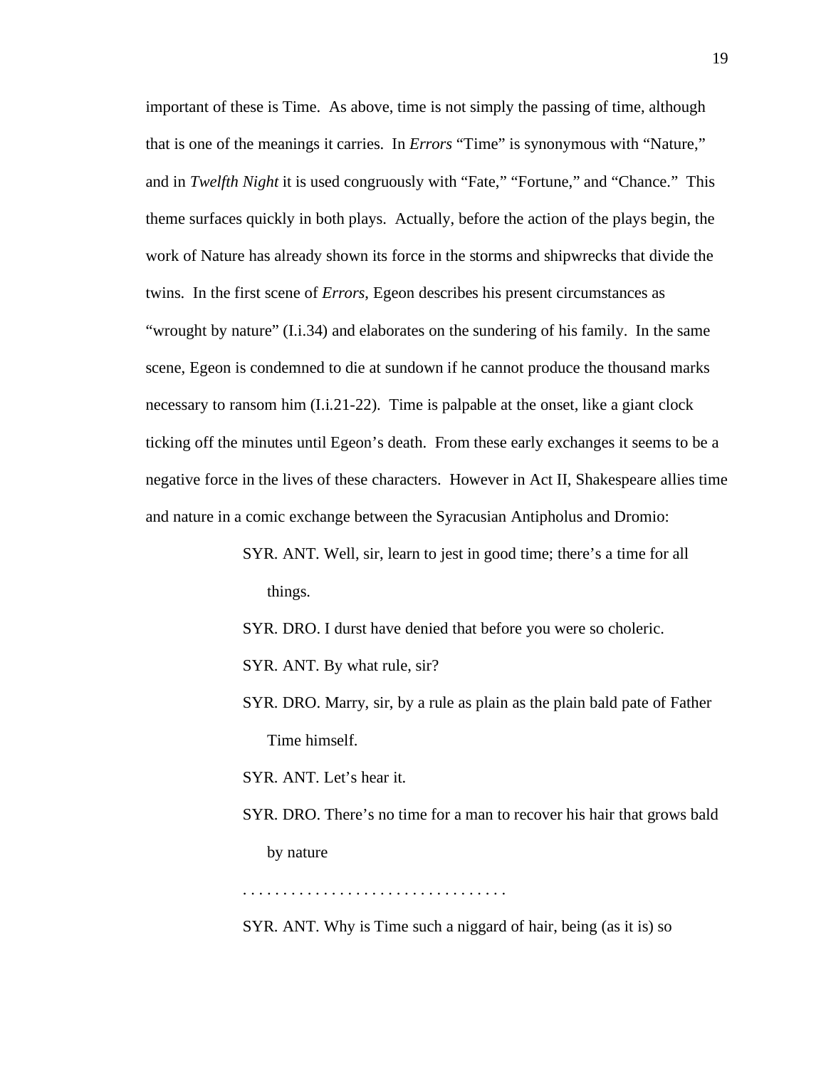important of these is Time. As above, time is not simply the passing of time, although that is one of the meanings it carries. In *Errors* "Time" is synonymous with "Nature," and in *Twelfth Night* it is used congruously with "Fate," "Fortune," and "Chance." This theme surfaces quickly in both plays. Actually, before the action of the plays begin, the work of Nature has already shown its force in the storms and shipwrecks that divide the twins. In the first scene of *Errors*, Egeon describes his present circumstances as "wrought by nature" (I.i.34) and elaborates on the sundering of his family. In the same scene, Egeon is condemned to die at sundown if he cannot produce the thousand marks necessary to ransom him (I.i.21-22). Time is palpable at the onset, like a giant clock ticking off the minutes until Egeon's death. From these early exchanges it seems to be a negative force in the lives of these characters. However in Act II, Shakespeare allies time and nature in a comic exchange between the Syracusian Antipholus and Dromio:

> SYR. ANT. Well, sir, learn to jest in good time; there's a time for all things.
>
> SYR. DRO. I durst have denied that before you were so choleric.
>
> SYR. ANT. By what rule, sir?
>
> SYR. DRO. Marry, sir, by a rule as plain as the plain bald pate of Father Time himself.
>
> SYR. ANT. Let's hear it.
>
> SYR. DRO. There's no time for a man to recover his hair that grows bald by nature
>
> . . . . . . . . . . . . . . . . . . . . . . . . . . . . . . .
>
> SYR. ANT. Why is Time such a niggard of hair, being (as it is) so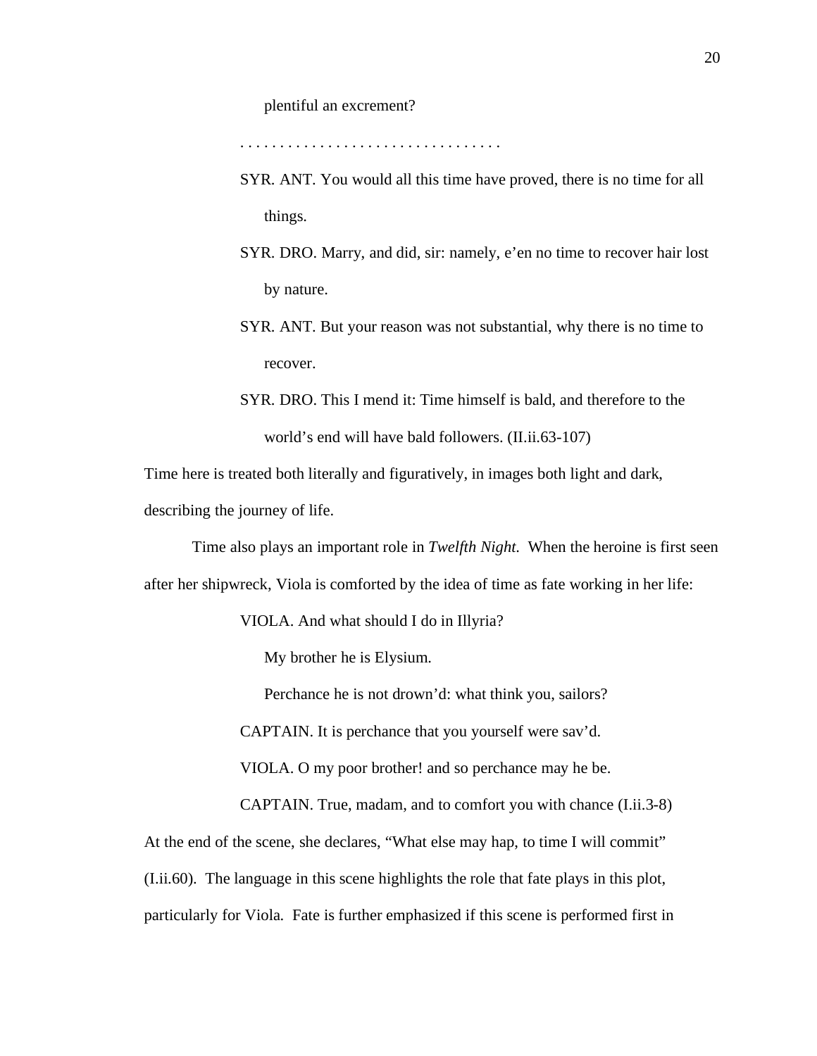plentiful an excrement?

. . . . . . . . . . . . . . . . . . . . . . . . . . . . . . . .

SYR. ANT. You would all this time have proved, there is no time for all things.

SYR. DRO. Marry, and did, sir: namely, e'en no time to recover hair lost by nature.

SYR. ANT. But your reason was not substantial, why there is no time to recover.

SYR. DRO. This I mend it: Time himself is bald, and therefore to the world's end will have bald followers. (II.ii.63-107)

Time here is treated both literally and figuratively, in images both light and dark, describing the journey of life.

Time also plays an important role in *Twelfth Night.* When the heroine is first seen after her shipwreck, Viola is comforted by the idea of time as fate working in her life:

VIOLA. And what should I do in Illyria?

My brother he is Elysium.

Perchance he is not drown'd: what think you, sailors?

CAPTAIN. It is perchance that you yourself were sav'd.

VIOLA. O my poor brother! and so perchance may he be.

CAPTAIN. True, madam, and to comfort you with chance (I.ii.3-8)

At the end of the scene, she declares, "What else may hap, to time I will commit" (I.ii.60). The language in this scene highlights the role that fate plays in this plot, particularly for Viola. Fate is further emphasized if this scene is performed first in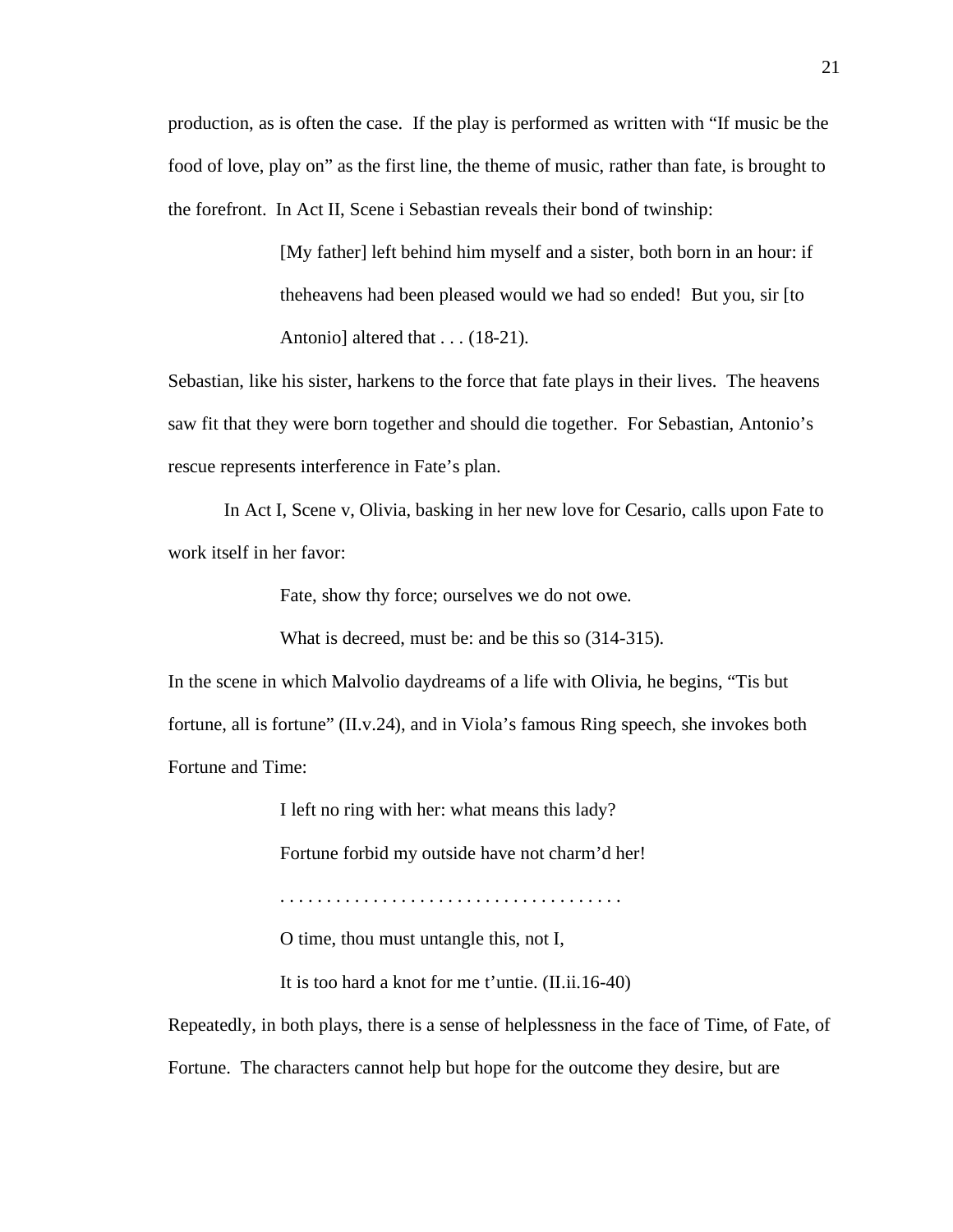production, as is often the case. If the play is performed as written with "If music be the food of love, play on" as the first line, the theme of music, rather than fate, is brought to the forefront. In Act II, Scene i Sebastian reveals their bond of twinship:

> [My father] left behind him myself and a sister, both born in an hour: if theheavens had been pleased would we had so ended! But you, sir [to Antonio] altered that . . . (18-21).

Sebastian, like his sister, harkens to the force that fate plays in their lives. The heavens saw fit that they were born together and should die together. For Sebastian, Antonio's rescue represents interference in Fate's plan.

In Act I, Scene v, Olivia, basking in her new love for Cesario, calls upon Fate to work itself in her favor:

> Fate, show thy force; ourselves we do not owe.
>
> What is decreed, must be: and be this so (314-315).

In the scene in which Malvolio daydreams of a life with Olivia, he begins, "Tis but fortune, all is fortune" (II.v.24), and in Viola's famous Ring speech, she invokes both Fortune and Time:

> I left no ring with her: what means this lady?
>
> Fortune forbid my outside have not charm'd her!
>
> . . . . . . . . . . . . . . . . . . . . . . . . . . . . . . . . . . . .
>
> O time, thou must untangle this, not I,
>
> It is too hard a knot for me t'untie. (II.ii.16-40)

Repeatedly, in both plays, there is a sense of helplessness in the face of Time, of Fate, of Fortune. The characters cannot help but hope for the outcome they desire, but are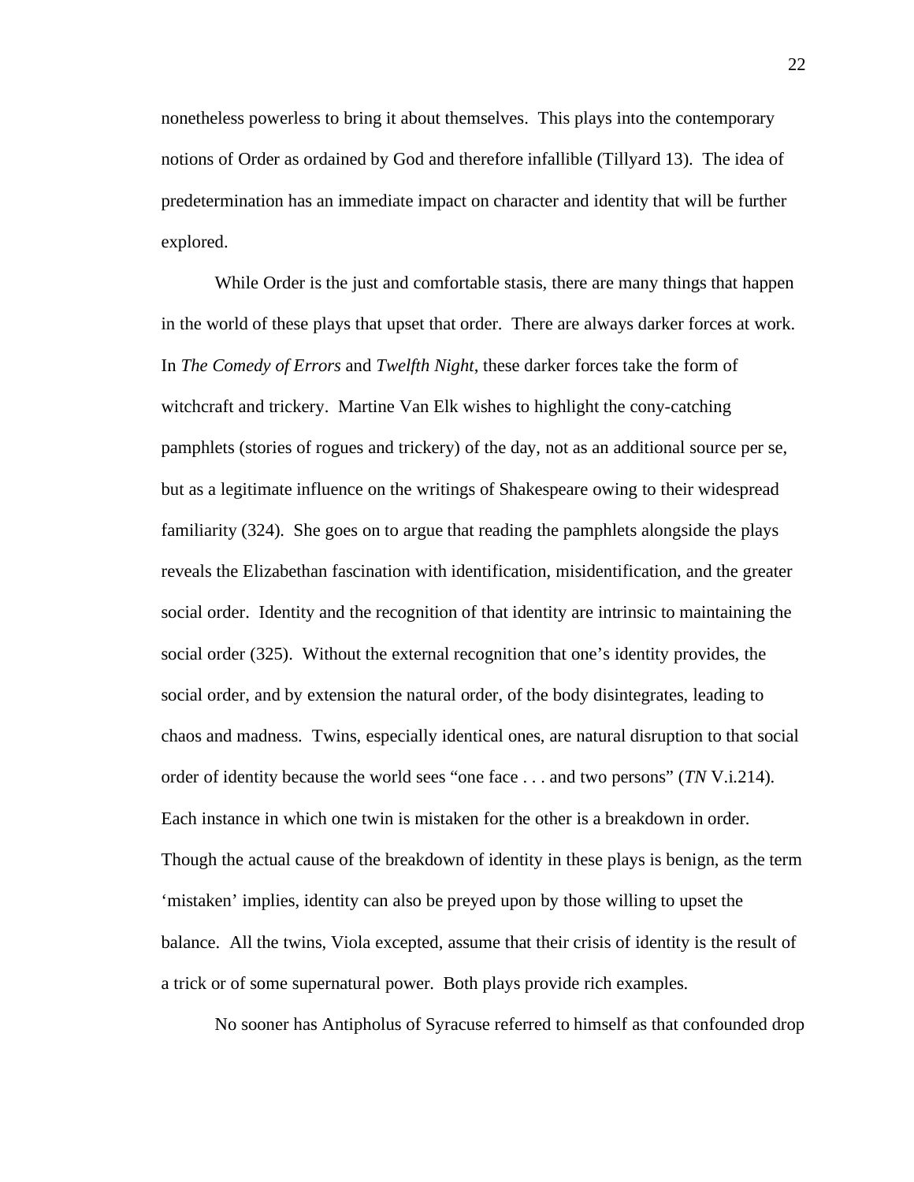nonetheless powerless to bring it about themselves. This plays into the contemporary notions of Order as ordained by God and therefore infallible (Tillyard 13). The idea of predetermination has an immediate impact on character and identity that will be further explored.

While Order is the just and comfortable stasis, there are many things that happen in the world of these plays that upset that order. There are always darker forces at work. In *The Comedy of Errors* and *Twelfth Night*, these darker forces take the form of witchcraft and trickery. Martine Van Elk wishes to highlight the cony-catching pamphlets (stories of rogues and trickery) of the day, not as an additional source per se, but as a legitimate influence on the writings of Shakespeare owing to their widespread familiarity (324). She goes on to argue that reading the pamphlets alongside the plays reveals the Elizabethan fascination with identification, misidentification, and the greater social order. Identity and the recognition of that identity are intrinsic to maintaining the social order (325). Without the external recognition that one's identity provides, the social order, and by extension the natural order, of the body disintegrates, leading to chaos and madness. Twins, especially identical ones, are natural disruption to that social order of identity because the world sees "one face . . . and two persons" (*TN* V.i.214). Each instance in which one twin is mistaken for the other is a breakdown in order. Though the actual cause of the breakdown of identity in these plays is benign, as the term 'mistaken' implies, identity can also be preyed upon by those willing to upset the balance. All the twins, Viola excepted, assume that their crisis of identity is the result of a trick or of some supernatural power. Both plays provide rich examples.

No sooner has Antipholus of Syracuse referred to himself as that confounded drop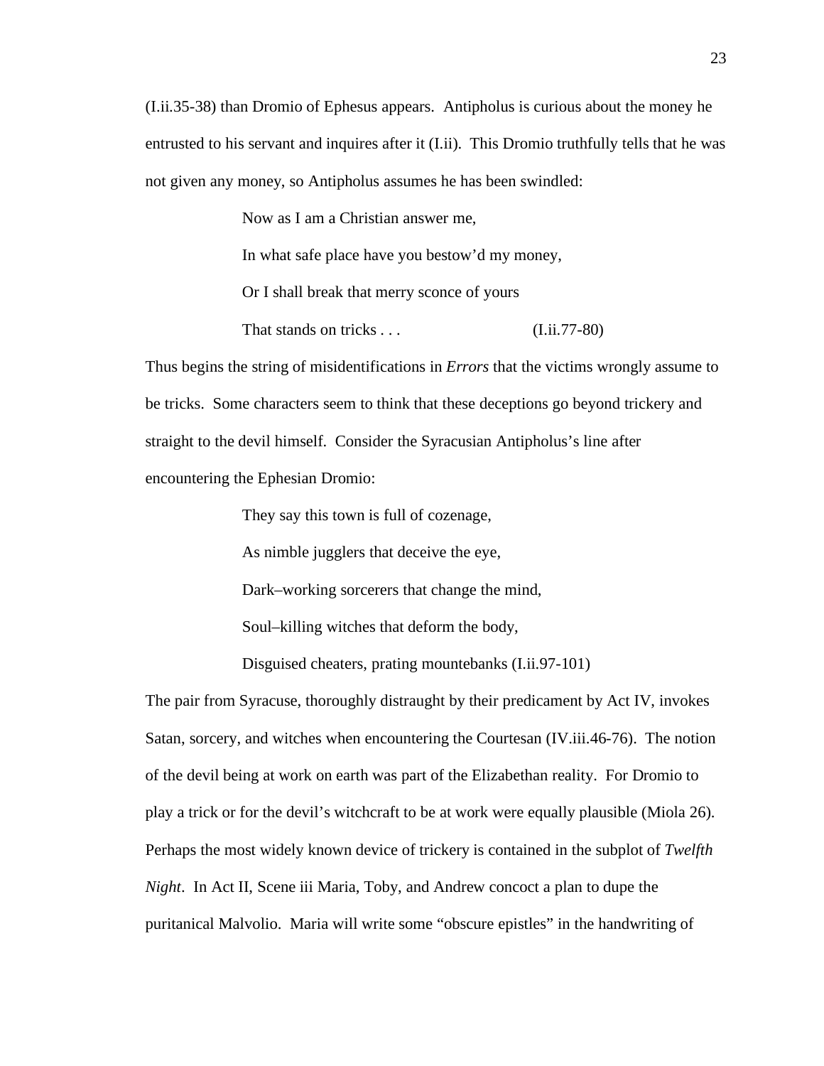(I.ii.35-38) than Dromio of Ephesus appears. Antipholus is curious about the money he entrusted to his servant and inquires after it (I.ii). This Dromio truthfully tells that he was not given any money, so Antipholus assumes he has been swindled:

> Now as I am a Christian answer me,
>
> In what safe place have you bestow'd my money,
>
> Or I shall break that merry sconce of yours
>
> That stands on tricks . . . (I.ii.77-80)

Thus begins the string of misidentifications in *Errors* that the victims wrongly assume to be tricks. Some characters seem to think that these deceptions go beyond trickery and straight to the devil himself. Consider the Syracusian Antipholus's line after encountering the Ephesian Dromio:

> They say this town is full of cozenage,
>
> As nimble jugglers that deceive the eye,
>
> Dark–working sorcerers that change the mind,
>
> Soul–killing witches that deform the body,
>
> Disguised cheaters, prating mountebanks (I.ii.97-101)

The pair from Syracuse, thoroughly distraught by their predicament by Act IV, invokes Satan, sorcery, and witches when encountering the Courtesan (IV.iii.46-76). The notion of the devil being at work on earth was part of the Elizabethan reality. For Dromio to play a trick or for the devil's witchcraft to be at work were equally plausible (Miola 26). Perhaps the most widely known device of trickery is contained in the subplot of *Twelfth Night*. In Act II, Scene iii Maria, Toby, and Andrew concoct a plan to dupe the puritanical Malvolio. Maria will write some "obscure epistles" in the handwriting of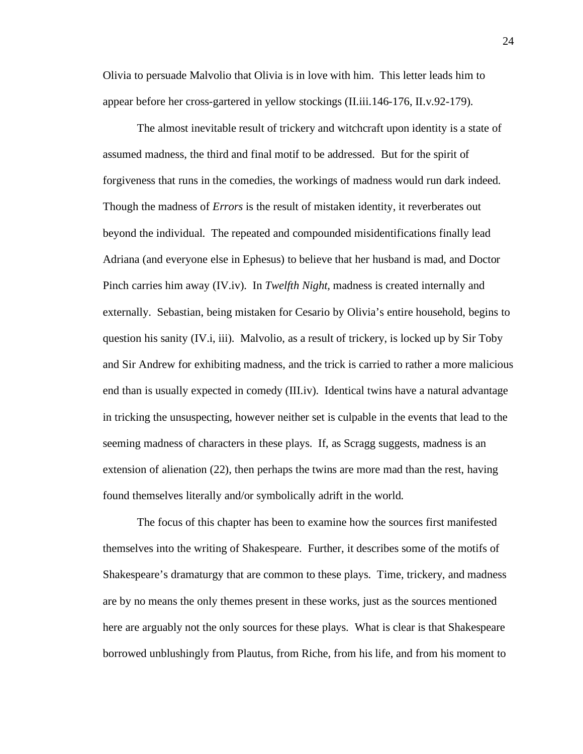Olivia to persuade Malvolio that Olivia is in love with him. This letter leads him to appear before her cross-gartered in yellow stockings (II.iii.146-176, II.v.92-179).

The almost inevitable result of trickery and witchcraft upon identity is a state of assumed madness, the third and final motif to be addressed. But for the spirit of forgiveness that runs in the comedies, the workings of madness would run dark indeed. Though the madness of *Errors* is the result of mistaken identity, it reverberates out beyond the individual. The repeated and compounded misidentifications finally lead Adriana (and everyone else in Ephesus) to believe that her husband is mad, and Doctor Pinch carries him away (IV.iv). In *Twelfth Night*, madness is created internally and externally. Sebastian, being mistaken for Cesario by Olivia's entire household, begins to question his sanity (IV.i, iii). Malvolio, as a result of trickery, is locked up by Sir Toby and Sir Andrew for exhibiting madness, and the trick is carried to rather a more malicious end than is usually expected in comedy (III.iv). Identical twins have a natural advantage in tricking the unsuspecting, however neither set is culpable in the events that lead to the seeming madness of characters in these plays. If, as Scragg suggests, madness is an extension of alienation (22), then perhaps the twins are more mad than the rest, having found themselves literally and/or symbolically adrift in the world.

The focus of this chapter has been to examine how the sources first manifested themselves into the writing of Shakespeare. Further, it describes some of the motifs of Shakespeare's dramaturgy that are common to these plays. Time, trickery, and madness are by no means the only themes present in these works, just as the sources mentioned here are arguably not the only sources for these plays. What is clear is that Shakespeare borrowed unblushingly from Plautus, from Riche, from his life, and from his moment to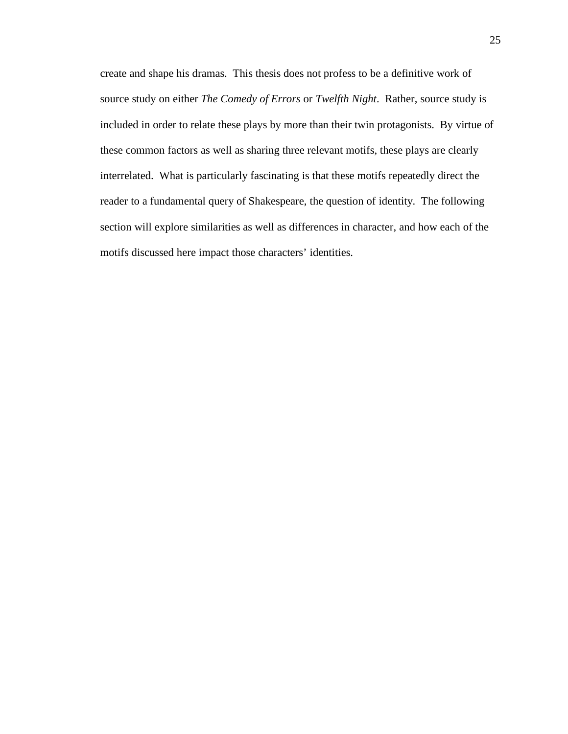create and shape his dramas. This thesis does not profess to be a definitive work of source study on either *The Comedy of Errors* or *Twelfth Night*. Rather, source study is included in order to relate these plays by more than their twin protagonists. By virtue of these common factors as well as sharing three relevant motifs, these plays are clearly interrelated. What is particularly fascinating is that these motifs repeatedly direct the reader to a fundamental query of Shakespeare, the question of identity. The following section will explore similarities as well as differences in character, and how each of the motifs discussed here impact those characters' identities.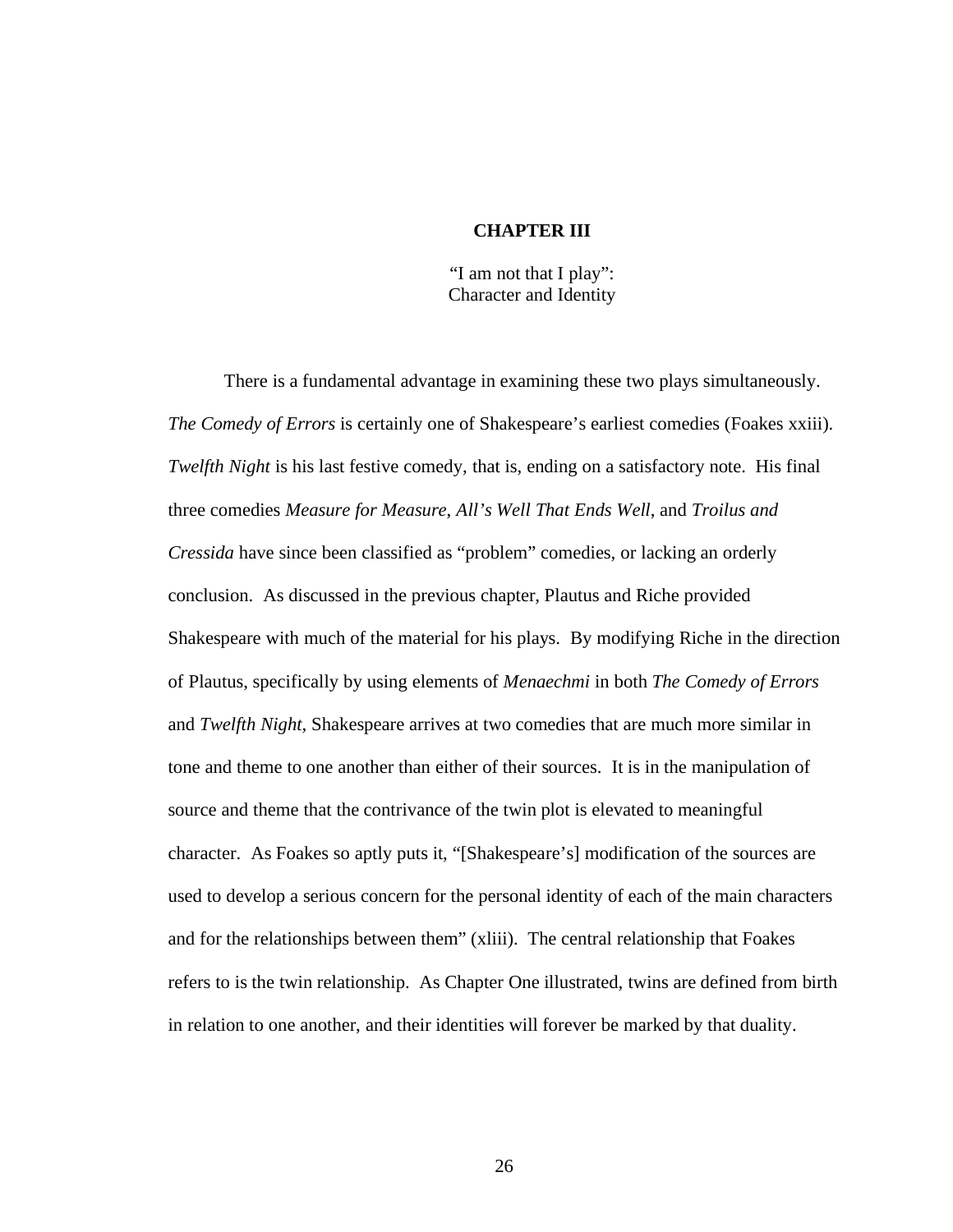# CHAPTER III

"I am not that I play":
Character and Identity

There is a fundamental advantage in examining these two plays simultaneously. *The Comedy of Errors* is certainly one of Shakespeare's earliest comedies (Foakes xxiii). *Twelfth Night* is his last festive comedy, that is, ending on a satisfactory note. His final three comedies *Measure for Measure*, *All's Well That Ends Well*, and *Troilus and Cressida* have since been classified as "problem" comedies, or lacking an orderly conclusion. As discussed in the previous chapter, Plautus and Riche provided Shakespeare with much of the material for his plays. By modifying Riche in the direction of Plautus, specifically by using elements of *Menaechmi* in both *The Comedy of Errors* and *Twelfth Night*, Shakespeare arrives at two comedies that are much more similar in tone and theme to one another than either of their sources. It is in the manipulation of source and theme that the contrivance of the twin plot is elevated to meaningful character. As Foakes so aptly puts it, "[Shakespeare's] modification of the sources are used to develop a serious concern for the personal identity of each of the main characters and for the relationships between them" (xliii). The central relationship that Foakes refers to is the twin relationship. As Chapter One illustrated, twins are defined from birth in relation to one another, and their identities will forever be marked by that duality.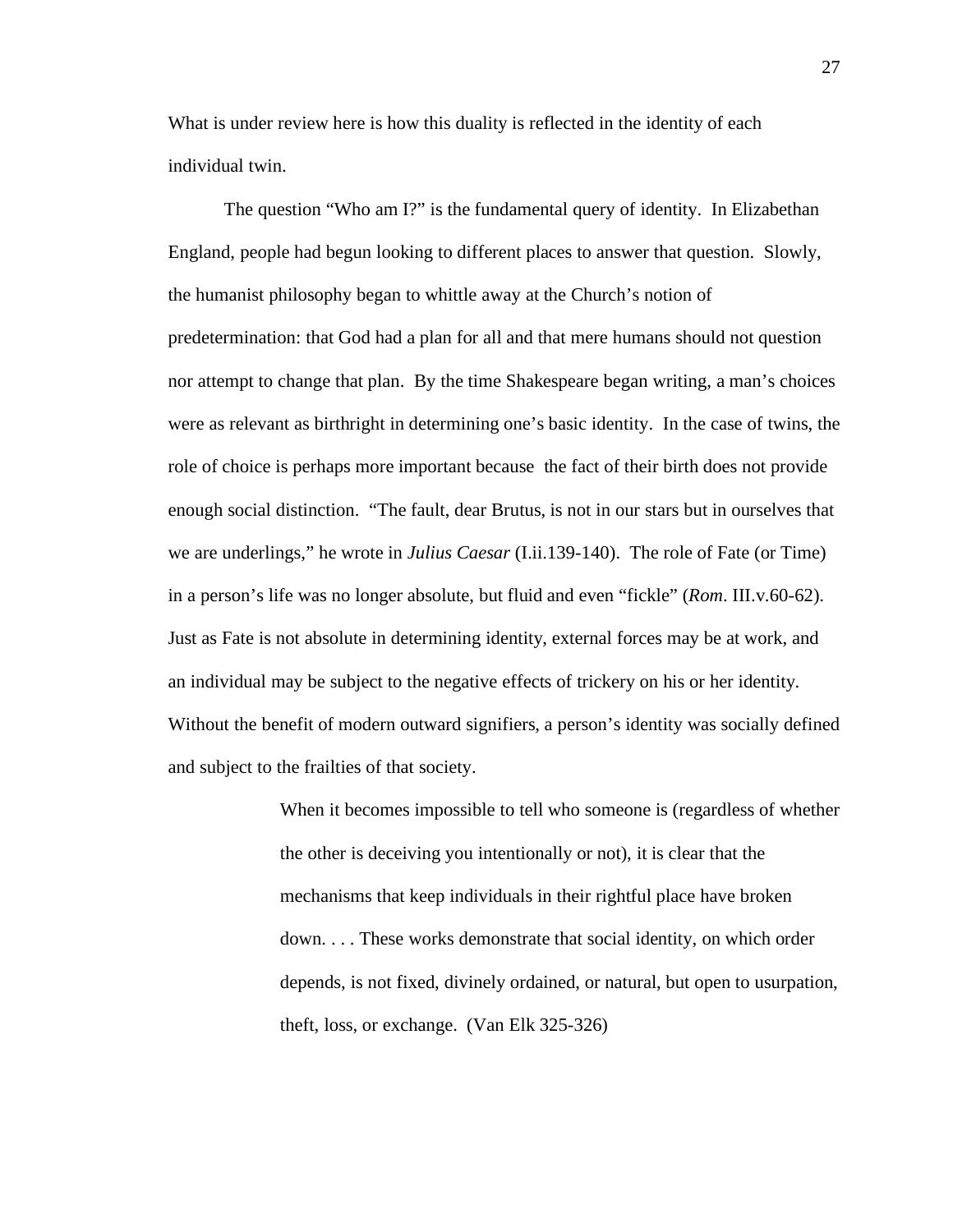What is under review here is how this duality is reflected in the identity of each individual twin.

The question "Who am I?" is the fundamental query of identity. In Elizabethan England, people had begun looking to different places to answer that question. Slowly, the humanist philosophy began to whittle away at the Church's notion of predetermination: that God had a plan for all and that mere humans should not question nor attempt to change that plan. By the time Shakespeare began writing, a man's choices were as relevant as birthright in determining one's basic identity. In the case of twins, the role of choice is perhaps more important because the fact of their birth does not provide enough social distinction. "The fault, dear Brutus, is not in our stars but in ourselves that we are underlings," he wrote in *Julius Caesar* (I.ii.139-140). The role of Fate (or Time) in a person's life was no longer absolute, but fluid and even "fickle" (*Rom*. III.v.60-62). Just as Fate is not absolute in determining identity, external forces may be at work, and an individual may be subject to the negative effects of trickery on his or her identity. Without the benefit of modern outward signifiers, a person's identity was socially defined and subject to the frailties of that society.

> When it becomes impossible to tell who someone is (regardless of whether the other is deceiving you intentionally or not), it is clear that the mechanisms that keep individuals in their rightful place have broken down. . . . These works demonstrate that social identity, on which order depends, is not fixed, divinely ordained, or natural, but open to usurpation, theft, loss, or exchange. (Van Elk 325-326)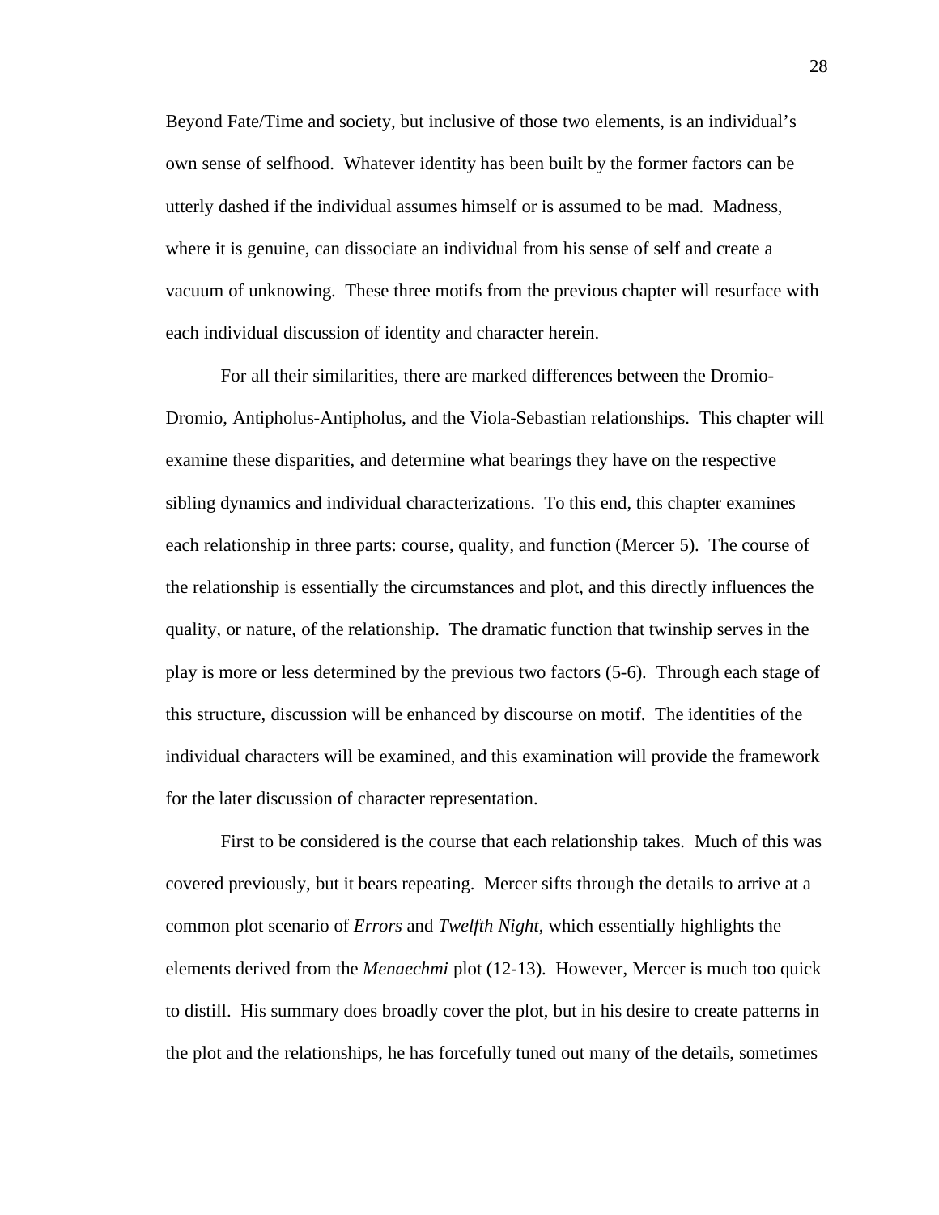Beyond Fate/Time and society, but inclusive of those two elements, is an individual's own sense of selfhood. Whatever identity has been built by the former factors can be utterly dashed if the individual assumes himself or is assumed to be mad. Madness, where it is genuine, can dissociate an individual from his sense of self and create a vacuum of unknowing. These three motifs from the previous chapter will resurface with each individual discussion of identity and character herein.

For all their similarities, there are marked differences between the Dromio-Dromio, Antipholus-Antipholus, and the Viola-Sebastian relationships. This chapter will examine these disparities, and determine what bearings they have on the respective sibling dynamics and individual characterizations. To this end, this chapter examines each relationship in three parts: course, quality, and function (Mercer 5). The course of the relationship is essentially the circumstances and plot, and this directly influences the quality, or nature, of the relationship. The dramatic function that twinship serves in the play is more or less determined by the previous two factors (5-6). Through each stage of this structure, discussion will be enhanced by discourse on motif. The identities of the individual characters will be examined, and this examination will provide the framework for the later discussion of character representation.

First to be considered is the course that each relationship takes. Much of this was covered previously, but it bears repeating. Mercer sifts through the details to arrive at a common plot scenario of *Errors* and *Twelfth Night*, which essentially highlights the elements derived from the *Menaechmi* plot (12-13). However, Mercer is much too quick to distill. His summary does broadly cover the plot, but in his desire to create patterns in the plot and the relationships, he has forcefully tuned out many of the details, sometimes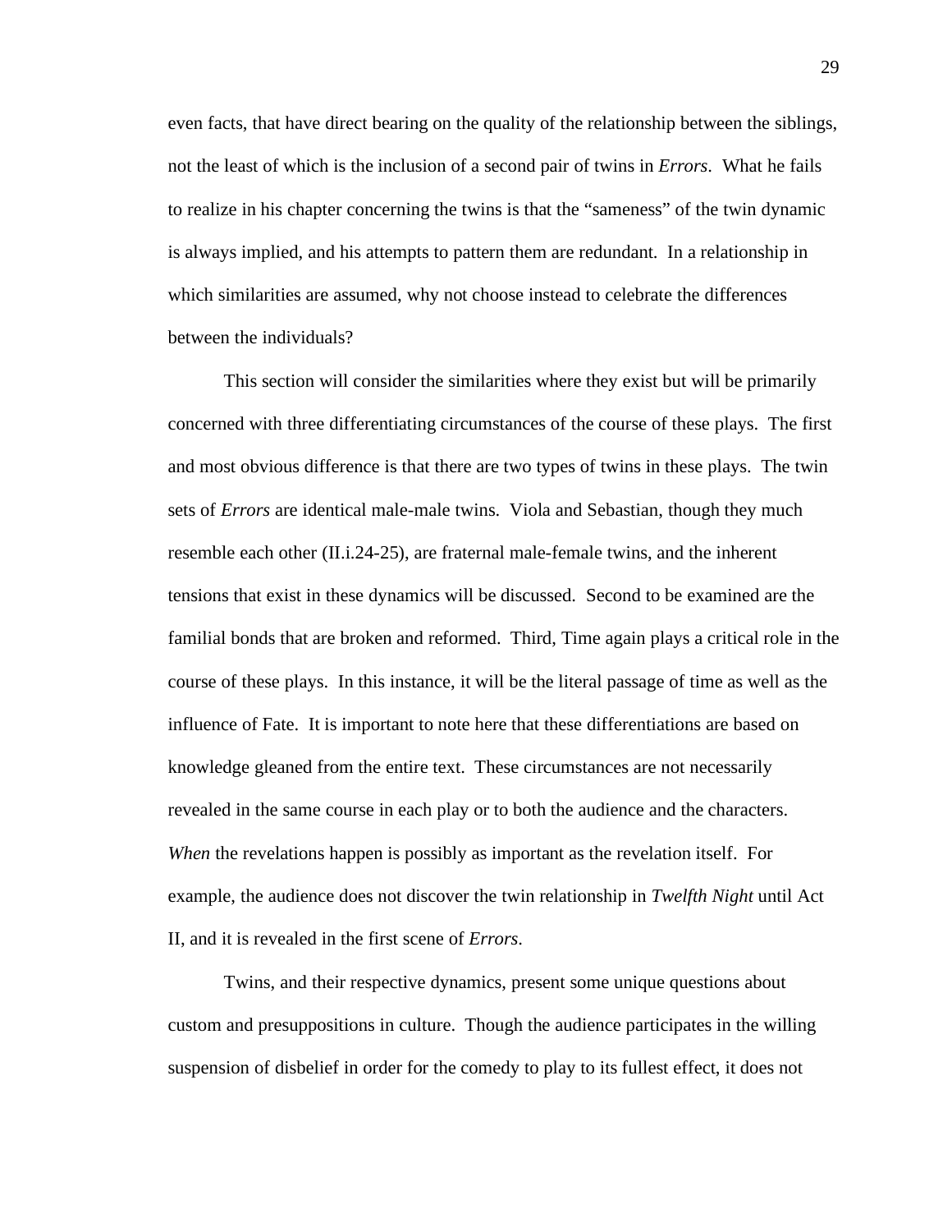even facts, that have direct bearing on the quality of the relationship between the siblings, not the least of which is the inclusion of a second pair of twins in *Errors*. What he fails to realize in his chapter concerning the twins is that the "sameness" of the twin dynamic is always implied, and his attempts to pattern them are redundant. In a relationship in which similarities are assumed, why not choose instead to celebrate the differences between the individuals?

This section will consider the similarities where they exist but will be primarily concerned with three differentiating circumstances of the course of these plays. The first and most obvious difference is that there are two types of twins in these plays. The twin sets of *Errors* are identical male-male twins. Viola and Sebastian, though they much resemble each other (II.i.24-25), are fraternal male-female twins, and the inherent tensions that exist in these dynamics will be discussed. Second to be examined are the familial bonds that are broken and reformed. Third, Time again plays a critical role in the course of these plays. In this instance, it will be the literal passage of time as well as the influence of Fate. It is important to note here that these differentiations are based on knowledge gleaned from the entire text. These circumstances are not necessarily revealed in the same course in each play or to both the audience and the characters. *When* the revelations happen is possibly as important as the revelation itself. For example, the audience does not discover the twin relationship in *Twelfth Night* until Act II, and it is revealed in the first scene of *Errors*.

Twins, and their respective dynamics, present some unique questions about custom and presuppositions in culture. Though the audience participates in the willing suspension of disbelief in order for the comedy to play to its fullest effect, it does not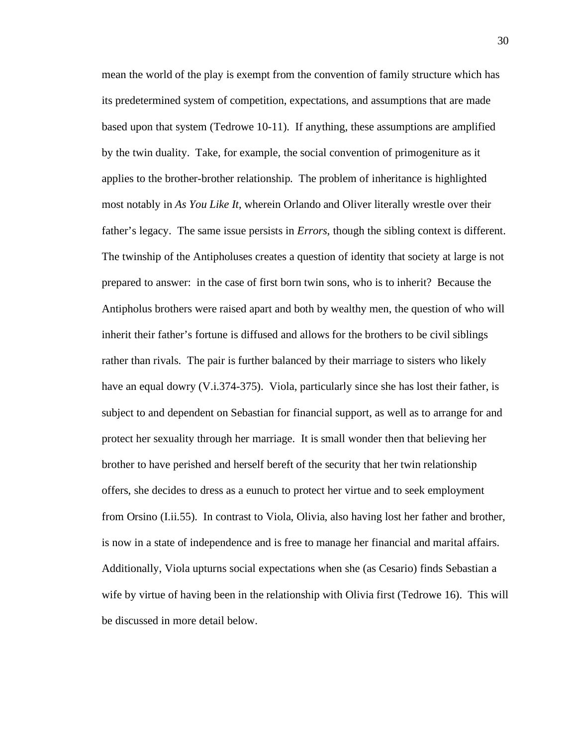mean the world of the play is exempt from the convention of family structure which has its predetermined system of competition, expectations, and assumptions that are made based upon that system (Tedrowe 10-11). If anything, these assumptions are amplified by the twin duality. Take, for example, the social convention of primogeniture as it applies to the brother-brother relationship. The problem of inheritance is highlighted most notably in *As You Like It*, wherein Orlando and Oliver literally wrestle over their father's legacy. The same issue persists in *Errors*, though the sibling context is different. The twinship of the Antipholuses creates a question of identity that society at large is not prepared to answer: in the case of first born twin sons, who is to inherit? Because the Antipholus brothers were raised apart and both by wealthy men, the question of who will inherit their father's fortune is diffused and allows for the brothers to be civil siblings rather than rivals. The pair is further balanced by their marriage to sisters who likely have an equal dowry (V.i.374-375). Viola, particularly since she has lost their father, is subject to and dependent on Sebastian for financial support, as well as to arrange for and protect her sexuality through her marriage. It is small wonder then that believing her brother to have perished and herself bereft of the security that her twin relationship offers, she decides to dress as a eunuch to protect her virtue and to seek employment from Orsino (I.ii.55). In contrast to Viola, Olivia, also having lost her father and brother, is now in a state of independence and is free to manage her financial and marital affairs. Additionally, Viola upturns social expectations when she (as Cesario) finds Sebastian a wife by virtue of having been in the relationship with Olivia first (Tedrowe 16). This will be discussed in more detail below.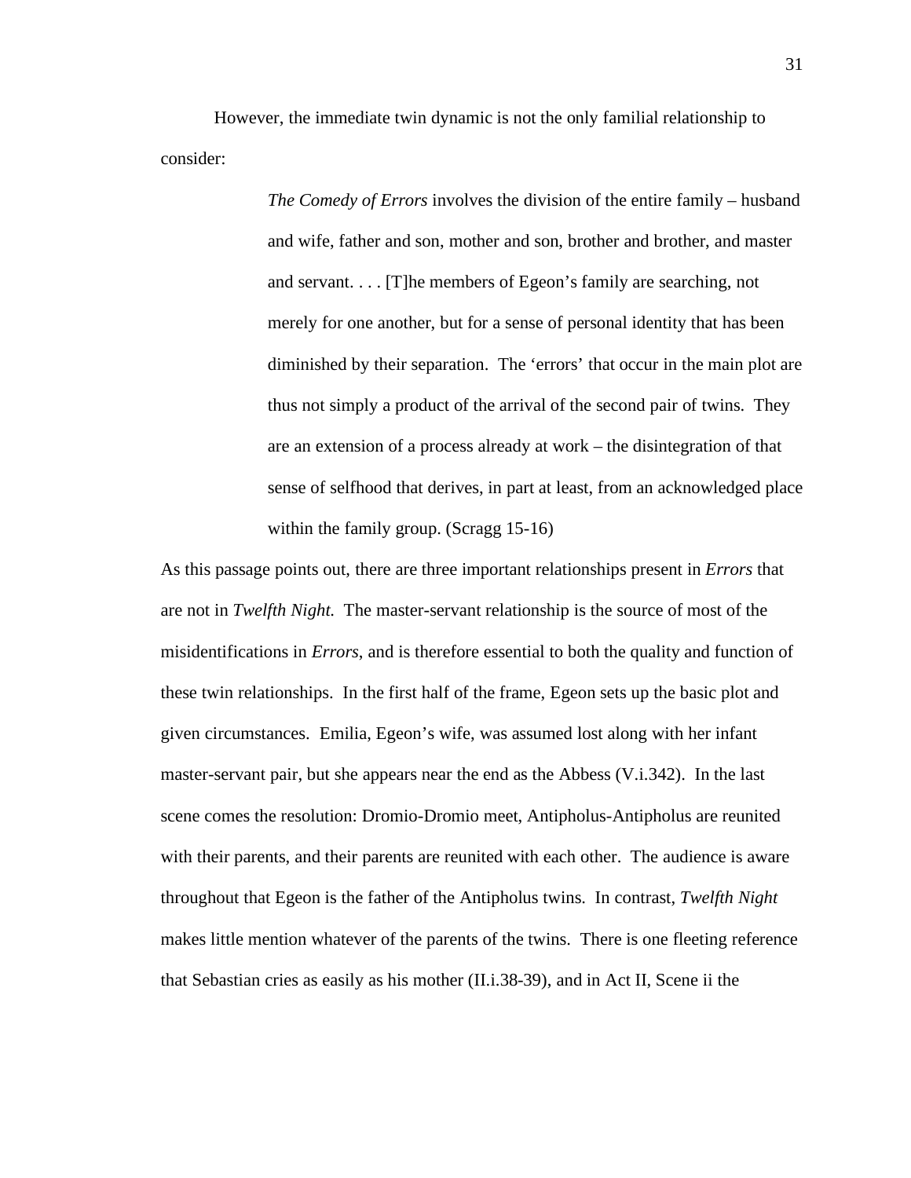However, the immediate twin dynamic is not the only familial relationship to consider:

> *The Comedy of Errors* involves the division of the entire family – husband and wife, father and son, mother and son, brother and brother, and master and servant. . . . [T]he members of Egeon's family are searching, not merely for one another, but for a sense of personal identity that has been diminished by their separation. The 'errors' that occur in the main plot are thus not simply a product of the arrival of the second pair of twins. They are an extension of a process already at work – the disintegration of that sense of selfhood that derives, in part at least, from an acknowledged place within the family group. (Scragg 15-16)

As this passage points out, there are three important relationships present in *Errors* that are not in *Twelfth Night.* The master-servant relationship is the source of most of the misidentifications in *Errors*, and is therefore essential to both the quality and function of these twin relationships. In the first half of the frame, Egeon sets up the basic plot and given circumstances. Emilia, Egeon's wife, was assumed lost along with her infant master-servant pair, but she appears near the end as the Abbess (V.i.342). In the last scene comes the resolution: Dromio-Dromio meet, Antipholus-Antipholus are reunited with their parents, and their parents are reunited with each other. The audience is aware throughout that Egeon is the father of the Antipholus twins. In contrast, *Twelfth Night* makes little mention whatever of the parents of the twins. There is one fleeting reference that Sebastian cries as easily as his mother (II.i.38-39), and in Act II, Scene ii the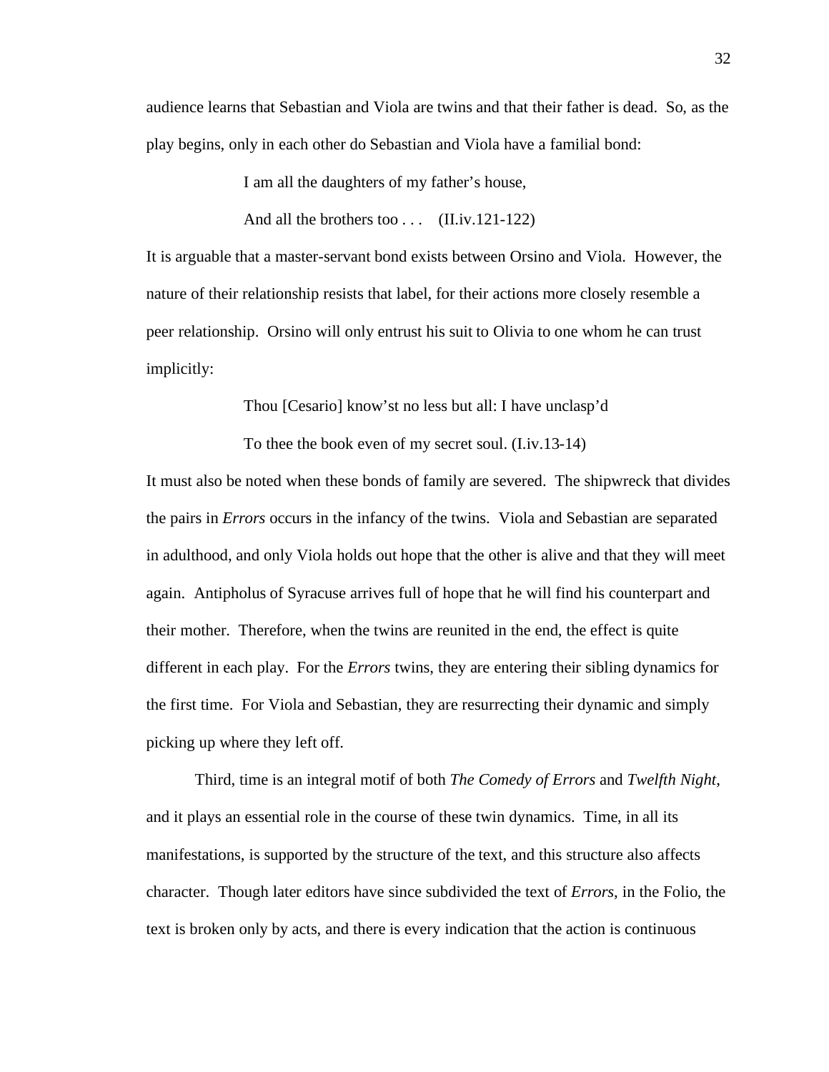audience learns that Sebastian and Viola are twins and that their father is dead. So, as the play begins, only in each other do Sebastian and Viola have a familial bond:

> I am all the daughters of my father's house,
>
> And all the brothers too . . . (II.iv.121-122)

It is arguable that a master-servant bond exists between Orsino and Viola. However, the nature of their relationship resists that label, for their actions more closely resemble a peer relationship. Orsino will only entrust his suit to Olivia to one whom he can trust implicitly:

> Thou [Cesario] know'st no less but all: I have unclasp'd
>
> To thee the book even of my secret soul. (I.iv.13-14)

It must also be noted when these bonds of family are severed. The shipwreck that divides the pairs in *Errors* occurs in the infancy of the twins. Viola and Sebastian are separated in adulthood, and only Viola holds out hope that the other is alive and that they will meet again. Antipholus of Syracuse arrives full of hope that he will find his counterpart and their mother. Therefore, when the twins are reunited in the end, the effect is quite different in each play. For the *Errors* twins, they are entering their sibling dynamics for the first time. For Viola and Sebastian, they are resurrecting their dynamic and simply picking up where they left off.

Third, time is an integral motif of both *The Comedy of Errors* and *Twelfth Night*, and it plays an essential role in the course of these twin dynamics. Time, in all its manifestations, is supported by the structure of the text, and this structure also affects character. Though later editors have since subdivided the text of *Errors*, in the Folio, the text is broken only by acts, and there is every indication that the action is continuous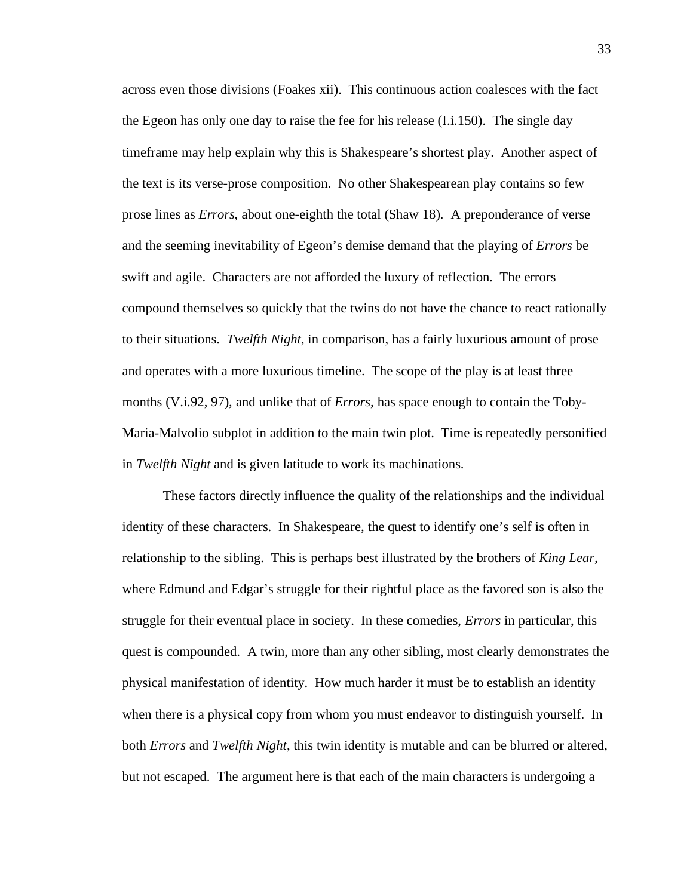across even those divisions (Foakes xii). This continuous action coalesces with the fact the Egeon has only one day to raise the fee for his release (I.i.150). The single day timeframe may help explain why this is Shakespeare's shortest play. Another aspect of the text is its verse-prose composition. No other Shakespearean play contains so few prose lines as *Errors*, about one-eighth the total (Shaw 18). A preponderance of verse and the seeming inevitability of Egeon's demise demand that the playing of *Errors* be swift and agile. Characters are not afforded the luxury of reflection. The errors compound themselves so quickly that the twins do not have the chance to react rationally to their situations. *Twelfth Night*, in comparison, has a fairly luxurious amount of prose and operates with a more luxurious timeline. The scope of the play is at least three months (V.i.92, 97), and unlike that of *Errors*, has space enough to contain the Toby-Maria-Malvolio subplot in addition to the main twin plot. Time is repeatedly personified in *Twelfth Night* and is given latitude to work its machinations.

These factors directly influence the quality of the relationships and the individual identity of these characters. In Shakespeare, the quest to identify one's self is often in relationship to the sibling. This is perhaps best illustrated by the brothers of *King Lear,* where Edmund and Edgar's struggle for their rightful place as the favored son is also the struggle for their eventual place in society. In these comedies, *Errors* in particular, this quest is compounded. A twin, more than any other sibling, most clearly demonstrates the physical manifestation of identity. How much harder it must be to establish an identity when there is a physical copy from whom you must endeavor to distinguish yourself. In both *Errors* and *Twelfth Night*, this twin identity is mutable and can be blurred or altered, but not escaped. The argument here is that each of the main characters is undergoing a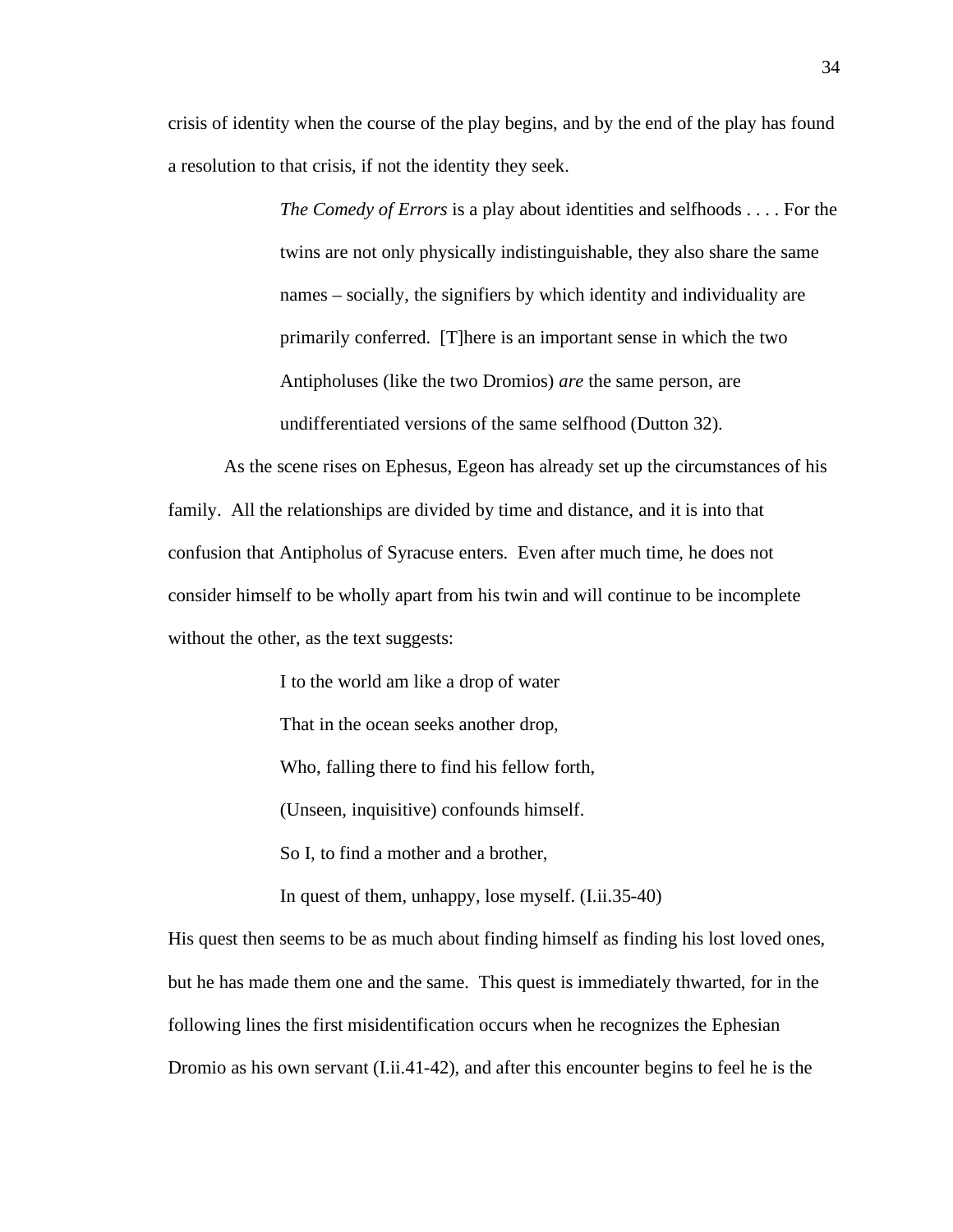crisis of identity when the course of the play begins, and by the end of the play has found a resolution to that crisis, if not the identity they seek.

> *The Comedy of Errors* is a play about identities and selfhoods . . . . For the twins are not only physically indistinguishable, they also share the same names – socially, the signifiers by which identity and individuality are primarily conferred. [T]here is an important sense in which the two Antipholuses (like the two Dromios) *are* the same person, are undifferentiated versions of the same selfhood (Dutton 32).

As the scene rises on Ephesus, Egeon has already set up the circumstances of his family. All the relationships are divided by time and distance, and it is into that confusion that Antipholus of Syracuse enters. Even after much time, he does not consider himself to be wholly apart from his twin and will continue to be incomplete without the other, as the text suggests:

> I to the world am like a drop of water
> That in the ocean seeks another drop,
> Who, falling there to find his fellow forth,
> (Unseen, inquisitive) confounds himself.
> So I, to find a mother and a brother,
> In quest of them, unhappy, lose myself. (I.ii.35-40)

His quest then seems to be as much about finding himself as finding his lost loved ones, but he has made them one and the same. This quest is immediately thwarted, for in the following lines the first misidentification occurs when he recognizes the Ephesian Dromio as his own servant (I.ii.41-42), and after this encounter begins to feel he is the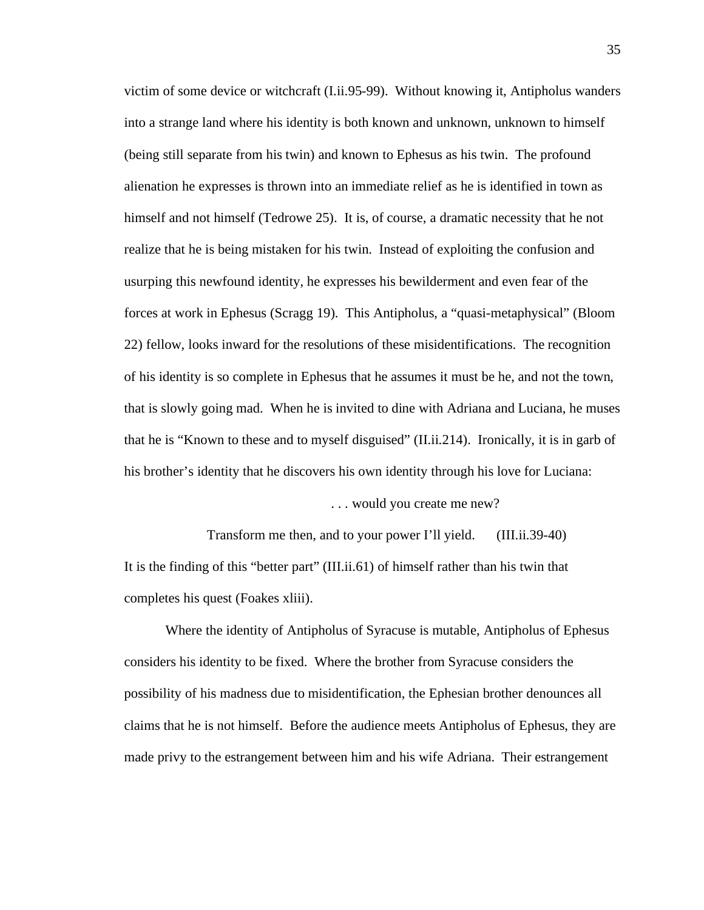victim of some device or witchcraft (I.ii.95-99). Without knowing it, Antipholus wanders into a strange land where his identity is both known and unknown, unknown to himself (being still separate from his twin) and known to Ephesus as his twin. The profound alienation he expresses is thrown into an immediate relief as he is identified in town as himself and not himself (Tedrowe 25). It is, of course, a dramatic necessity that he not realize that he is being mistaken for his twin. Instead of exploiting the confusion and usurping this newfound identity, he expresses his bewilderment and even fear of the forces at work in Ephesus (Scragg 19). This Antipholus, a "quasi-metaphysical" (Bloom 22) fellow, looks inward for the resolutions of these misidentifications. The recognition of his identity is so complete in Ephesus that he assumes it must be he, and not the town, that is slowly going mad. When he is invited to dine with Adriana and Luciana, he muses that he is "Known to these and to myself disguised" (II.ii.214). Ironically, it is in garb of his brother's identity that he discovers his own identity through his love for Luciana:

> . . . would you create me new?
>
> Transform me then, and to your power I'll yield. (III.ii.39-40)

It is the finding of this "better part" (III.ii.61) of himself rather than his twin that completes his quest (Foakes xliii).

Where the identity of Antipholus of Syracuse is mutable, Antipholus of Ephesus considers his identity to be fixed. Where the brother from Syracuse considers the possibility of his madness due to misidentification, the Ephesian brother denounces all claims that he is not himself. Before the audience meets Antipholus of Ephesus, they are made privy to the estrangement between him and his wife Adriana. Their estrangement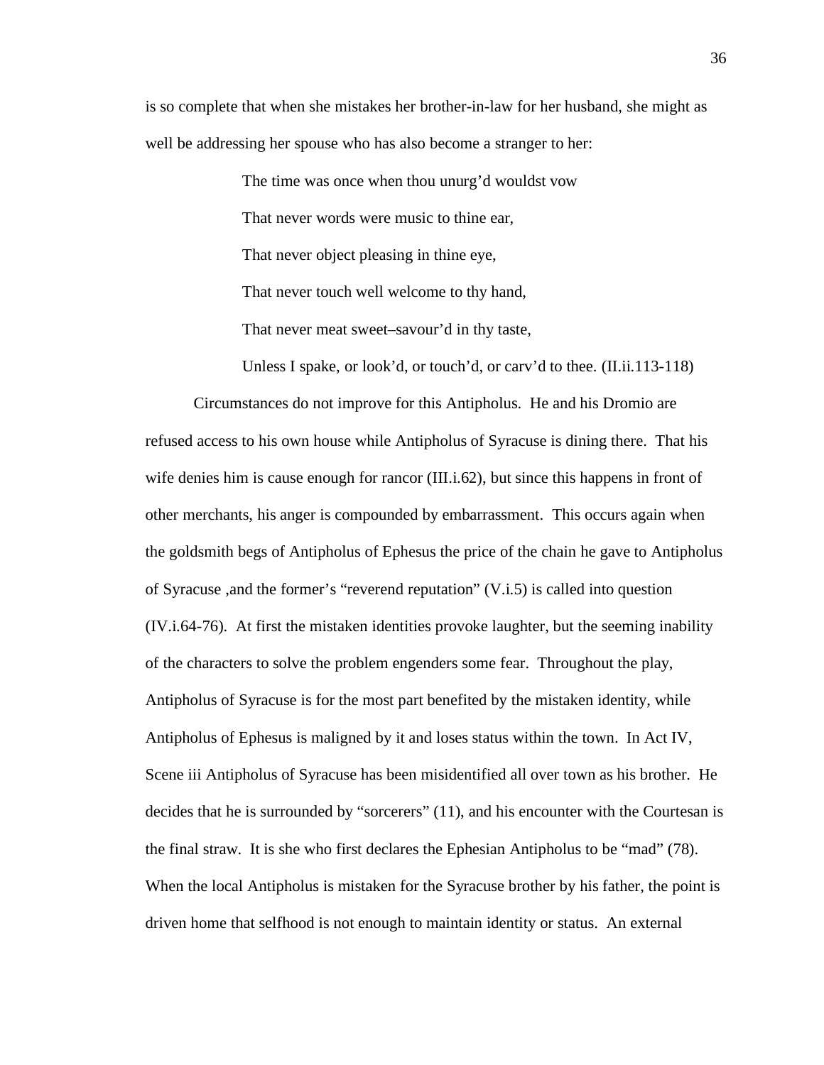is so complete that when she mistakes her brother-in-law for her husband, she might as well be addressing her spouse who has also become a stranger to her:

> The time was once when thou unurg'd wouldst vow
>
> That never words were music to thine ear,
>
> That never object pleasing in thine eye,
>
> That never touch well welcome to thy hand,
>
> That never meat sweet–savour'd in thy taste,
>
> Unless I spake, or look'd, or touch'd, or carv'd to thee. (II.ii.113-118)

Circumstances do not improve for this Antipholus. He and his Dromio are refused access to his own house while Antipholus of Syracuse is dining there. That his wife denies him is cause enough for rancor (III.i.62), but since this happens in front of other merchants, his anger is compounded by embarrassment. This occurs again when the goldsmith begs of Antipholus of Ephesus the price of the chain he gave to Antipholus of Syracuse ,and the former's "reverend reputation" (V.i.5) is called into question (IV.i.64-76). At first the mistaken identities provoke laughter, but the seeming inability of the characters to solve the problem engenders some fear. Throughout the play, Antipholus of Syracuse is for the most part benefited by the mistaken identity, while Antipholus of Ephesus is maligned by it and loses status within the town. In Act IV, Scene iii Antipholus of Syracuse has been misidentified all over town as his brother. He decides that he is surrounded by "sorcerers" (11), and his encounter with the Courtesan is the final straw. It is she who first declares the Ephesian Antipholus to be "mad" (78). When the local Antipholus is mistaken for the Syracuse brother by his father, the point is driven home that selfhood is not enough to maintain identity or status. An external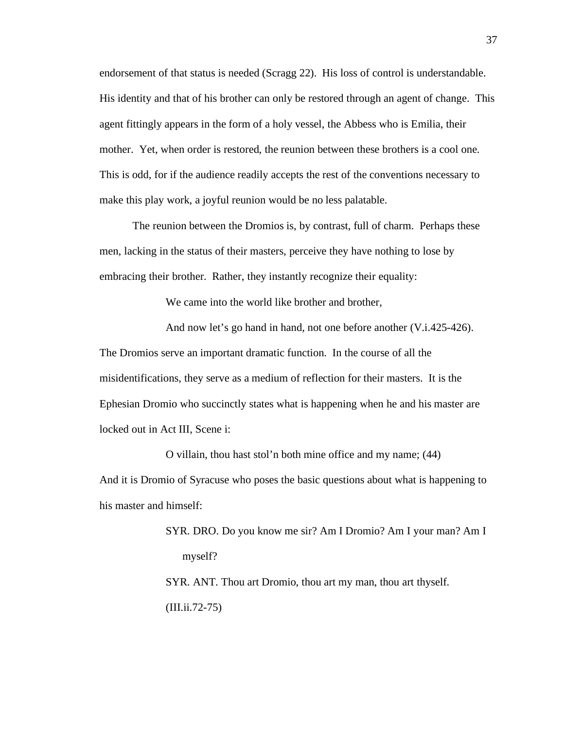endorsement of that status is needed (Scragg 22). His loss of control is understandable. His identity and that of his brother can only be restored through an agent of change. This agent fittingly appears in the form of a holy vessel, the Abbess who is Emilia, their mother. Yet, when order is restored, the reunion between these brothers is a cool one. This is odd, for if the audience readily accepts the rest of the conventions necessary to make this play work, a joyful reunion would be no less palatable.

The reunion between the Dromios is, by contrast, full of charm. Perhaps these men, lacking in the status of their masters, perceive they have nothing to lose by embracing their brother. Rather, they instantly recognize their equality:

> We came into the world like brother and brother,
>
> And now let's go hand in hand, not one before another (V.i.425-426).

The Dromios serve an important dramatic function. In the course of all the misidentifications, they serve as a medium of reflection for their masters. It is the Ephesian Dromio who succinctly states what is happening when he and his master are locked out in Act III, Scene i:

> O villain, thou hast stol'n both mine office and my name; (44)

And it is Dromio of Syracuse who poses the basic questions about what is happening to his master and himself:

> SYR. DRO. Do you know me sir? Am I Dromio? Am I your man? Am I myself?
>
> SYR. ANT. Thou art Dromio, thou art my man, thou art thyself.
>
> (III.ii.72-75)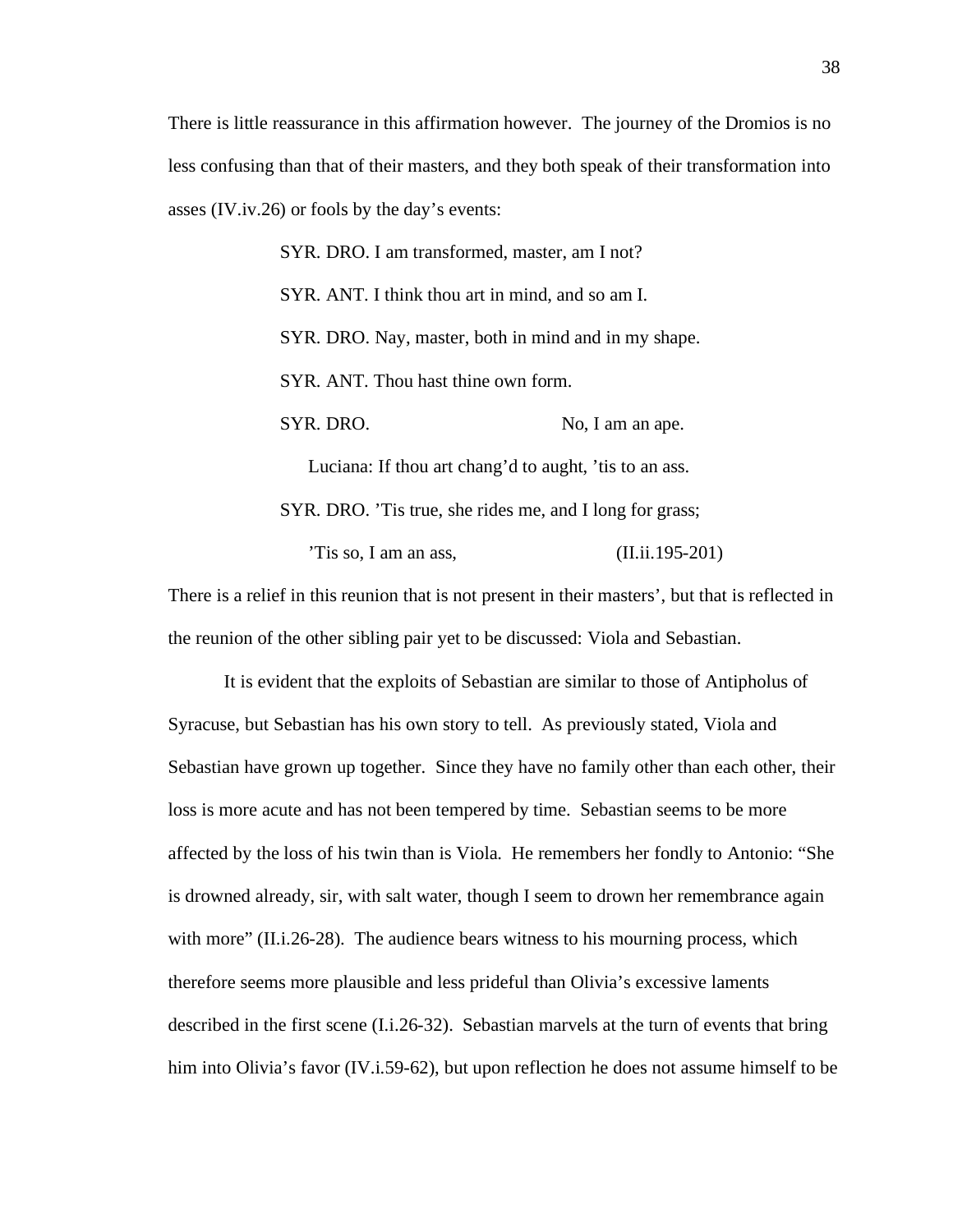There is little reassurance in this affirmation however. The journey of the Dromios is no less confusing than that of their masters, and they both speak of their transformation into asses (IV.iv.26) or fools by the day's events:

> SYR. DRO. I am transformed, master, am I not?
>
> SYR. ANT. I think thou art in mind, and so am I.
>
> SYR. DRO. Nay, master, both in mind and in my shape.
>
> SYR. ANT. Thou hast thine own form.
>
> SYR. DRO. No, I am an ape.
>
> Luciana: If thou art chang'd to aught, 'tis to an ass.
>
> SYR. DRO. 'Tis true, she rides me, and I long for grass;
>
> 'Tis so, I am an ass, (II.ii.195-201)

There is a relief in this reunion that is not present in their masters', but that is reflected in the reunion of the other sibling pair yet to be discussed: Viola and Sebastian.

It is evident that the exploits of Sebastian are similar to those of Antipholus of Syracuse, but Sebastian has his own story to tell. As previously stated, Viola and Sebastian have grown up together. Since they have no family other than each other, their loss is more acute and has not been tempered by time. Sebastian seems to be more affected by the loss of his twin than is Viola. He remembers her fondly to Antonio: "She is drowned already, sir, with salt water, though I seem to drown her remembrance again with more" (II.i.26-28). The audience bears witness to his mourning process, which therefore seems more plausible and less prideful than Olivia's excessive laments described in the first scene (I.i.26-32). Sebastian marvels at the turn of events that bring him into Olivia's favor (IV.i.59-62), but upon reflection he does not assume himself to be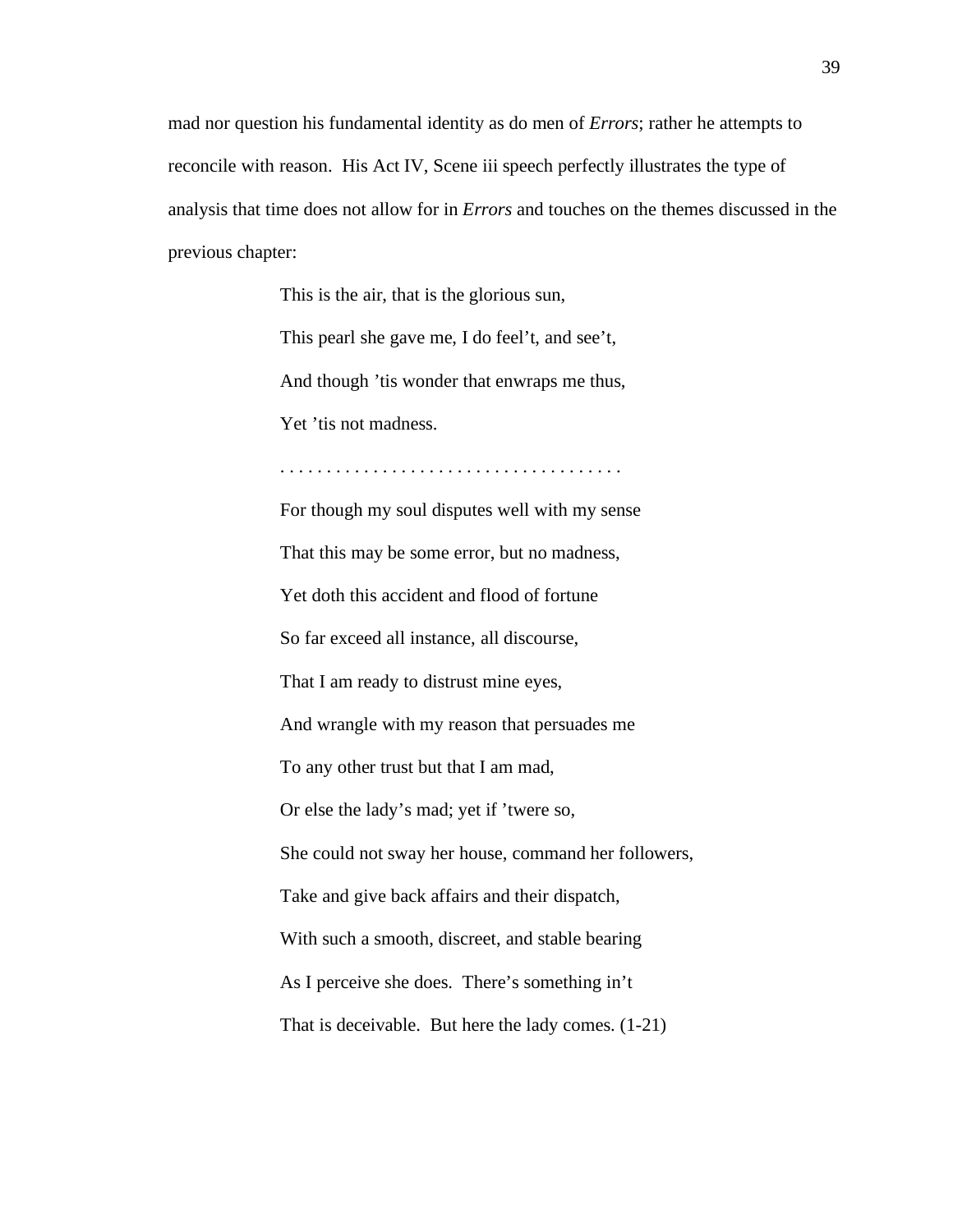mad nor question his fundamental identity as do men of *Errors*; rather he attempts to reconcile with reason. His Act IV, Scene iii speech perfectly illustrates the type of analysis that time does not allow for in *Errors* and touches on the themes discussed in the previous chapter:

> This is the air, that is the glorious sun,
>
> This pearl she gave me, I do feel't, and see't,
>
> And though 'tis wonder that enwraps me thus,
>
> Yet 'tis not madness.
>
> . . . . . . . . . . . . . . . . . . . . . . . . . . . . . . . . . . . .
>
> For though my soul disputes well with my sense
>
> That this may be some error, but no madness,
>
> Yet doth this accident and flood of fortune
>
> So far exceed all instance, all discourse,
>
> That I am ready to distrust mine eyes,
>
> And wrangle with my reason that persuades me
>
> To any other trust but that I am mad,
>
> Or else the lady's mad; yet if 'twere so,
>
> She could not sway her house, command her followers,
>
> Take and give back affairs and their dispatch,
>
> With such a smooth, discreet, and stable bearing
>
> As I perceive she does. There's something in't
>
> That is deceivable. But here the lady comes. (1-21)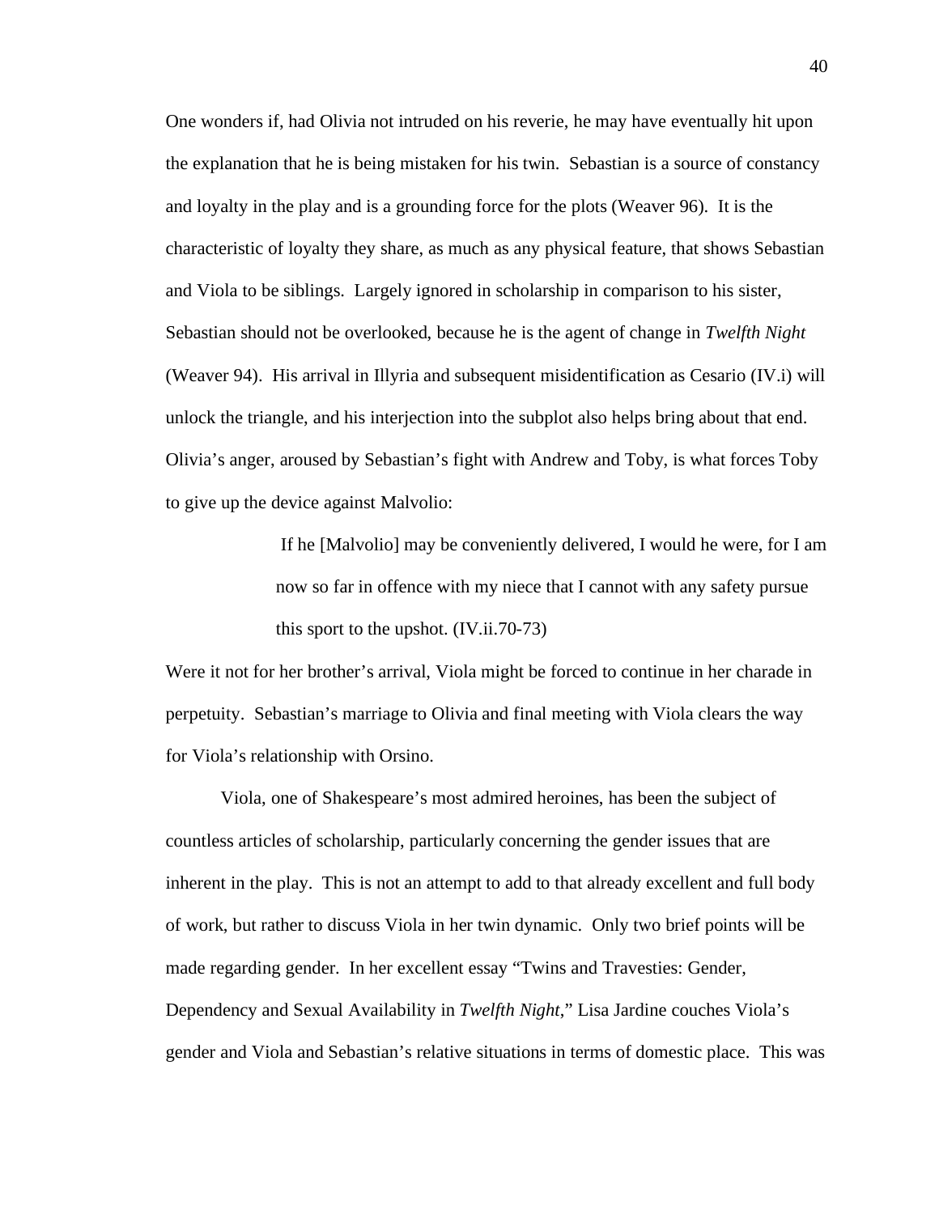One wonders if, had Olivia not intruded on his reverie, he may have eventually hit upon the explanation that he is being mistaken for his twin. Sebastian is a source of constancy and loyalty in the play and is a grounding force for the plots (Weaver 96). It is the characteristic of loyalty they share, as much as any physical feature, that shows Sebastian and Viola to be siblings. Largely ignored in scholarship in comparison to his sister, Sebastian should not be overlooked, because he is the agent of change in *Twelfth Night* (Weaver 94). His arrival in Illyria and subsequent misidentification as Cesario (IV.i) will unlock the triangle, and his interjection into the subplot also helps bring about that end. Olivia's anger, aroused by Sebastian's fight with Andrew and Toby, is what forces Toby to give up the device against Malvolio:

> If he [Malvolio] may be conveniently delivered, I would he were, for I am now so far in offence with my niece that I cannot with any safety pursue this sport to the upshot. (IV.ii.70-73)

Were it not for her brother's arrival, Viola might be forced to continue in her charade in perpetuity. Sebastian's marriage to Olivia and final meeting with Viola clears the way for Viola's relationship with Orsino.

Viola, one of Shakespeare's most admired heroines, has been the subject of countless articles of scholarship, particularly concerning the gender issues that are inherent in the play. This is not an attempt to add to that already excellent and full body of work, but rather to discuss Viola in her twin dynamic. Only two brief points will be made regarding gender. In her excellent essay "Twins and Travesties: Gender, Dependency and Sexual Availability in *Twelfth Night*," Lisa Jardine couches Viola's gender and Viola and Sebastian's relative situations in terms of domestic place. This was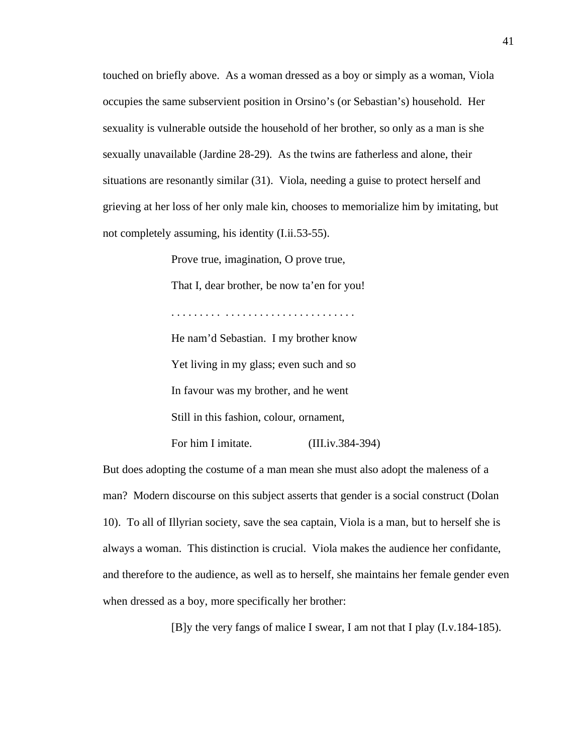touched on briefly above. As a woman dressed as a boy or simply as a woman, Viola occupies the same subservient position in Orsino's (or Sebastian's) household. Her sexuality is vulnerable outside the household of her brother, so only as a man is she sexually unavailable (Jardine 28-29). As the twins are fatherless and alone, their situations are resonantly similar (31). Viola, needing a guise to protect herself and grieving at her loss of her only male kin, chooses to memorialize him by imitating, but not completely assuming, his identity (I.ii.53-55).

> Prove true, imagination, O prove true,
>
> That I, dear brother, be now ta'en for you!
>
> . . . . . . . . . . . . . . . . . . . . . . . . . . . . . . . . .
>
> He nam'd Sebastian. I my brother know
>
> Yet living in my glass; even such and so
>
> In favour was my brother, and he went
>
> Still in this fashion, colour, ornament,
>
> For him I imitate. (III.iv.384-394)

But does adopting the costume of a man mean she must also adopt the maleness of a man? Modern discourse on this subject asserts that gender is a social construct (Dolan 10). To all of Illyrian society, save the sea captain, Viola is a man, but to herself she is always a woman. This distinction is crucial. Viola makes the audience her confidante, and therefore to the audience, as well as to herself, she maintains her female gender even when dressed as a boy, more specifically her brother:

> [B]y the very fangs of malice I swear, I am not that I play (I.v.184-185).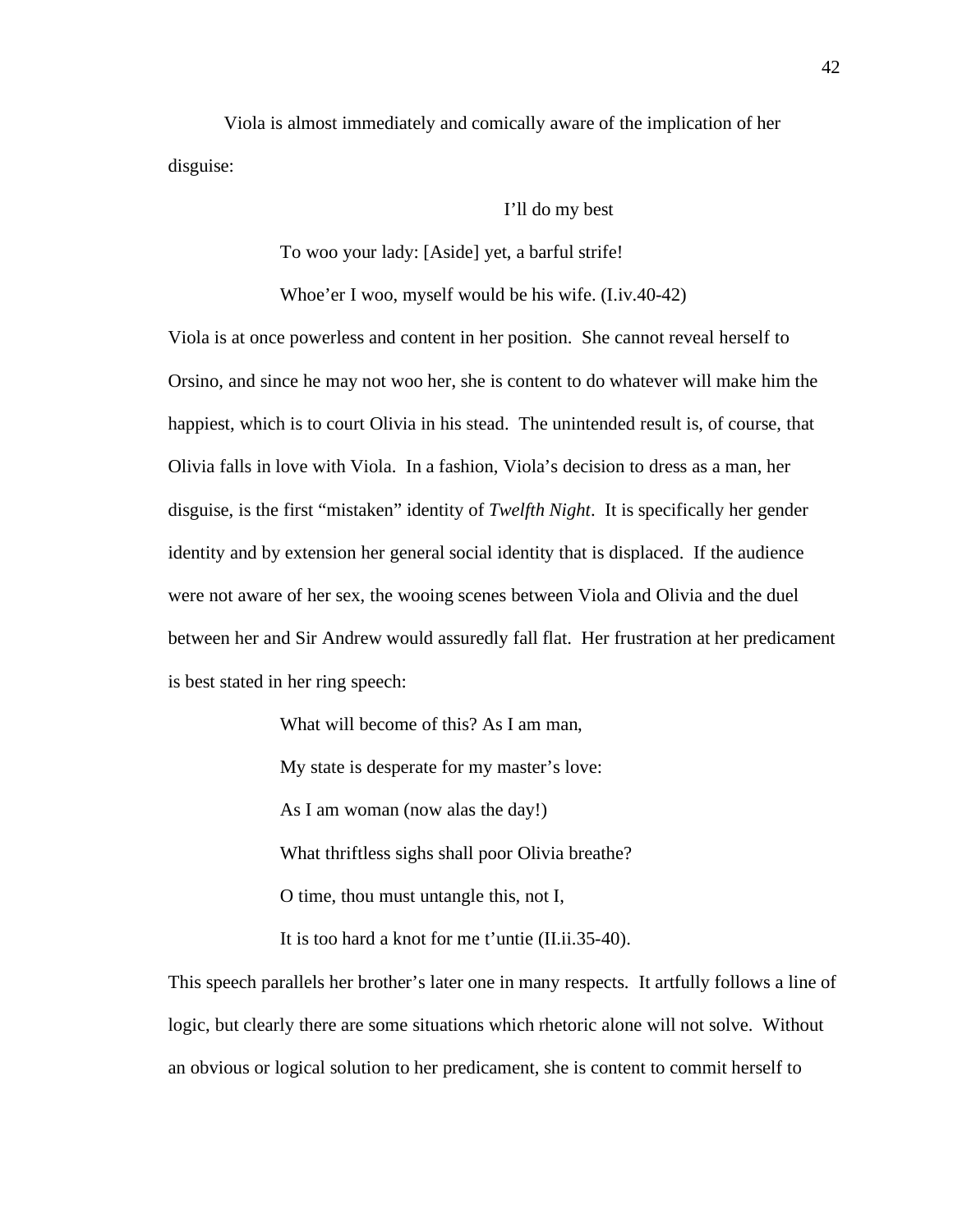Viola is almost immediately and comically aware of the implication of her disguise:

> I'll do my best
>
> To woo your lady: [Aside] yet, a barful strife!
>
> Whoe'er I woo, myself would be his wife. (I.iv.40-42)

Viola is at once powerless and content in her position. She cannot reveal herself to Orsino, and since he may not woo her, she is content to do whatever will make him the happiest, which is to court Olivia in his stead. The unintended result is, of course, that Olivia falls in love with Viola. In a fashion, Viola's decision to dress as a man, her disguise, is the first "mistaken" identity of *Twelfth Night*. It is specifically her gender identity and by extension her general social identity that is displaced. If the audience were not aware of her sex, the wooing scenes between Viola and Olivia and the duel between her and Sir Andrew would assuredly fall flat. Her frustration at her predicament is best stated in her ring speech:

> What will become of this? As I am man,
>
> My state is desperate for my master's love:
>
> As I am woman (now alas the day!)
>
> What thriftless sighs shall poor Olivia breathe?
>
> O time, thou must untangle this, not I,
>
> It is too hard a knot for me t'untie (II.ii.35-40).

This speech parallels her brother's later one in many respects. It artfully follows a line of logic, but clearly there are some situations which rhetoric alone will not solve. Without an obvious or logical solution to her predicament, she is content to commit herself to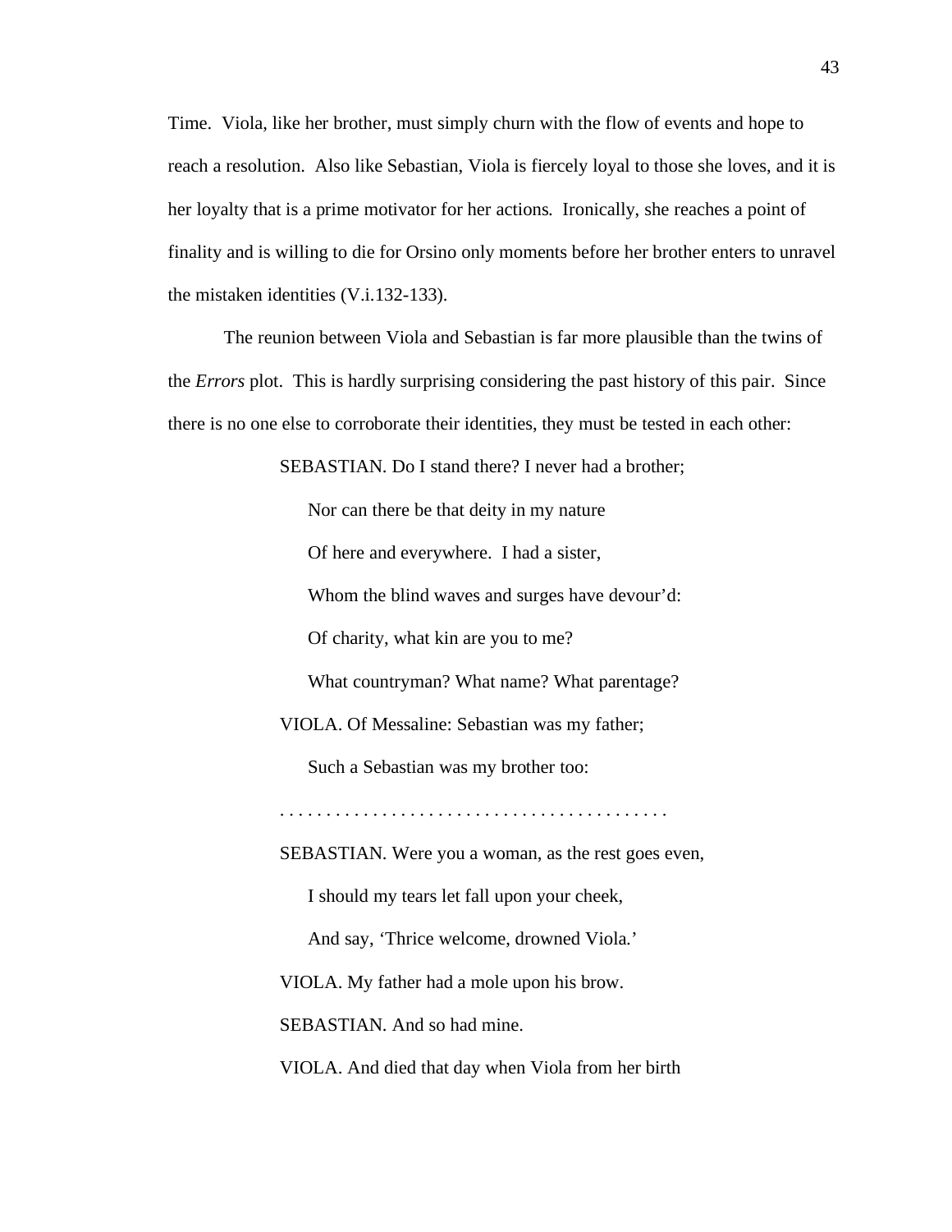Time. Viola, like her brother, must simply churn with the flow of events and hope to reach a resolution. Also like Sebastian, Viola is fiercely loyal to those she loves, and it is her loyalty that is a prime motivator for her actions. Ironically, she reaches a point of finality and is willing to die for Orsino only moments before her brother enters to unravel the mistaken identities (V.i.132-133).

The reunion between Viola and Sebastian is far more plausible than the twins of the *Errors* plot. This is hardly surprising considering the past history of this pair. Since there is no one else to corroborate their identities, they must be tested in each other:

> SEBASTIAN. Do I stand there? I never had a brother;
>
> Nor can there be that deity in my nature
>
> Of here and everywhere. I had a sister,
>
> Whom the blind waves and surges have devour'd:
>
> Of charity, what kin are you to me?
>
> What countryman? What name? What parentage?
>
> VIOLA. Of Messaline: Sebastian was my father;
>
> Such a Sebastian was my brother too:
>
> . . . . . . . . . . . . . . . . . . . . . . . . . . . . . . . . . . . . . . . . . .
>
> SEBASTIAN. Were you a woman, as the rest goes even,
>
> I should my tears let fall upon your cheek,
>
> And say, 'Thrice welcome, drowned Viola.'
>
> VIOLA. My father had a mole upon his brow.
>
> SEBASTIAN. And so had mine.
>
> VIOLA. And died that day when Viola from her birth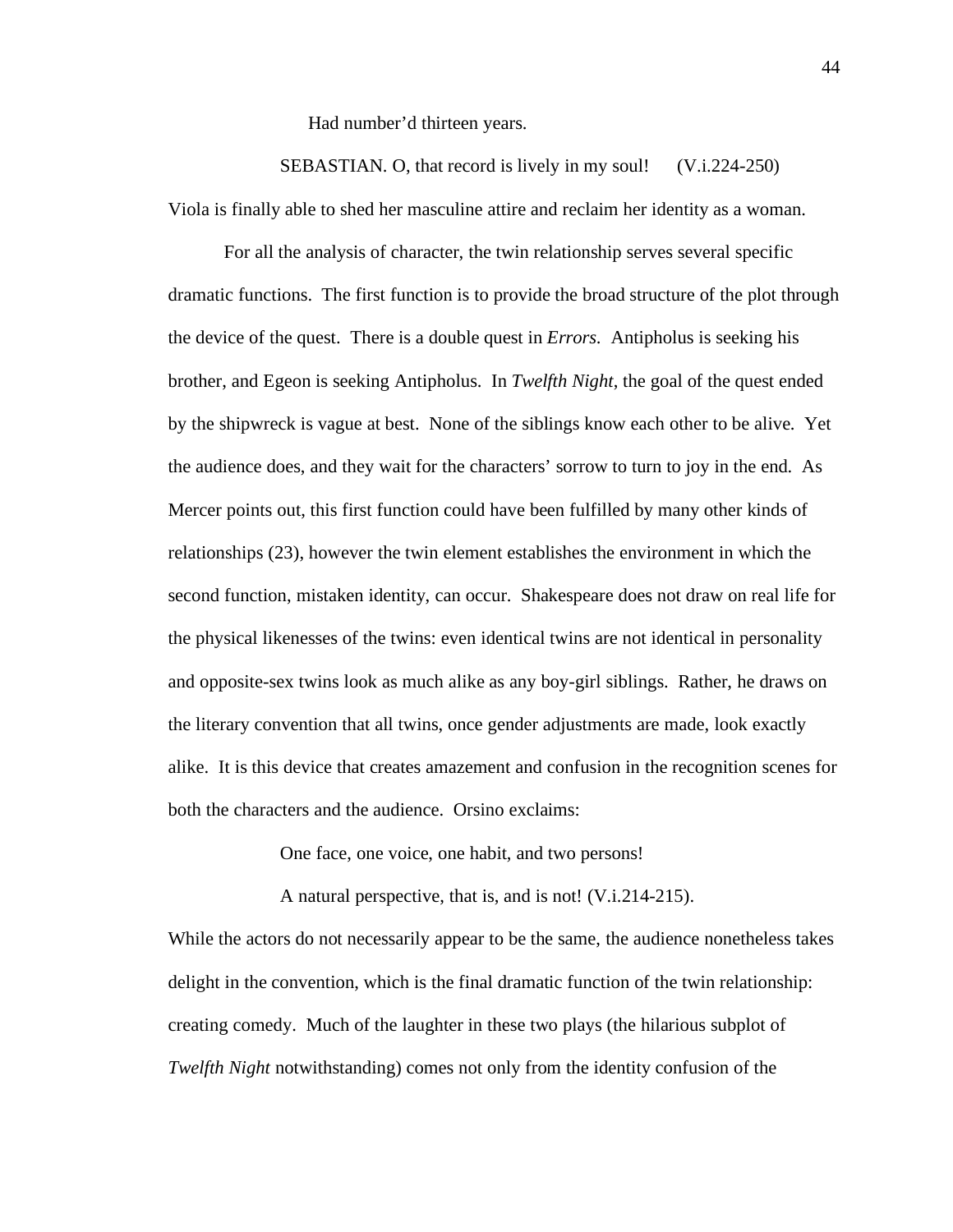Had number'd thirteen years.

SEBASTIAN. O, that record is lively in my soul!  (V.i.224-250)

Viola is finally able to shed her masculine attire and reclaim her identity as a woman.

For all the analysis of character, the twin relationship serves several specific dramatic functions. The first function is to provide the broad structure of the plot through the device of the quest. There is a double quest in *Errors*. Antipholus is seeking his brother, and Egeon is seeking Antipholus. In *Twelfth Night*, the goal of the quest ended by the shipwreck is vague at best. None of the siblings know each other to be alive. Yet the audience does, and they wait for the characters' sorrow to turn to joy in the end. As Mercer points out, this first function could have been fulfilled by many other kinds of relationships (23), however the twin element establishes the environment in which the second function, mistaken identity, can occur. Shakespeare does not draw on real life for the physical likenesses of the twins: even identical twins are not identical in personality and opposite-sex twins look as much alike as any boy-girl siblings. Rather, he draws on the literary convention that all twins, once gender adjustments are made, look exactly alike. It is this device that creates amazement and confusion in the recognition scenes for both the characters and the audience. Orsino exclaims:

One face, one voice, one habit, and two persons!
A natural perspective, that is, and is not! (V.i.214-215).

While the actors do not necessarily appear to be the same, the audience nonetheless takes delight in the convention, which is the final dramatic function of the twin relationship: creating comedy. Much of the laughter in these two plays (the hilarious subplot of *Twelfth Night* notwithstanding) comes not only from the identity confusion of the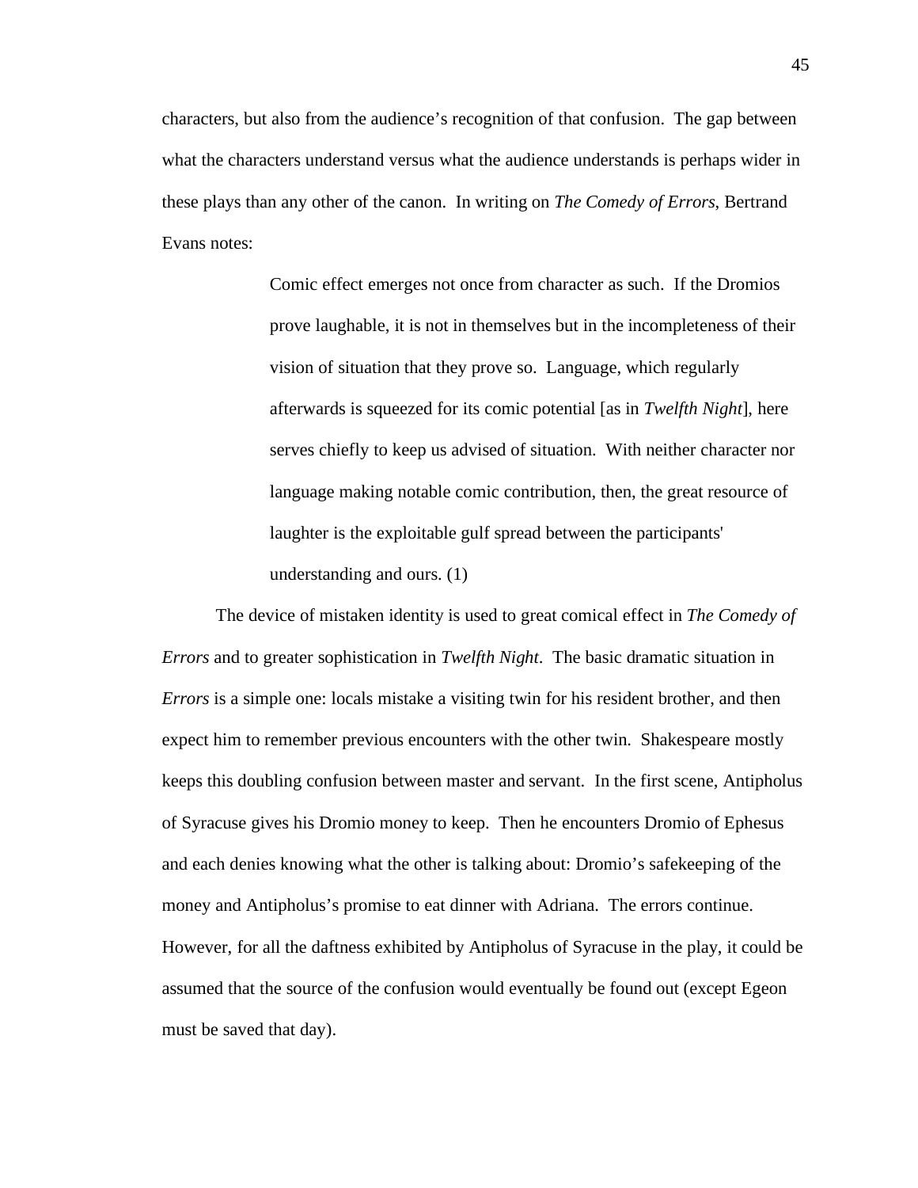characters, but also from the audience's recognition of that confusion. The gap between what the characters understand versus what the audience understands is perhaps wider in these plays than any other of the canon. In writing on *The Comedy of Errors*, Bertrand Evans notes:

> Comic effect emerges not once from character as such. If the Dromios prove laughable, it is not in themselves but in the incompleteness of their vision of situation that they prove so. Language, which regularly afterwards is squeezed for its comic potential [as in *Twelfth Night*], here serves chiefly to keep us advised of situation. With neither character nor language making notable comic contribution, then, the great resource of laughter is the exploitable gulf spread between the participants' understanding and ours. (1)

The device of mistaken identity is used to great comical effect in *The Comedy of Errors* and to greater sophistication in *Twelfth Night*. The basic dramatic situation in *Errors* is a simple one: locals mistake a visiting twin for his resident brother, and then expect him to remember previous encounters with the other twin. Shakespeare mostly keeps this doubling confusion between master and servant. In the first scene, Antipholus of Syracuse gives his Dromio money to keep. Then he encounters Dromio of Ephesus and each denies knowing what the other is talking about: Dromio's safekeeping of the money and Antipholus's promise to eat dinner with Adriana. The errors continue. However, for all the daftness exhibited by Antipholus of Syracuse in the play, it could be assumed that the source of the confusion would eventually be found out (except Egeon must be saved that day).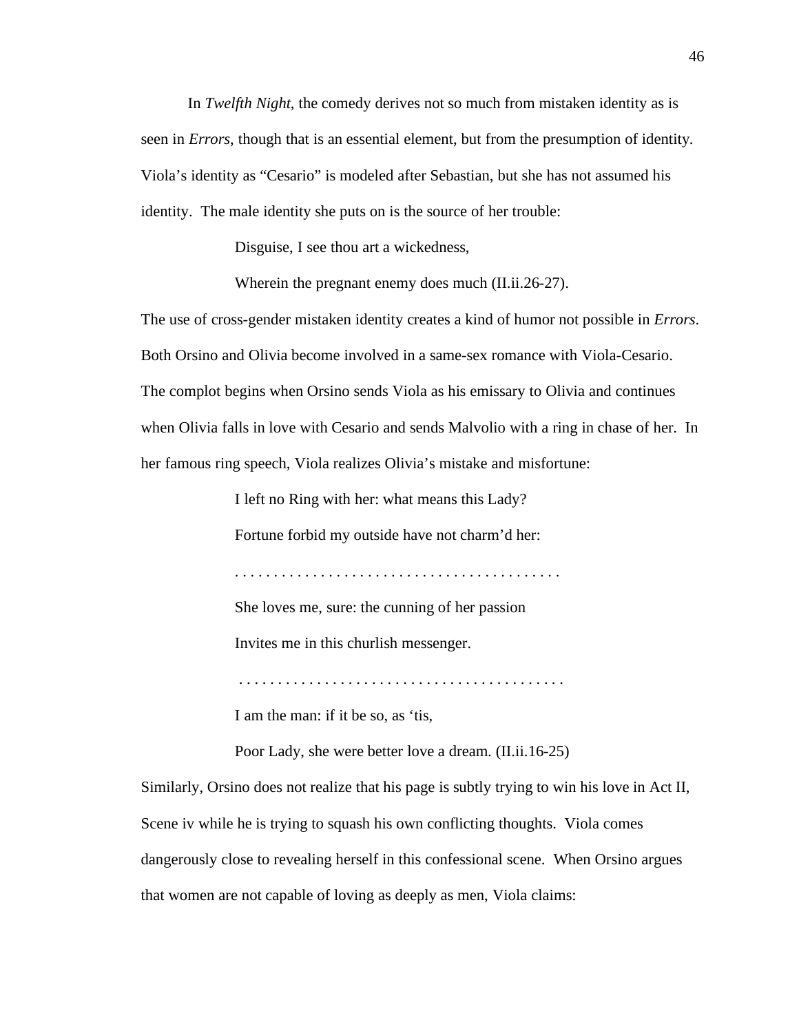In *Twelfth Night*, the comedy derives not so much from mistaken identity as is seen in *Errors*, though that is an essential element, but from the presumption of identity. Viola's identity as "Cesario" is modeled after Sebastian, but she has not assumed his identity. The male identity she puts on is the source of her trouble:

> Disguise, I see thou art a wickedness,
>
> Wherein the pregnant enemy does much (II.ii.26-27).

The use of cross-gender mistaken identity creates a kind of humor not possible in *Errors*. Both Orsino and Olivia become involved in a same-sex romance with Viola-Cesario. The complot begins when Orsino sends Viola as his emissary to Olivia and continues when Olivia falls in love with Cesario and sends Malvolio with a ring in chase of her. In her famous ring speech, Viola realizes Olivia's mistake and misfortune:

> I left no Ring with her: what means this Lady?
>
> Fortune forbid my outside have not charm'd her:
>
> . . . . . . . . . . . . . . . . . . . . . . . . . . . . . . . . . . . . . . . . . .
>
> She loves me, sure: the cunning of her passion
>
> Invites me in this churlish messenger.
>
> . . . . . . . . . . . . . . . . . . . . . . . . . . . . . . . . . . . . . . . . . .
>
> I am the man: if it be so, as 'tis,
>
> Poor Lady, she were better love a dream. (II.ii.16-25)

Similarly, Orsino does not realize that his page is subtly trying to win his love in Act II, Scene iv while he is trying to squash his own conflicting thoughts. Viola comes dangerously close to revealing herself in this confessional scene. When Orsino argues that women are not capable of loving as deeply as men, Viola claims: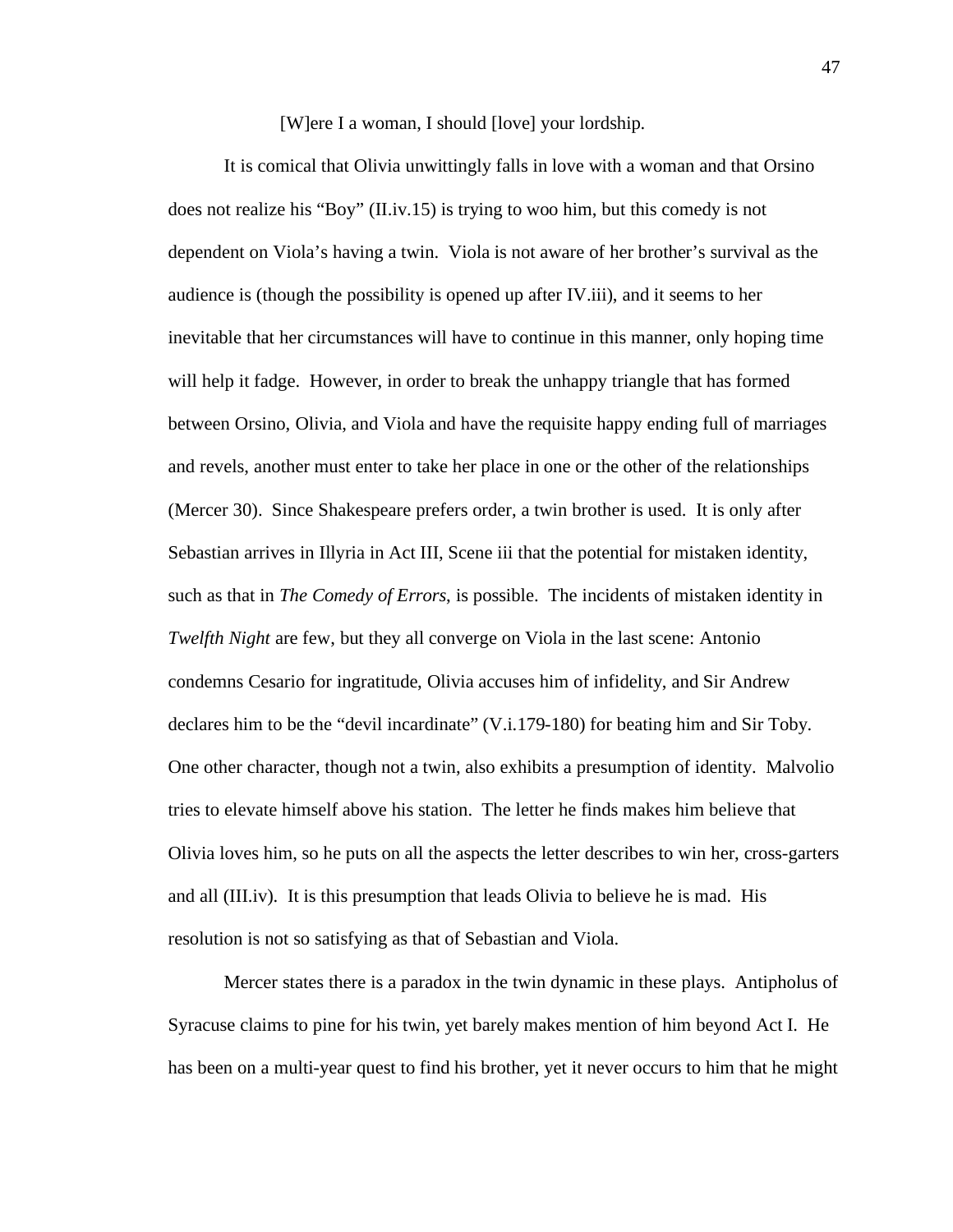[W]ere I a woman, I should [love] your lordship.

It is comical that Olivia unwittingly falls in love with a woman and that Orsino does not realize his "Boy" (II.iv.15) is trying to woo him, but this comedy is not dependent on Viola's having a twin. Viola is not aware of her brother's survival as the audience is (though the possibility is opened up after IV.iii), and it seems to her inevitable that her circumstances will have to continue in this manner, only hoping time will help it fadge. However, in order to break the unhappy triangle that has formed between Orsino, Olivia, and Viola and have the requisite happy ending full of marriages and revels, another must enter to take her place in one or the other of the relationships (Mercer 30). Since Shakespeare prefers order, a twin brother is used. It is only after Sebastian arrives in Illyria in Act III, Scene iii that the potential for mistaken identity, such as that in *The Comedy of Errors*, is possible. The incidents of mistaken identity in *Twelfth Night* are few, but they all converge on Viola in the last scene: Antonio condemns Cesario for ingratitude, Olivia accuses him of infidelity, and Sir Andrew declares him to be the "devil incardinate" (V.i.179-180) for beating him and Sir Toby. One other character, though not a twin, also exhibits a presumption of identity. Malvolio tries to elevate himself above his station. The letter he finds makes him believe that Olivia loves him, so he puts on all the aspects the letter describes to win her, cross-garters and all (III.iv). It is this presumption that leads Olivia to believe he is mad. His resolution is not so satisfying as that of Sebastian and Viola.

Mercer states there is a paradox in the twin dynamic in these plays. Antipholus of Syracuse claims to pine for his twin, yet barely makes mention of him beyond Act I. He has been on a multi-year quest to find his brother, yet it never occurs to him that he might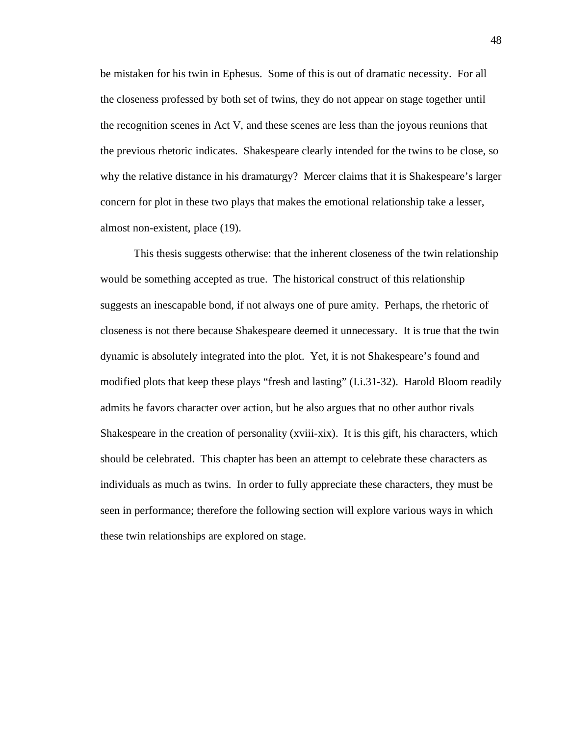be mistaken for his twin in Ephesus. Some of this is out of dramatic necessity. For all the closeness professed by both set of twins, they do not appear on stage together until the recognition scenes in Act V, and these scenes are less than the joyous reunions that the previous rhetoric indicates. Shakespeare clearly intended for the twins to be close, so why the relative distance in his dramaturgy? Mercer claims that it is Shakespeare's larger concern for plot in these two plays that makes the emotional relationship take a lesser, almost non-existent, place (19).

This thesis suggests otherwise: that the inherent closeness of the twin relationship would be something accepted as true. The historical construct of this relationship suggests an inescapable bond, if not always one of pure amity. Perhaps, the rhetoric of closeness is not there because Shakespeare deemed it unnecessary. It is true that the twin dynamic is absolutely integrated into the plot. Yet, it is not Shakespeare's found and modified plots that keep these plays "fresh and lasting" (I.i.31-32). Harold Bloom readily admits he favors character over action, but he also argues that no other author rivals Shakespeare in the creation of personality (xviii-xix). It is this gift, his characters, which should be celebrated. This chapter has been an attempt to celebrate these characters as individuals as much as twins. In order to fully appreciate these characters, they must be seen in performance; therefore the following section will explore various ways in which these twin relationships are explored on stage.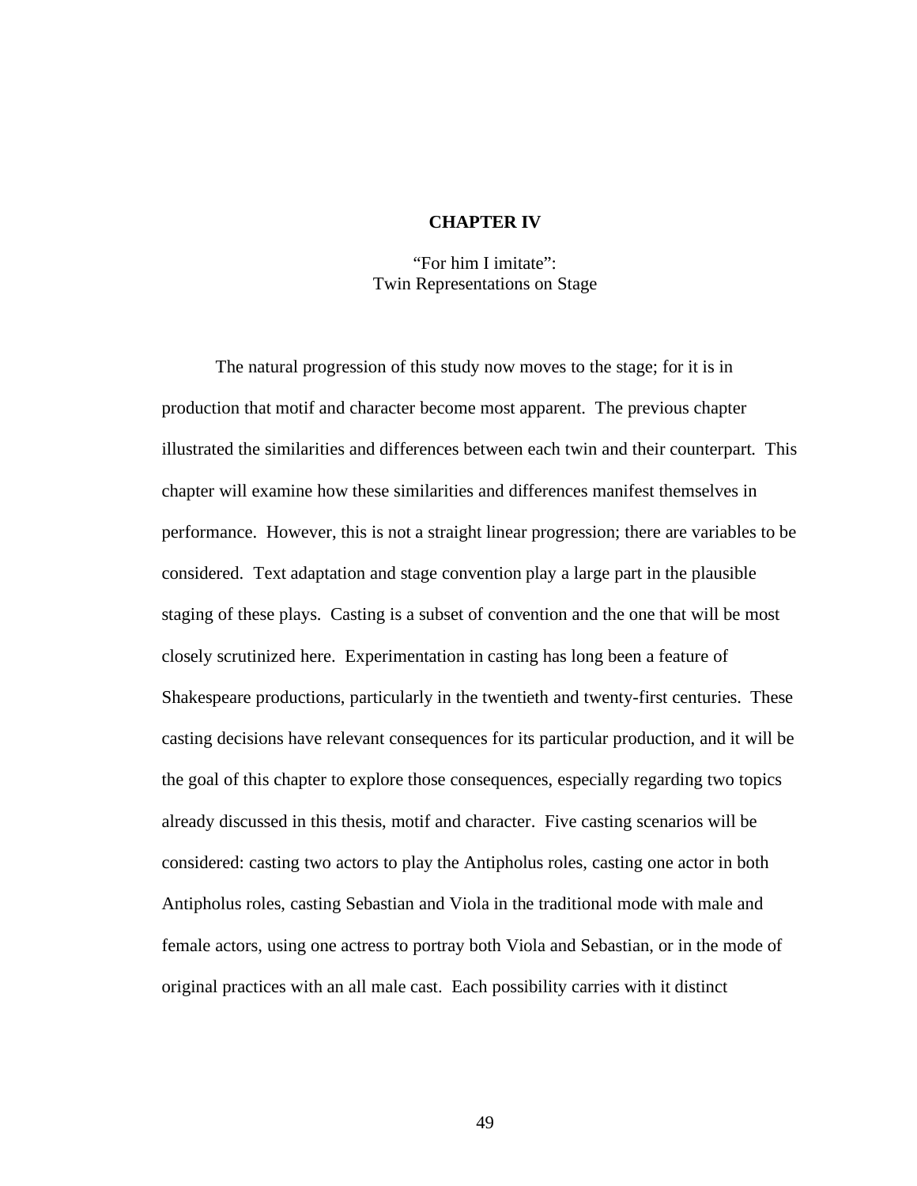# CHAPTER IV

## "For him I imitate": Twin Representations on Stage

The natural progression of this study now moves to the stage; for it is in production that motif and character become most apparent. The previous chapter illustrated the similarities and differences between each twin and their counterpart. This chapter will examine how these similarities and differences manifest themselves in performance. However, this is not a straight linear progression; there are variables to be considered. Text adaptation and stage convention play a large part in the plausible staging of these plays. Casting is a subset of convention and the one that will be most closely scrutinized here. Experimentation in casting has long been a feature of Shakespeare productions, particularly in the twentieth and twenty-first centuries. These casting decisions have relevant consequences for its particular production, and it will be the goal of this chapter to explore those consequences, especially regarding two topics already discussed in this thesis, motif and character. Five casting scenarios will be considered: casting two actors to play the Antipholus roles, casting one actor in both Antipholus roles, casting Sebastian and Viola in the traditional mode with male and female actors, using one actress to portray both Viola and Sebastian, or in the mode of original practices with an all male cast. Each possibility carries with it distinct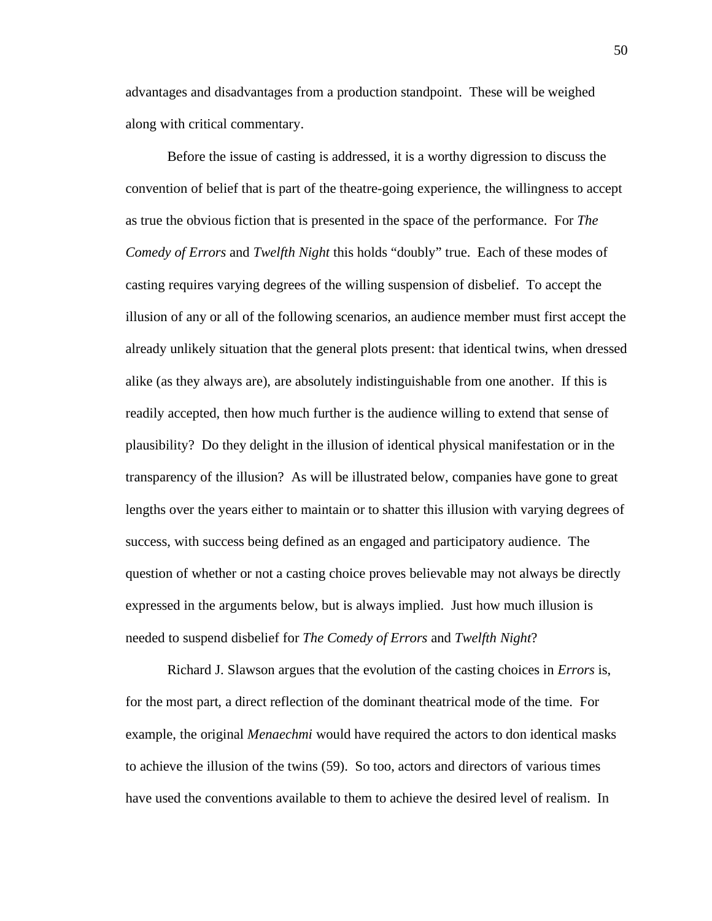advantages and disadvantages from a production standpoint. These will be weighed along with critical commentary.

Before the issue of casting is addressed, it is a worthy digression to discuss the convention of belief that is part of the theatre-going experience, the willingness to accept as true the obvious fiction that is presented in the space of the performance. For *The Comedy of Errors* and *Twelfth Night* this holds "doubly" true. Each of these modes of casting requires varying degrees of the willing suspension of disbelief. To accept the illusion of any or all of the following scenarios, an audience member must first accept the already unlikely situation that the general plots present: that identical twins, when dressed alike (as they always are), are absolutely indistinguishable from one another. If this is readily accepted, then how much further is the audience willing to extend that sense of plausibility? Do they delight in the illusion of identical physical manifestation or in the transparency of the illusion? As will be illustrated below, companies have gone to great lengths over the years either to maintain or to shatter this illusion with varying degrees of success, with success being defined as an engaged and participatory audience. The question of whether or not a casting choice proves believable may not always be directly expressed in the arguments below, but is always implied. Just how much illusion is needed to suspend disbelief for *The Comedy of Errors* and *Twelfth Night*?

Richard J. Slawson argues that the evolution of the casting choices in *Errors* is, for the most part, a direct reflection of the dominant theatrical mode of the time. For example, the original *Menaechmi* would have required the actors to don identical masks to achieve the illusion of the twins (59). So too, actors and directors of various times have used the conventions available to them to achieve the desired level of realism. In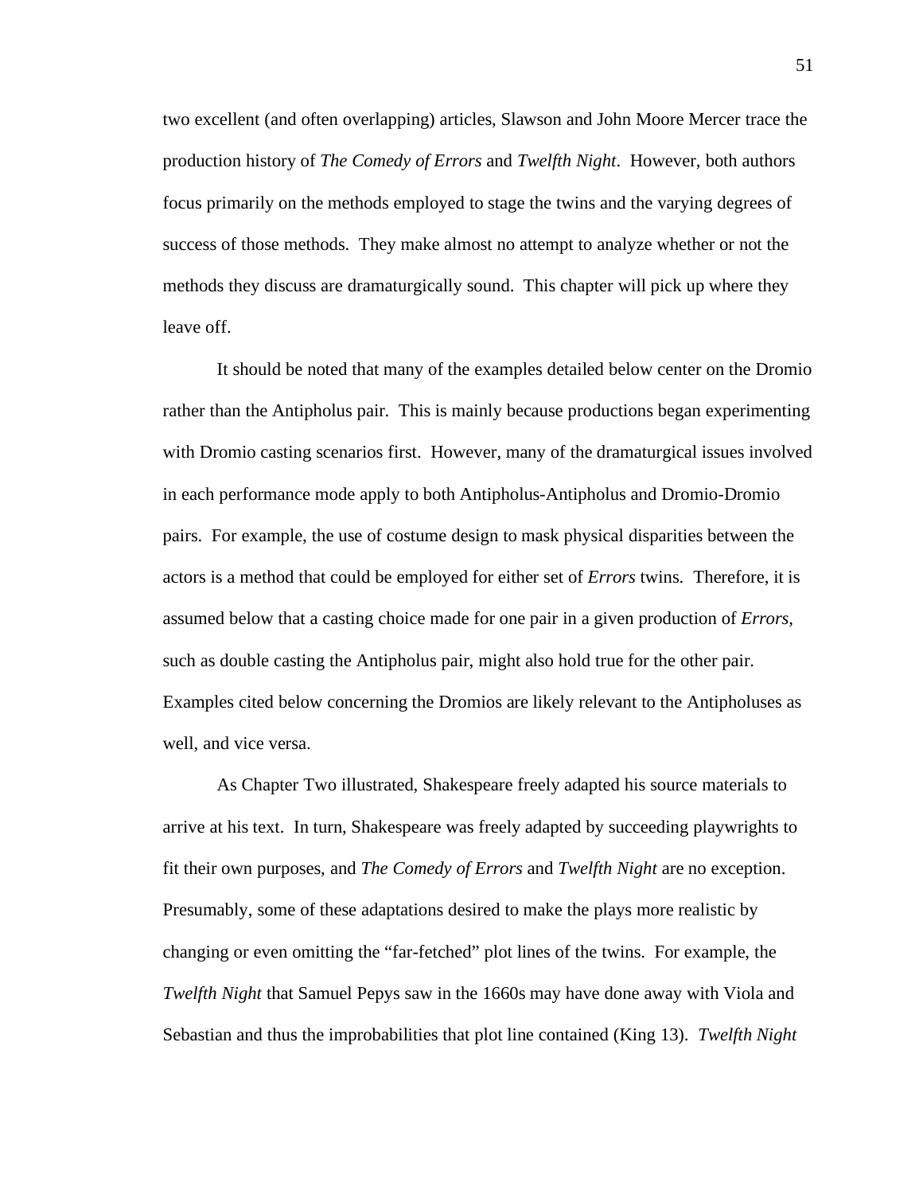two excellent (and often overlapping) articles, Slawson and John Moore Mercer trace the production history of *The Comedy of Errors* and *Twelfth Night*. However, both authors focus primarily on the methods employed to stage the twins and the varying degrees of success of those methods. They make almost no attempt to analyze whether or not the methods they discuss are dramaturgically sound. This chapter will pick up where they leave off.

It should be noted that many of the examples detailed below center on the Dromio rather than the Antipholus pair. This is mainly because productions began experimenting with Dromio casting scenarios first. However, many of the dramaturgical issues involved in each performance mode apply to both Antipholus-Antipholus and Dromio-Dromio pairs. For example, the use of costume design to mask physical disparities between the actors is a method that could be employed for either set of *Errors* twins. Therefore, it is assumed below that a casting choice made for one pair in a given production of *Errors*, such as double casting the Antipholus pair, might also hold true for the other pair. Examples cited below concerning the Dromios are likely relevant to the Antipholuses as well, and vice versa.

As Chapter Two illustrated, Shakespeare freely adapted his source materials to arrive at his text. In turn, Shakespeare was freely adapted by succeeding playwrights to fit their own purposes, and *The Comedy of Errors* and *Twelfth Night* are no exception. Presumably, some of these adaptations desired to make the plays more realistic by changing or even omitting the "far-fetched" plot lines of the twins. For example, the *Twelfth Night* that Samuel Pepys saw in the 1660s may have done away with Viola and Sebastian and thus the improbabilities that plot line contained (King 13). *Twelfth Night*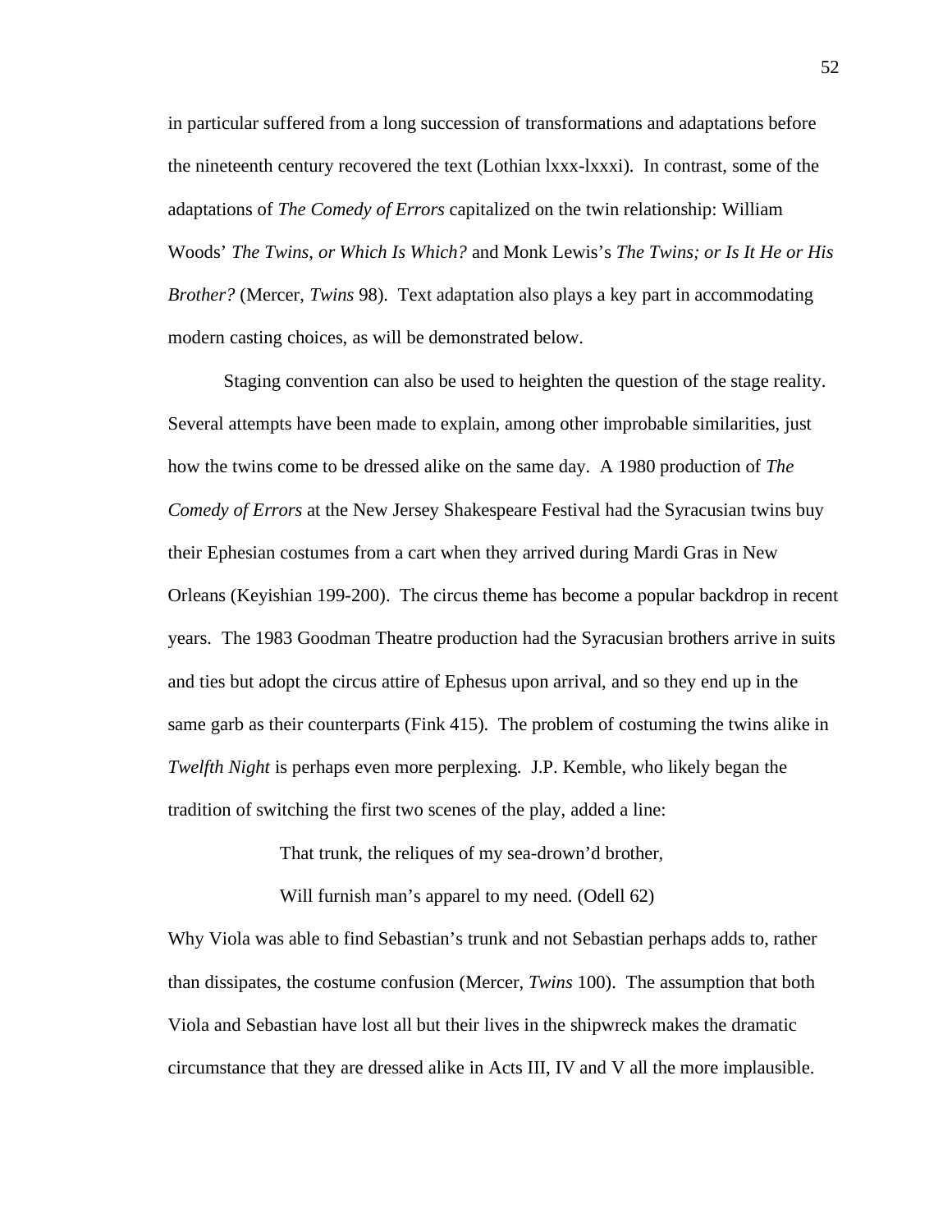in particular suffered from a long succession of transformations and adaptations before the nineteenth century recovered the text (Lothian lxxx-lxxxi). In contrast, some of the adaptations of *The Comedy of Errors* capitalized on the twin relationship: William Woods' *The Twins, or Which Is Which?* and Monk Lewis's *The Twins; or Is It He or His Brother?* (Mercer, *Twins* 98). Text adaptation also plays a key part in accommodating modern casting choices, as will be demonstrated below.

Staging convention can also be used to heighten the question of the stage reality. Several attempts have been made to explain, among other improbable similarities, just how the twins come to be dressed alike on the same day. A 1980 production of *The Comedy of Errors* at the New Jersey Shakespeare Festival had the Syracusian twins buy their Ephesian costumes from a cart when they arrived during Mardi Gras in New Orleans (Keyishian 199-200). The circus theme has become a popular backdrop in recent years. The 1983 Goodman Theatre production had the Syracusian brothers arrive in suits and ties but adopt the circus attire of Ephesus upon arrival, and so they end up in the same garb as their counterparts (Fink 415). The problem of costuming the twins alike in *Twelfth Night* is perhaps even more perplexing. J.P. Kemble, who likely began the tradition of switching the first two scenes of the play, added a line:

> That trunk, the reliques of my sea-drown'd brother,
>
> Will furnish man's apparel to my need. (Odell 62)

Why Viola was able to find Sebastian's trunk and not Sebastian perhaps adds to, rather than dissipates, the costume confusion (Mercer, *Twins* 100). The assumption that both Viola and Sebastian have lost all but their lives in the shipwreck makes the dramatic circumstance that they are dressed alike in Acts III, IV and V all the more implausible.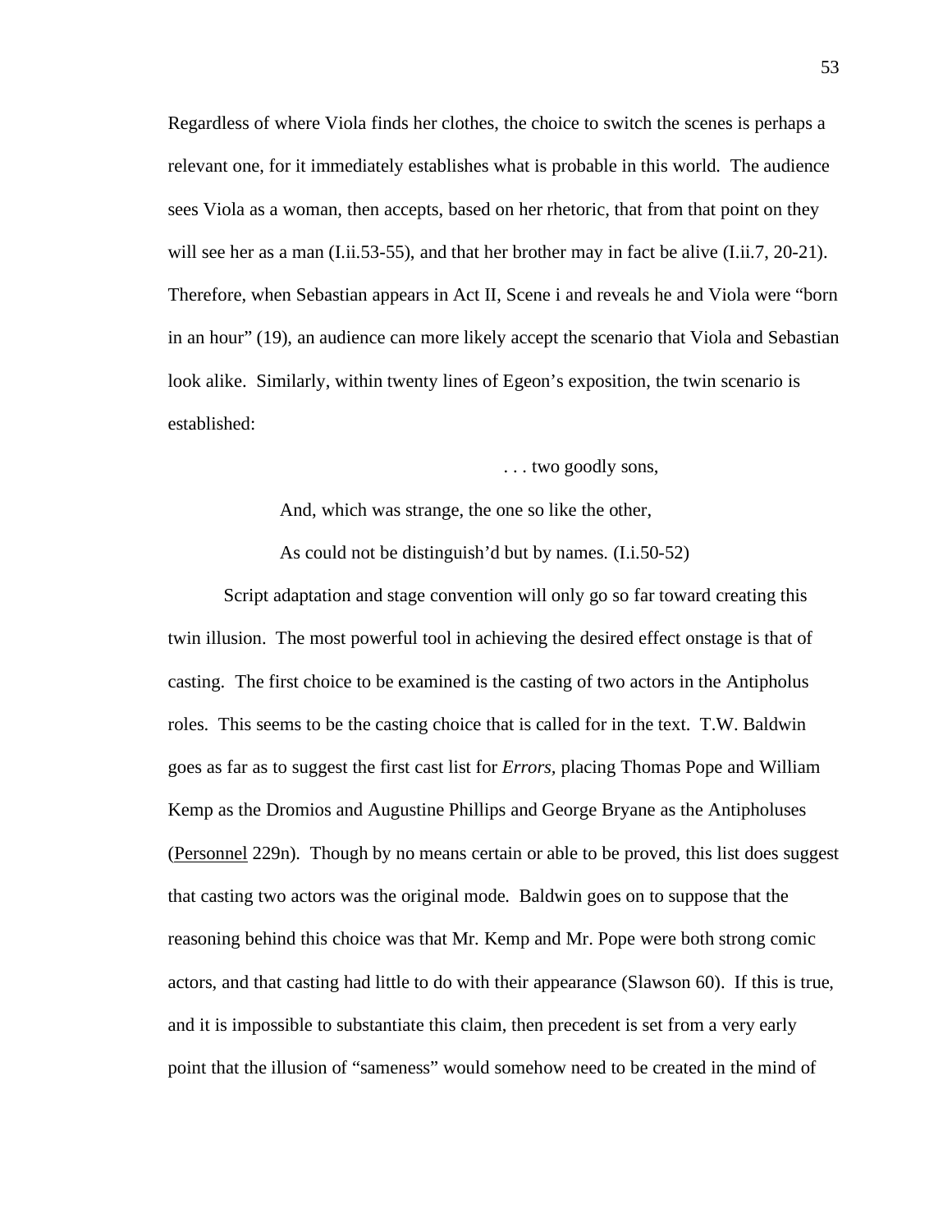Regardless of where Viola finds her clothes, the choice to switch the scenes is perhaps a relevant one, for it immediately establishes what is probable in this world. The audience sees Viola as a woman, then accepts, based on her rhetoric, that from that point on they will see her as a man (I.ii.53-55), and that her brother may in fact be alive (I.ii.7, 20-21). Therefore, when Sebastian appears in Act II, Scene i and reveals he and Viola were "born in an hour" (19), an audience can more likely accept the scenario that Viola and Sebastian look alike. Similarly, within twenty lines of Egeon's exposition, the twin scenario is established:

> . . . two goodly sons,
>
> And, which was strange, the one so like the other,
>
> As could not be distinguish'd but by names. (I.i.50-52)

Script adaptation and stage convention will only go so far toward creating this twin illusion. The most powerful tool in achieving the desired effect onstage is that of casting. The first choice to be examined is the casting of two actors in the Antipholus roles. This seems to be the casting choice that is called for in the text. T.W. Baldwin goes as far as to suggest the first cast list for *Errors*, placing Thomas Pope and William Kemp as the Dromios and Augustine Phillips and George Bryane as the Antipholuses (Personnel 229n). Though by no means certain or able to be proved, this list does suggest that casting two actors was the original mode. Baldwin goes on to suppose that the reasoning behind this choice was that Mr. Kemp and Mr. Pope were both strong comic actors, and that casting had little to do with their appearance (Slawson 60). If this is true, and it is impossible to substantiate this claim, then precedent is set from a very early point that the illusion of "sameness" would somehow need to be created in the mind of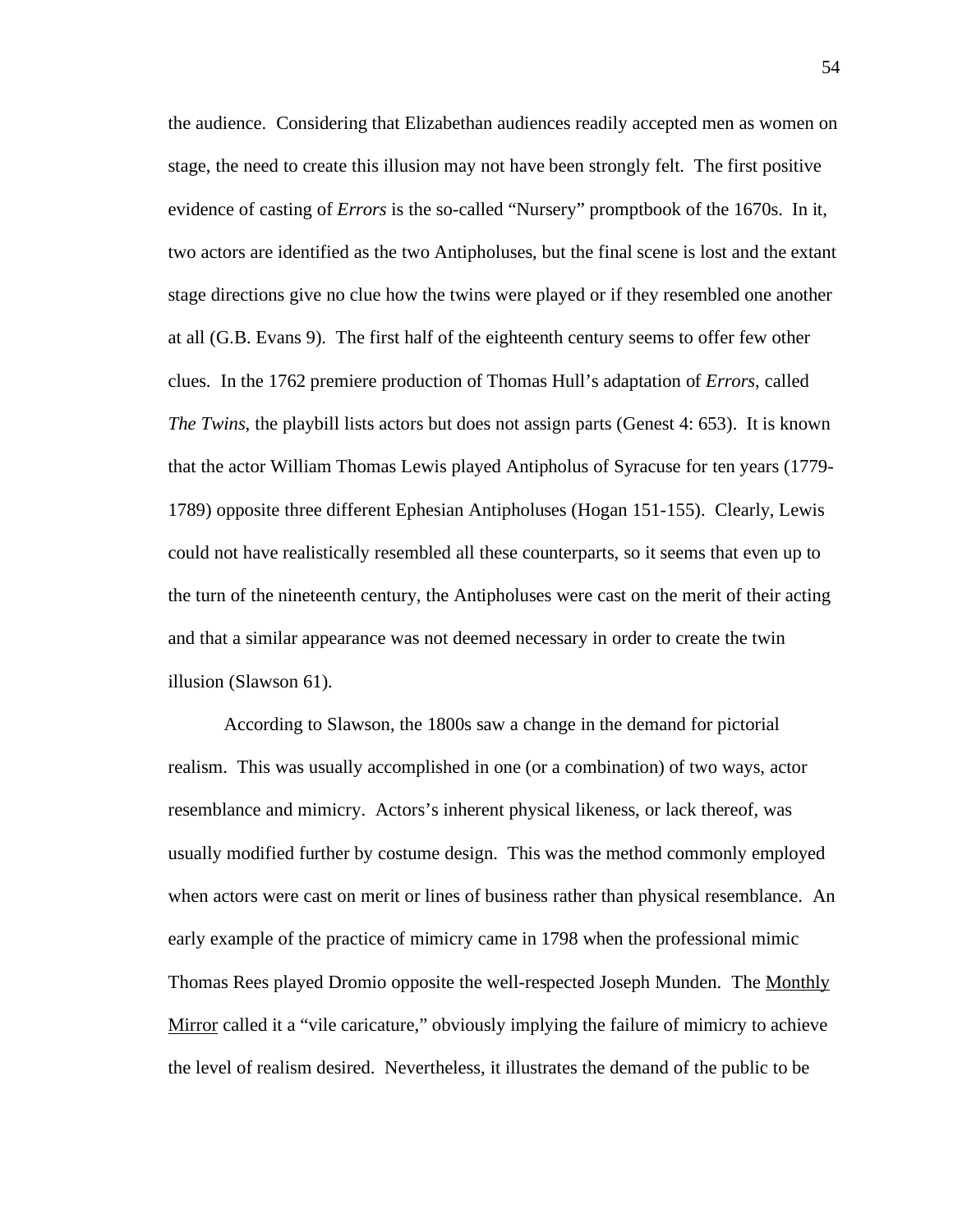the audience. Considering that Elizabethan audiences readily accepted men as women on stage, the need to create this illusion may not have been strongly felt. The first positive evidence of casting of *Errors* is the so-called “Nursery” promptbook of the 1670s. In it, two actors are identified as the two Antipholuses, but the final scene is lost and the extant stage directions give no clue how the twins were played or if they resembled one another at all (G.B. Evans 9). The first half of the eighteenth century seems to offer few other clues. In the 1762 premiere production of Thomas Hull’s adaptation of *Errors*, called *The Twins*, the playbill lists actors but does not assign parts (Genest 4: 653). It is known that the actor William Thomas Lewis played Antipholus of Syracuse for ten years (1779-1789) opposite three different Ephesian Antipholuses (Hogan 151-155). Clearly, Lewis could not have realistically resembled all these counterparts, so it seems that even up to the turn of the nineteenth century, the Antipholuses were cast on the merit of their acting and that a similar appearance was not deemed necessary in order to create the twin illusion (Slawson 61).

According to Slawson, the 1800s saw a change in the demand for pictorial realism. This was usually accomplished in one (or a combination) of two ways, actor resemblance and mimicry. Actors’s inherent physical likeness, or lack thereof, was usually modified further by costume design. This was the method commonly employed when actors were cast on merit or lines of business rather than physical resemblance. An early example of the practice of mimicry came in 1798 when the professional mimic Thomas Rees played Dromio opposite the well-respected Joseph Munden. The Monthly Mirror called it a “vile caricature,” obviously implying the failure of mimicry to achieve the level of realism desired. Nevertheless, it illustrates the demand of the public to be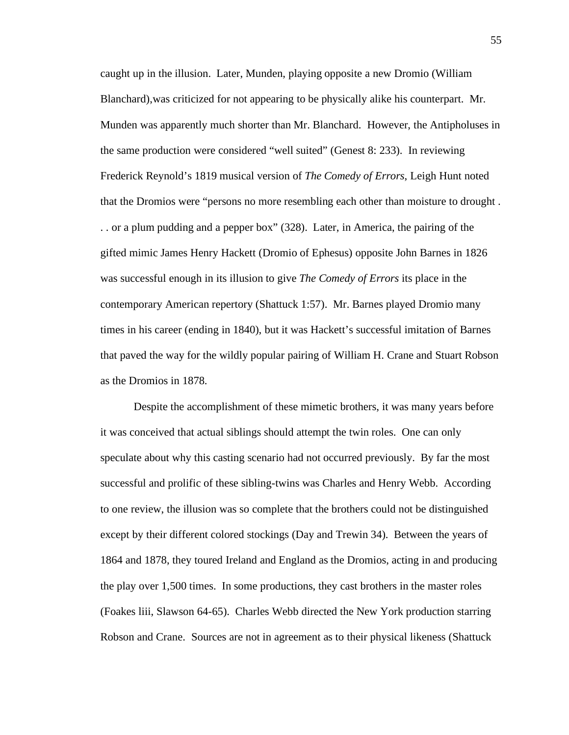caught up in the illusion. Later, Munden, playing opposite a new Dromio (William Blanchard),was criticized for not appearing to be physically alike his counterpart. Mr. Munden was apparently much shorter than Mr. Blanchard. However, the Antipholuses in the same production were considered "well suited" (Genest 8: 233). In reviewing Frederick Reynold's 1819 musical version of *The Comedy of Errors*, Leigh Hunt noted that the Dromios were "persons no more resembling each other than moisture to drought . . . or a plum pudding and a pepper box" (328). Later, in America, the pairing of the gifted mimic James Henry Hackett (Dromio of Ephesus) opposite John Barnes in 1826 was successful enough in its illusion to give *The Comedy of Errors* its place in the contemporary American repertory (Shattuck 1:57). Mr. Barnes played Dromio many times in his career (ending in 1840), but it was Hackett's successful imitation of Barnes that paved the way for the wildly popular pairing of William H. Crane and Stuart Robson as the Dromios in 1878.

Despite the accomplishment of these mimetic brothers, it was many years before it was conceived that actual siblings should attempt the twin roles. One can only speculate about why this casting scenario had not occurred previously. By far the most successful and prolific of these sibling-twins was Charles and Henry Webb. According to one review, the illusion was so complete that the brothers could not be distinguished except by their different colored stockings (Day and Trewin 34). Between the years of 1864 and 1878, they toured Ireland and England as the Dromios, acting in and producing the play over 1,500 times. In some productions, they cast brothers in the master roles (Foakes liii, Slawson 64-65). Charles Webb directed the New York production starring Robson and Crane. Sources are not in agreement as to their physical likeness (Shattuck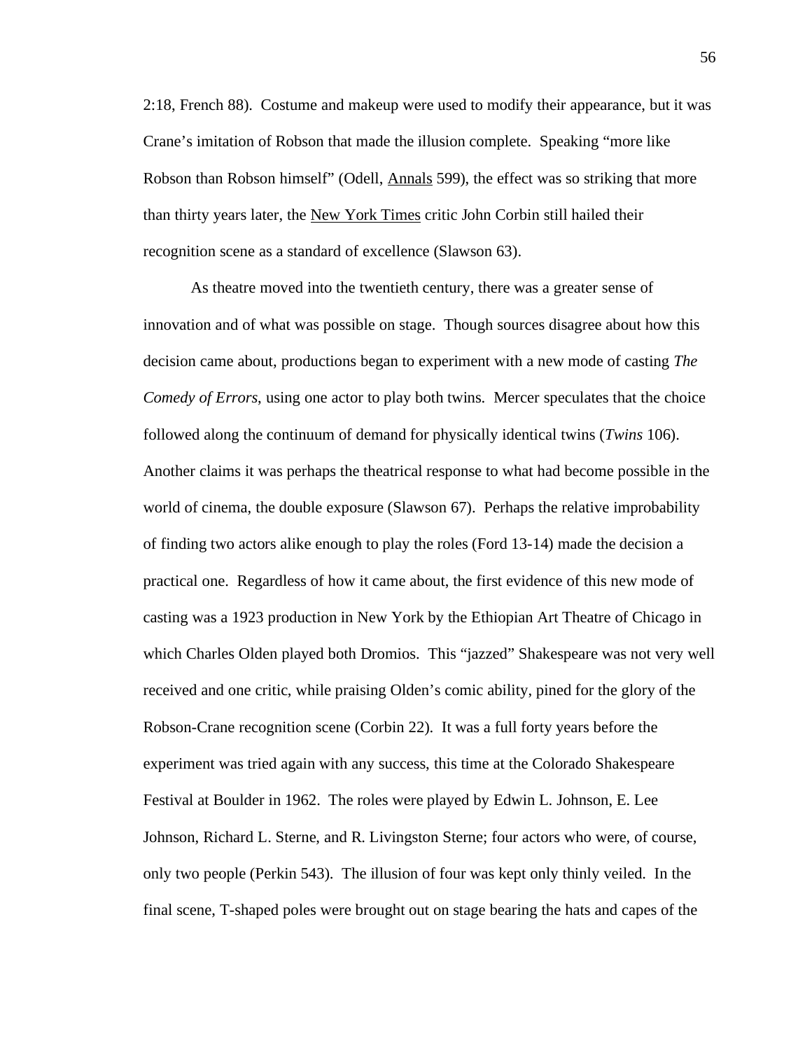2:18, French 88). Costume and makeup were used to modify their appearance, but it was Crane's imitation of Robson that made the illusion complete. Speaking "more like Robson than Robson himself" (Odell, Annals 599), the effect was so striking that more than thirty years later, the New York Times critic John Corbin still hailed their recognition scene as a standard of excellence (Slawson 63).

As theatre moved into the twentieth century, there was a greater sense of innovation and of what was possible on stage. Though sources disagree about how this decision came about, productions began to experiment with a new mode of casting *The Comedy of Errors*, using one actor to play both twins. Mercer speculates that the choice followed along the continuum of demand for physically identical twins (*Twins* 106). Another claims it was perhaps the theatrical response to what had become possible in the world of cinema, the double exposure (Slawson 67). Perhaps the relative improbability of finding two actors alike enough to play the roles (Ford 13-14) made the decision a practical one. Regardless of how it came about, the first evidence of this new mode of casting was a 1923 production in New York by the Ethiopian Art Theatre of Chicago in which Charles Olden played both Dromios. This "jazzed" Shakespeare was not very well received and one critic, while praising Olden's comic ability, pined for the glory of the Robson-Crane recognition scene (Corbin 22). It was a full forty years before the experiment was tried again with any success, this time at the Colorado Shakespeare Festival at Boulder in 1962. The roles were played by Edwin L. Johnson, E. Lee Johnson, Richard L. Sterne, and R. Livingston Sterne; four actors who were, of course, only two people (Perkin 543). The illusion of four was kept only thinly veiled. In the final scene, T-shaped poles were brought out on stage bearing the hats and capes of the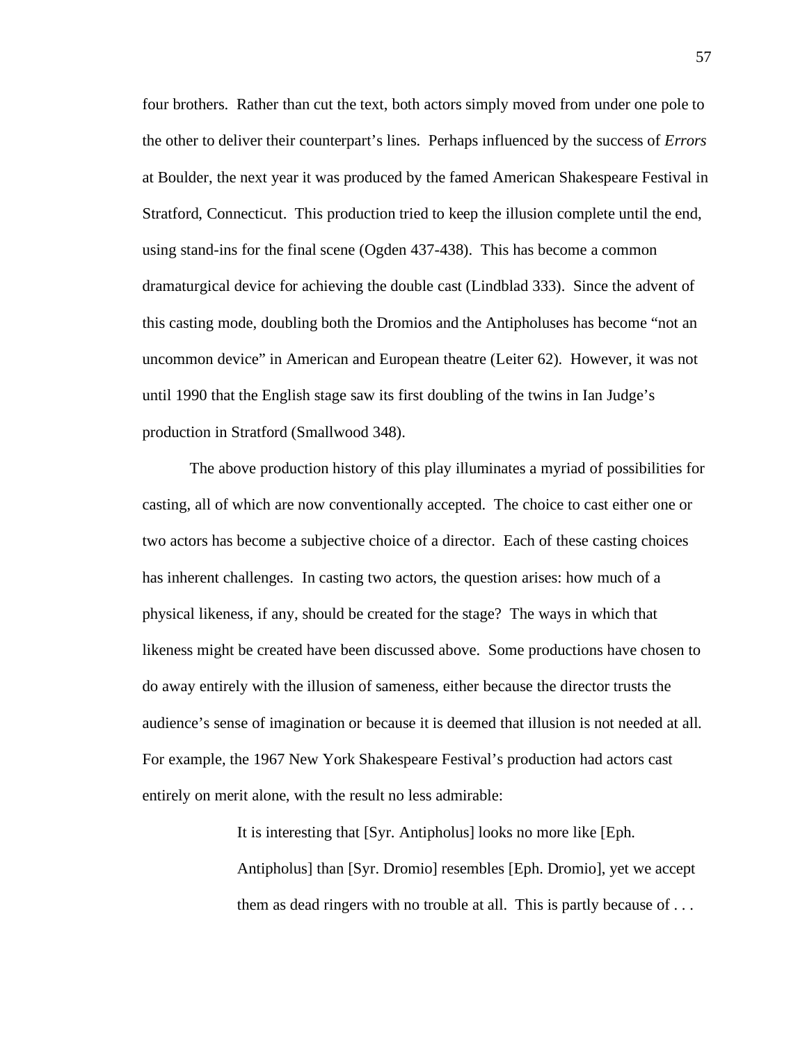four brothers. Rather than cut the text, both actors simply moved from under one pole to the other to deliver their counterpart's lines. Perhaps influenced by the success of *Errors* at Boulder, the next year it was produced by the famed American Shakespeare Festival in Stratford, Connecticut. This production tried to keep the illusion complete until the end, using stand-ins for the final scene (Ogden 437-438). This has become a common dramaturgical device for achieving the double cast (Lindblad 333). Since the advent of this casting mode, doubling both the Dromios and the Antipholuses has become "not an uncommon device" in American and European theatre (Leiter 62). However, it was not until 1990 that the English stage saw its first doubling of the twins in Ian Judge's production in Stratford (Smallwood 348).

The above production history of this play illuminates a myriad of possibilities for casting, all of which are now conventionally accepted. The choice to cast either one or two actors has become a subjective choice of a director. Each of these casting choices has inherent challenges. In casting two actors, the question arises: how much of a physical likeness, if any, should be created for the stage? The ways in which that likeness might be created have been discussed above. Some productions have chosen to do away entirely with the illusion of sameness, either because the director trusts the audience's sense of imagination or because it is deemed that illusion is not needed at all. For example, the 1967 New York Shakespeare Festival's production had actors cast entirely on merit alone, with the result no less admirable:

> It is interesting that [Syr. Antipholus] looks no more like [Eph. Antipholus] than [Syr. Dromio] resembles [Eph. Dromio], yet we accept them as dead ringers with no trouble at all. This is partly because of . . .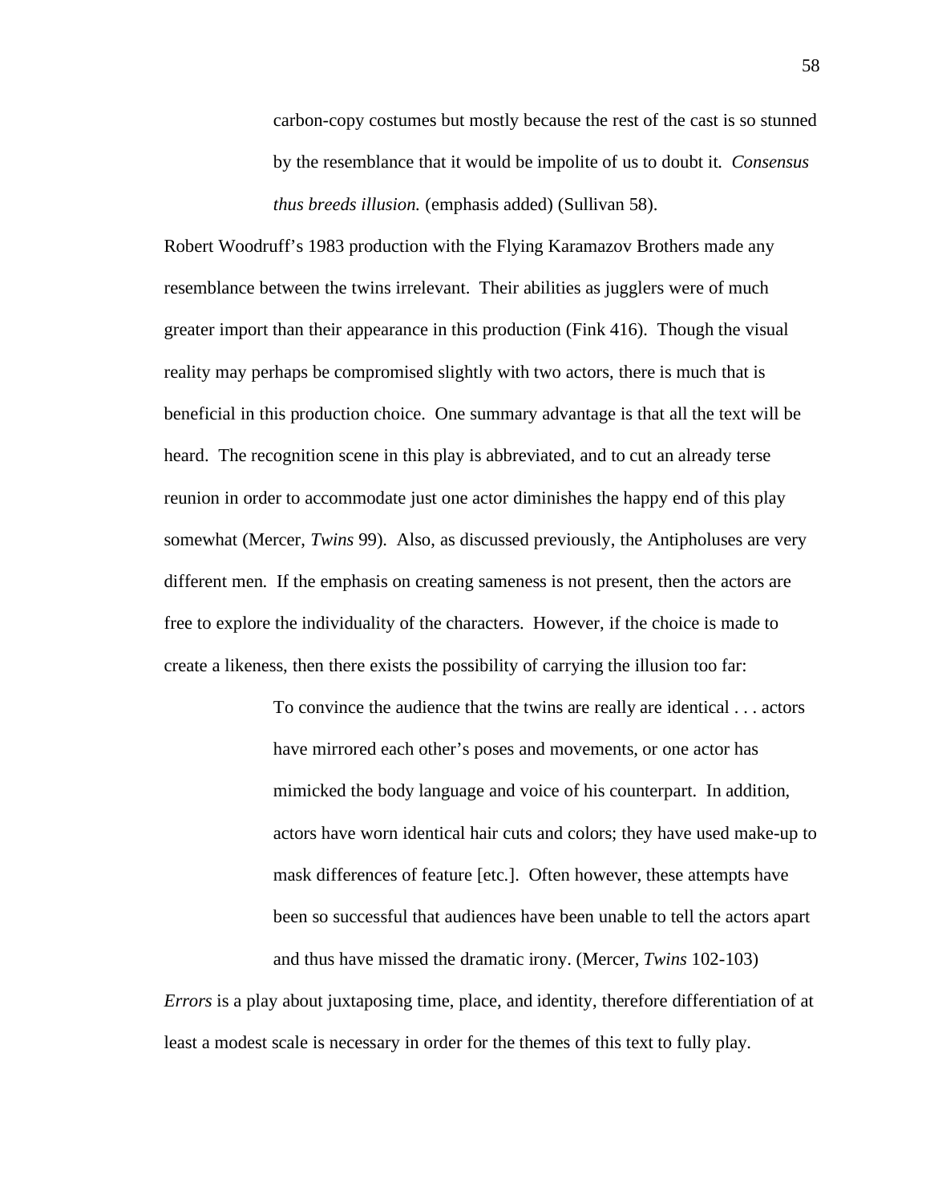> carbon-copy costumes but mostly because the rest of the cast is so stunned by the resemblance that it would be impolite of us to doubt it. *Consensus thus breeds illusion.* (emphasis added) (Sullivan 58).

Robert Woodruff's 1983 production with the Flying Karamazov Brothers made any resemblance between the twins irrelevant. Their abilities as jugglers were of much greater import than their appearance in this production (Fink 416). Though the visual reality may perhaps be compromised slightly with two actors, there is much that is beneficial in this production choice. One summary advantage is that all the text will be heard. The recognition scene in this play is abbreviated, and to cut an already terse reunion in order to accommodate just one actor diminishes the happy end of this play somewhat (Mercer, *Twins* 99). Also, as discussed previously, the Antipholuses are very different men. If the emphasis on creating sameness is not present, then the actors are free to explore the individuality of the characters. However, if the choice is made to create a likeness, then there exists the possibility of carrying the illusion too far:

> To convince the audience that the twins are really are identical . . . actors have mirrored each other's poses and movements, or one actor has mimicked the body language and voice of his counterpart. In addition, actors have worn identical hair cuts and colors; they have used make-up to mask differences of feature [etc.]. Often however, these attempts have been so successful that audiences have been unable to tell the actors apart and thus have missed the dramatic irony. (Mercer, *Twins* 102-103)

*Errors* is a play about juxtaposing time, place, and identity, therefore differentiation of at least a modest scale is necessary in order for the themes of this text to fully play.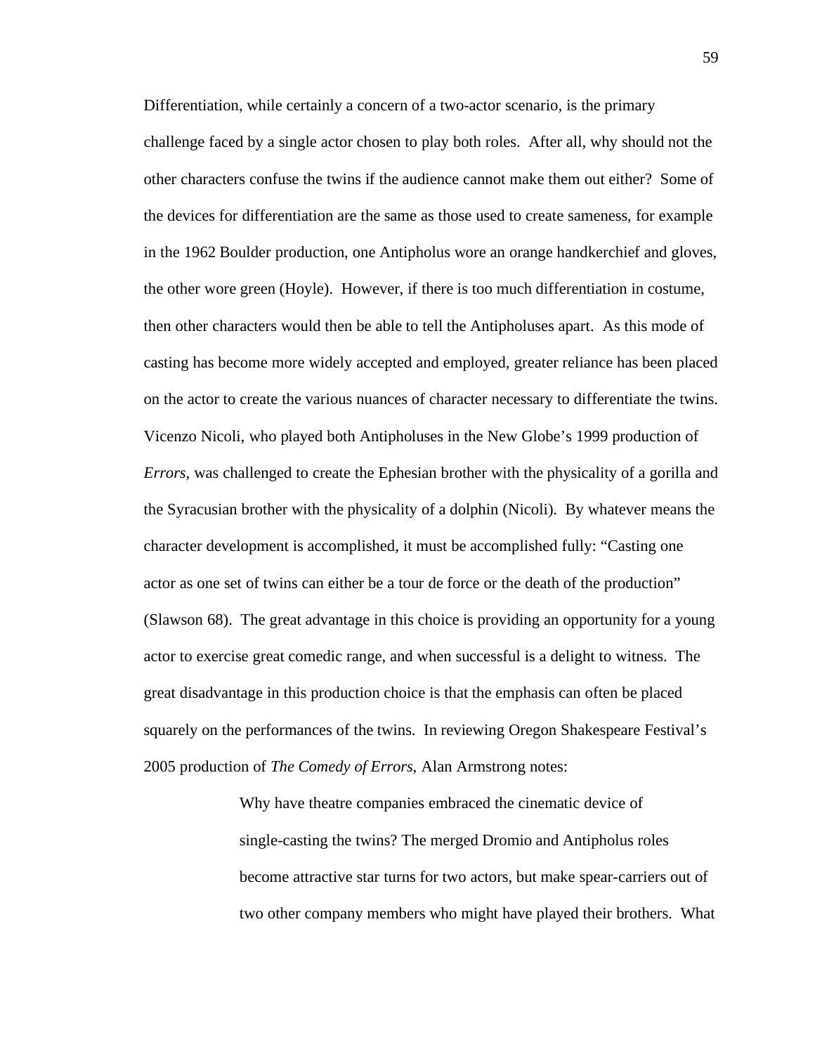Differentiation, while certainly a concern of a two-actor scenario, is the primary challenge faced by a single actor chosen to play both roles. After all, why should not the other characters confuse the twins if the audience cannot make them out either? Some of the devices for differentiation are the same as those used to create sameness, for example in the 1962 Boulder production, one Antipholus wore an orange handkerchief and gloves, the other wore green (Hoyle). However, if there is too much differentiation in costume, then other characters would then be able to tell the Antipholuses apart. As this mode of casting has become more widely accepted and employed, greater reliance has been placed on the actor to create the various nuances of character necessary to differentiate the twins. Vicenzo Nicoli, who played both Antipholuses in the New Globe's 1999 production of *Errors*, was challenged to create the Ephesian brother with the physicality of a gorilla and the Syracusian brother with the physicality of a dolphin (Nicoli). By whatever means the character development is accomplished, it must be accomplished fully: "Casting one actor as one set of twins can either be a tour de force or the death of the production" (Slawson 68). The great advantage in this choice is providing an opportunity for a young actor to exercise great comedic range, and when successful is a delight to witness. The great disadvantage in this production choice is that the emphasis can often be placed squarely on the performances of the twins. In reviewing Oregon Shakespeare Festival's 2005 production of *The Comedy of Errors*, Alan Armstrong notes:

> Why have theatre companies embraced the cinematic device of single-casting the twins? The merged Dromio and Antipholus roles become attractive star turns for two actors, but make spear-carriers out of two other company members who might have played their brothers. What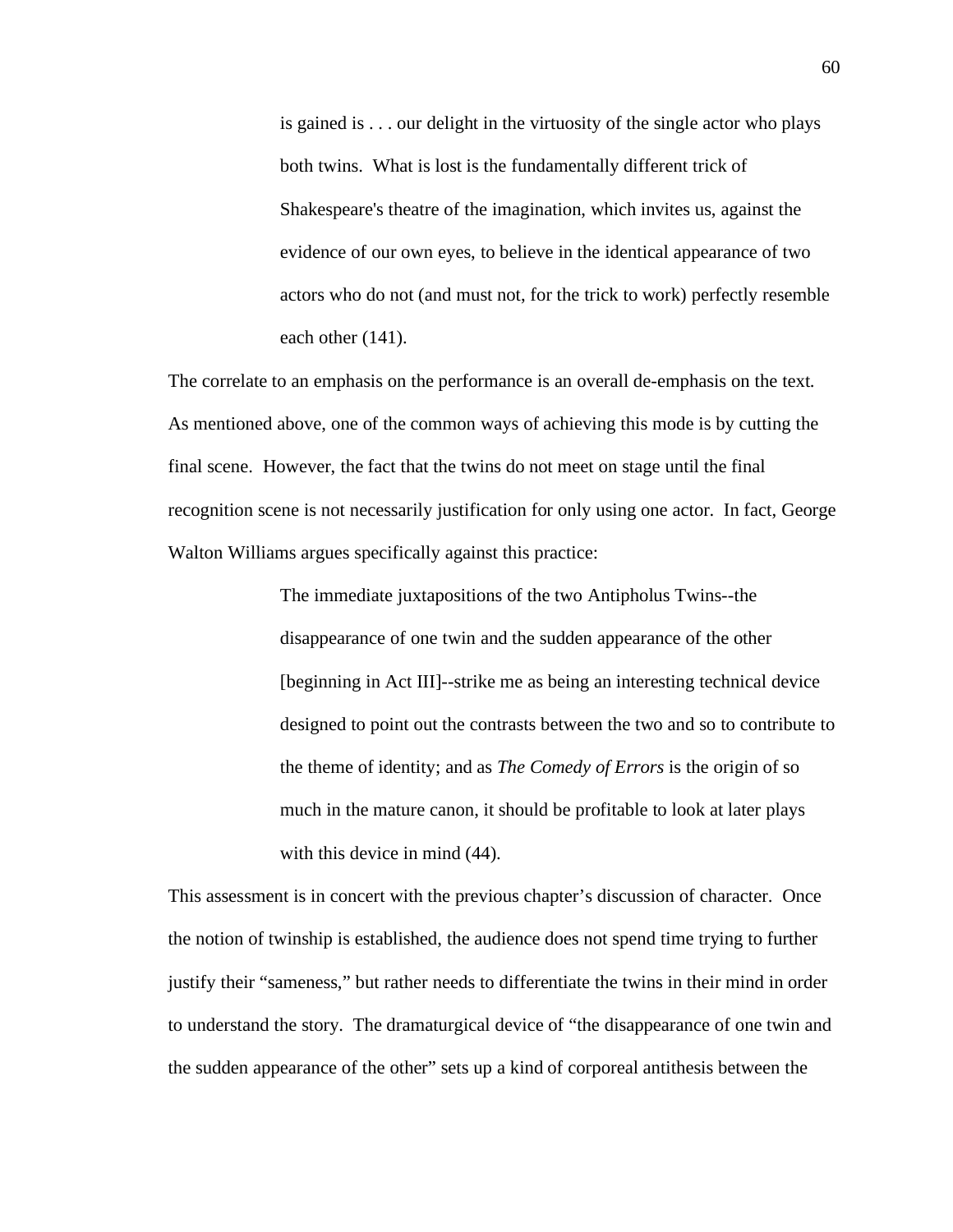> is gained is . . . our delight in the virtuosity of the single actor who plays both twins. What is lost is the fundamentally different trick of Shakespeare's theatre of the imagination, which invites us, against the evidence of our own eyes, to believe in the identical appearance of two actors who do not (and must not, for the trick to work) perfectly resemble each other (141).

The correlate to an emphasis on the performance is an overall de-emphasis on the text. As mentioned above, one of the common ways of achieving this mode is by cutting the final scene. However, the fact that the twins do not meet on stage until the final recognition scene is not necessarily justification for only using one actor. In fact, George Walton Williams argues specifically against this practice:

> The immediate juxtapositions of the two Antipholus Twins--the disappearance of one twin and the sudden appearance of the other [beginning in Act III]--strike me as being an interesting technical device designed to point out the contrasts between the two and so to contribute to the theme of identity; and as *The Comedy of Errors* is the origin of so much in the mature canon, it should be profitable to look at later plays with this device in mind (44).

This assessment is in concert with the previous chapter's discussion of character. Once the notion of twinship is established, the audience does not spend time trying to further justify their "sameness," but rather needs to differentiate the twins in their mind in order to understand the story. The dramaturgical device of "the disappearance of one twin and the sudden appearance of the other" sets up a kind of corporeal antithesis between the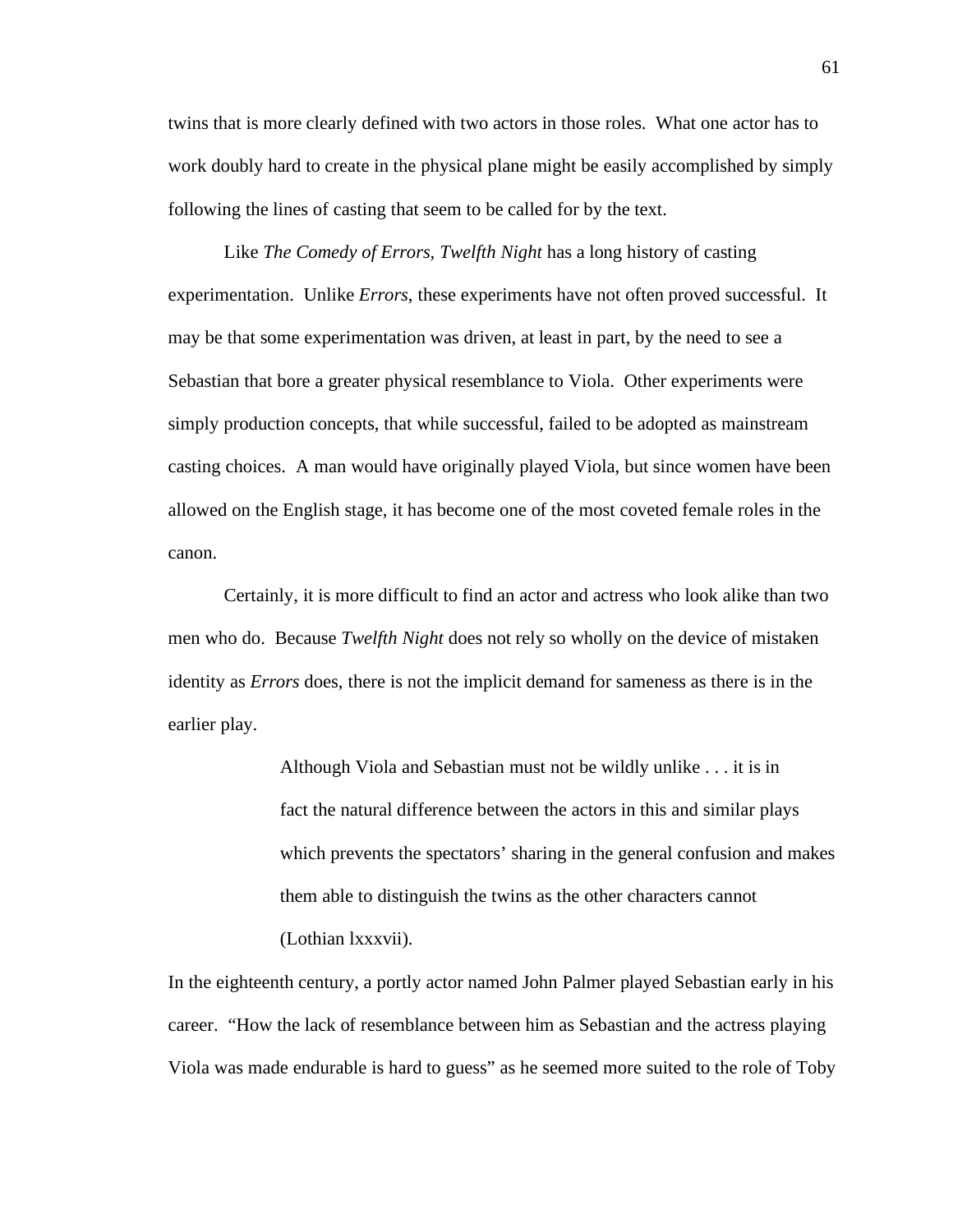twins that is more clearly defined with two actors in those roles. What one actor has to work doubly hard to create in the physical plane might be easily accomplished by simply following the lines of casting that seem to be called for by the text.

Like *The Comedy of Errors, Twelfth Night* has a long history of casting experimentation. Unlike *Errors*, these experiments have not often proved successful. It may be that some experimentation was driven, at least in part, by the need to see a Sebastian that bore a greater physical resemblance to Viola. Other experiments were simply production concepts, that while successful, failed to be adopted as mainstream casting choices. A man would have originally played Viola, but since women have been allowed on the English stage, it has become one of the most coveted female roles in the canon.

Certainly, it is more difficult to find an actor and actress who look alike than two men who do. Because *Twelfth Night* does not rely so wholly on the device of mistaken identity as *Errors* does, there is not the implicit demand for sameness as there is in the earlier play.

> Although Viola and Sebastian must not be wildly unlike . . . it is in fact the natural difference between the actors in this and similar plays which prevents the spectators' sharing in the general confusion and makes them able to distinguish the twins as the other characters cannot (Lothian lxxxvii).

In the eighteenth century, a portly actor named John Palmer played Sebastian early in his career. "How the lack of resemblance between him as Sebastian and the actress playing Viola was made endurable is hard to guess" as he seemed more suited to the role of Toby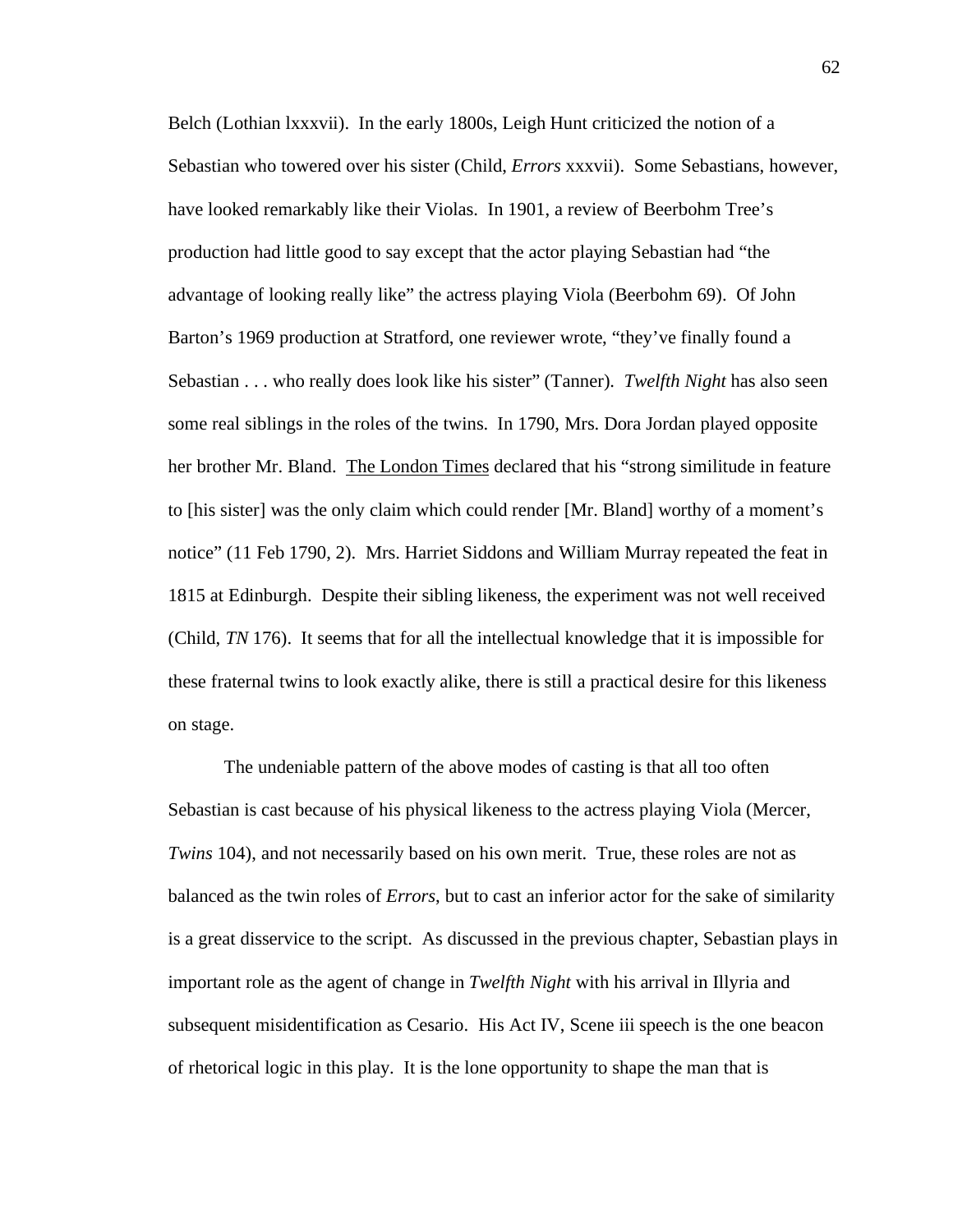Belch (Lothian lxxxvii). In the early 1800s, Leigh Hunt criticized the notion of a Sebastian who towered over his sister (Child, *Errors* xxxvii). Some Sebastians, however, have looked remarkably like their Violas. In 1901, a review of Beerbohm Tree's production had little good to say except that the actor playing Sebastian had "the advantage of looking really like" the actress playing Viola (Beerbohm 69). Of John Barton's 1969 production at Stratford, one reviewer wrote, "they've finally found a Sebastian . . . who really does look like his sister" (Tanner). *Twelfth Night* has also seen some real siblings in the roles of the twins. In 1790, Mrs. Dora Jordan played opposite her brother Mr. Bland. The London Times declared that his "strong similitude in feature to [his sister] was the only claim which could render [Mr. Bland] worthy of a moment's notice" (11 Feb 1790, 2). Mrs. Harriet Siddons and William Murray repeated the feat in 1815 at Edinburgh. Despite their sibling likeness, the experiment was not well received (Child, *TN* 176). It seems that for all the intellectual knowledge that it is impossible for these fraternal twins to look exactly alike, there is still a practical desire for this likeness on stage.

The undeniable pattern of the above modes of casting is that all too often Sebastian is cast because of his physical likeness to the actress playing Viola (Mercer, *Twins* 104), and not necessarily based on his own merit. True, these roles are not as balanced as the twin roles of *Errors*, but to cast an inferior actor for the sake of similarity is a great disservice to the script. As discussed in the previous chapter, Sebastian plays in important role as the agent of change in *Twelfth Night* with his arrival in Illyria and subsequent misidentification as Cesario. His Act IV, Scene iii speech is the one beacon of rhetorical logic in this play. It is the lone opportunity to shape the man that is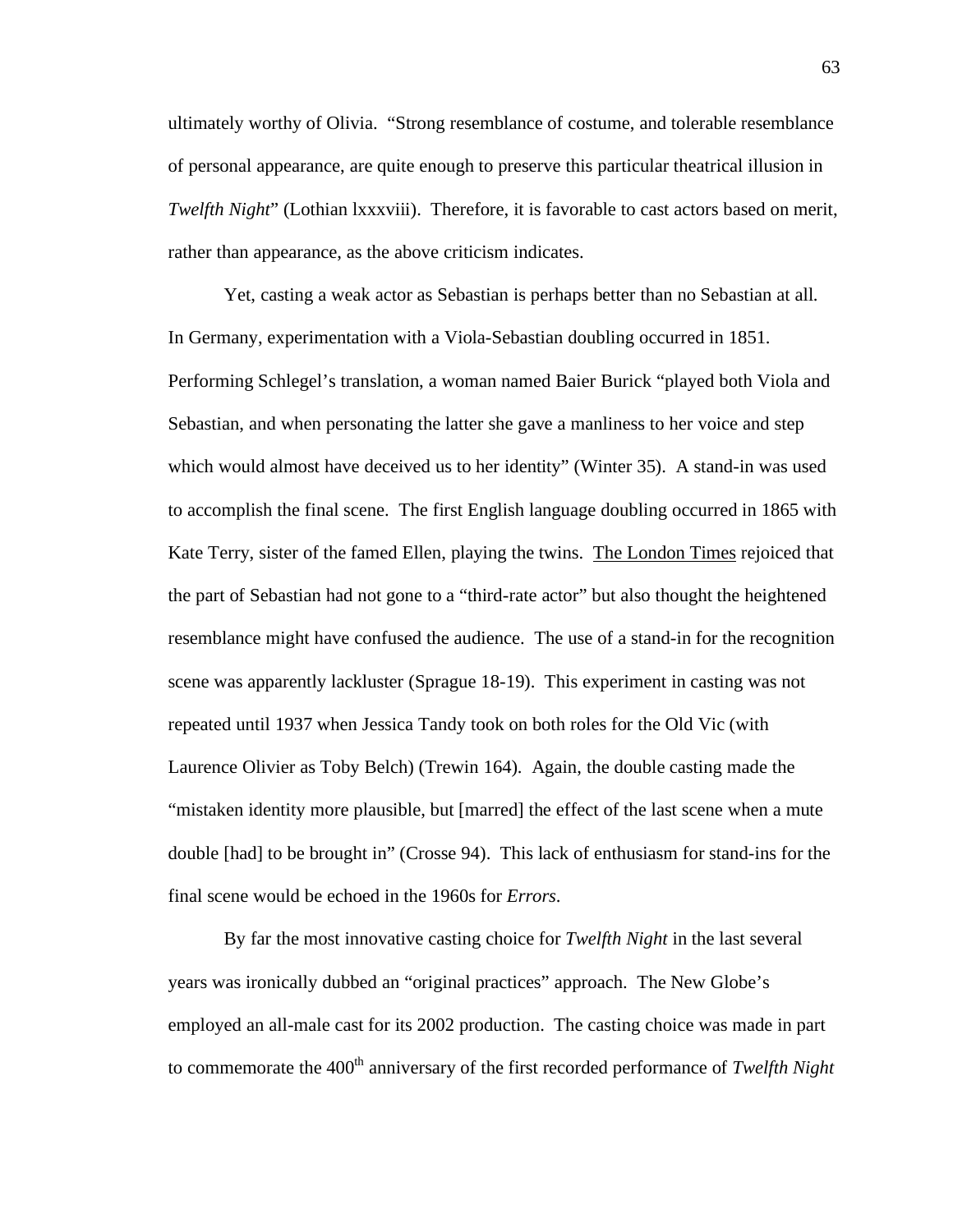ultimately worthy of Olivia. "Strong resemblance of costume, and tolerable resemblance of personal appearance, are quite enough to preserve this particular theatrical illusion in *Twelfth Night*" (Lothian lxxxviii). Therefore, it is favorable to cast actors based on merit, rather than appearance, as the above criticism indicates.

Yet, casting a weak actor as Sebastian is perhaps better than no Sebastian at all. In Germany, experimentation with a Viola-Sebastian doubling occurred in 1851. Performing Schlegel's translation, a woman named Baier Burick "played both Viola and Sebastian, and when personating the latter she gave a manliness to her voice and step which would almost have deceived us to her identity" (Winter 35). A stand-in was used to accomplish the final scene. The first English language doubling occurred in 1865 with Kate Terry, sister of the famed Ellen, playing the twins. The London Times rejoiced that the part of Sebastian had not gone to a "third-rate actor" but also thought the heightened resemblance might have confused the audience. The use of a stand-in for the recognition scene was apparently lackluster (Sprague 18-19). This experiment in casting was not repeated until 1937 when Jessica Tandy took on both roles for the Old Vic (with Laurence Olivier as Toby Belch) (Trewin 164). Again, the double casting made the "mistaken identity more plausible, but [marred] the effect of the last scene when a mute double [had] to be brought in" (Crosse 94). This lack of enthusiasm for stand-ins for the final scene would be echoed in the 1960s for *Errors*.

By far the most innovative casting choice for *Twelfth Night* in the last several years was ironically dubbed an "original practices" approach. The New Globe's employed an all-male cast for its 2002 production. The casting choice was made in part to commemorate the 400th anniversary of the first recorded performance of *Twelfth Night*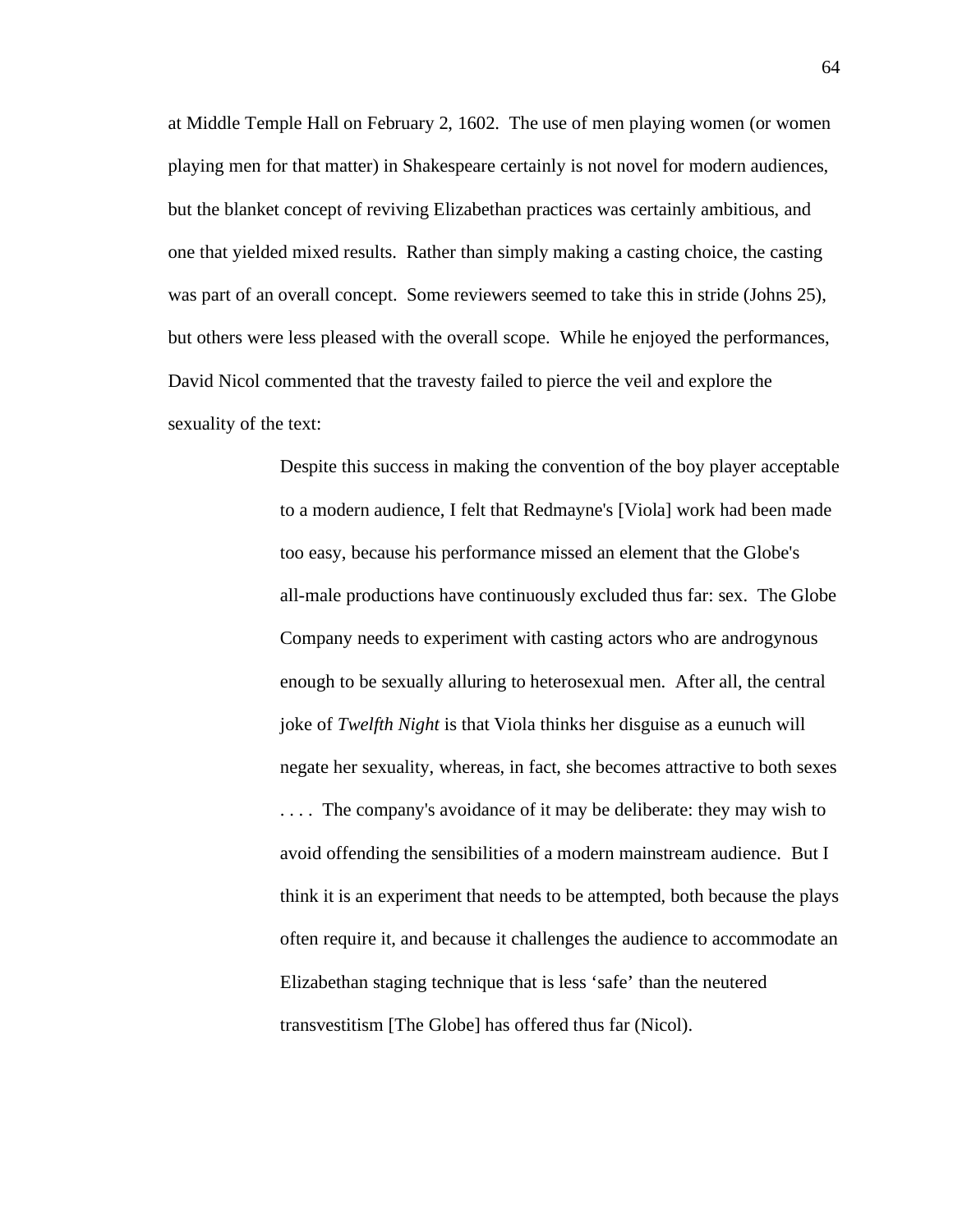at Middle Temple Hall on February 2, 1602. The use of men playing women (or women playing men for that matter) in Shakespeare certainly is not novel for modern audiences, but the blanket concept of reviving Elizabethan practices was certainly ambitious, and one that yielded mixed results. Rather than simply making a casting choice, the casting was part of an overall concept. Some reviewers seemed to take this in stride (Johns 25), but others were less pleased with the overall scope. While he enjoyed the performances, David Nicol commented that the travesty failed to pierce the veil and explore the sexuality of the text:

> Despite this success in making the convention of the boy player acceptable to a modern audience, I felt that Redmayne's [Viola] work had been made too easy, because his performance missed an element that the Globe's all-male productions have continuously excluded thus far: sex. The Globe Company needs to experiment with casting actors who are androgynous enough to be sexually alluring to heterosexual men. After all, the central joke of *Twelfth Night* is that Viola thinks her disguise as a eunuch will negate her sexuality, whereas, in fact, she becomes attractive to both sexes . . . . The company's avoidance of it may be deliberate: they may wish to avoid offending the sensibilities of a modern mainstream audience. But I think it is an experiment that needs to be attempted, both because the plays often require it, and because it challenges the audience to accommodate an Elizabethan staging technique that is less 'safe' than the neutered transvestitism [The Globe] has offered thus far (Nicol).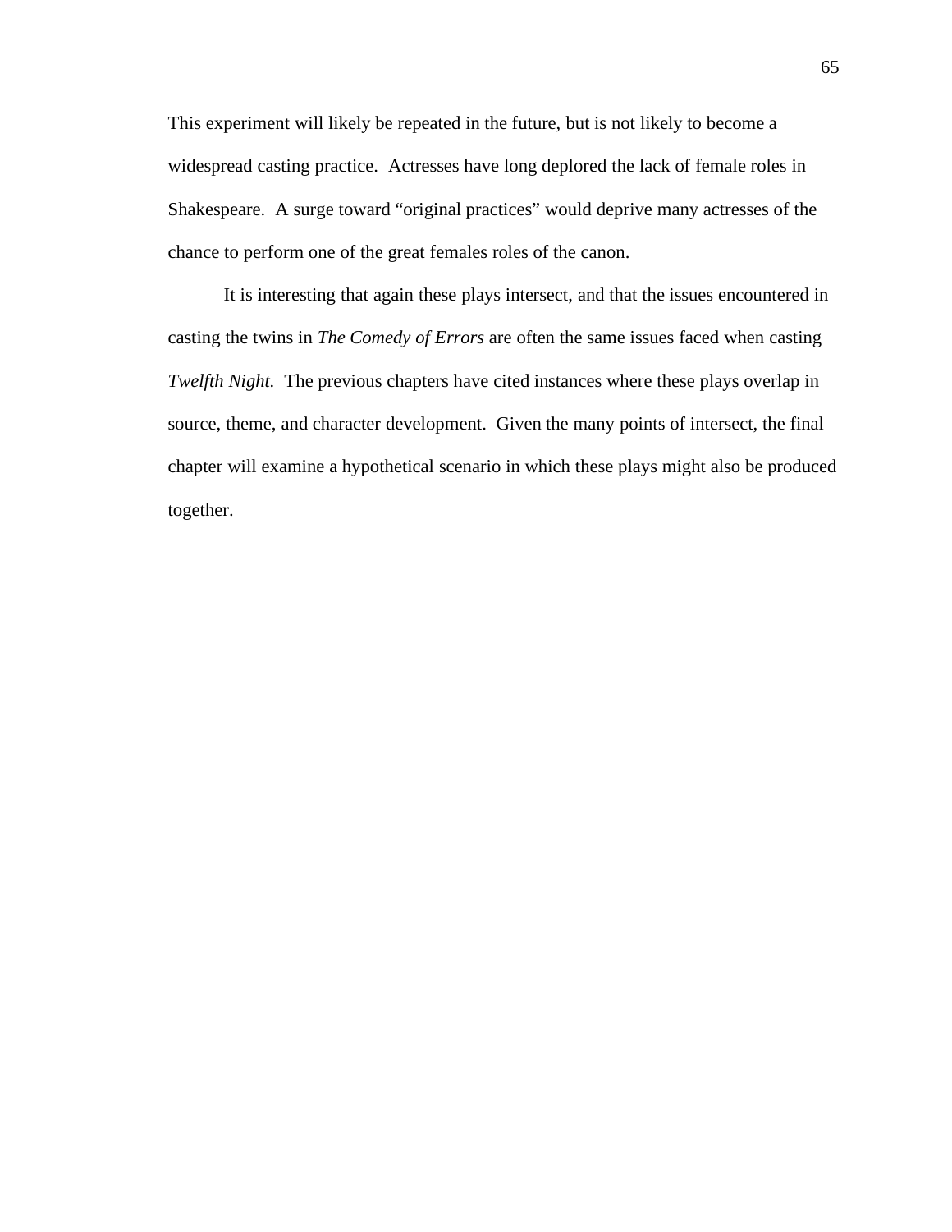This experiment will likely be repeated in the future, but is not likely to become a widespread casting practice.  Actresses have long deplored the lack of female roles in Shakespeare.  A surge toward "original practices" would deprive many actresses of the chance to perform one of the great females roles of the canon.

It is interesting that again these plays intersect, and that the issues encountered in casting the twins in *The Comedy of Errors* are often the same issues faced when casting *Twelfth Night.*  The previous chapters have cited instances where these plays overlap in source, theme, and character development.  Given the many points of intersect, the final chapter will examine a hypothetical scenario in which these plays might also be produced together.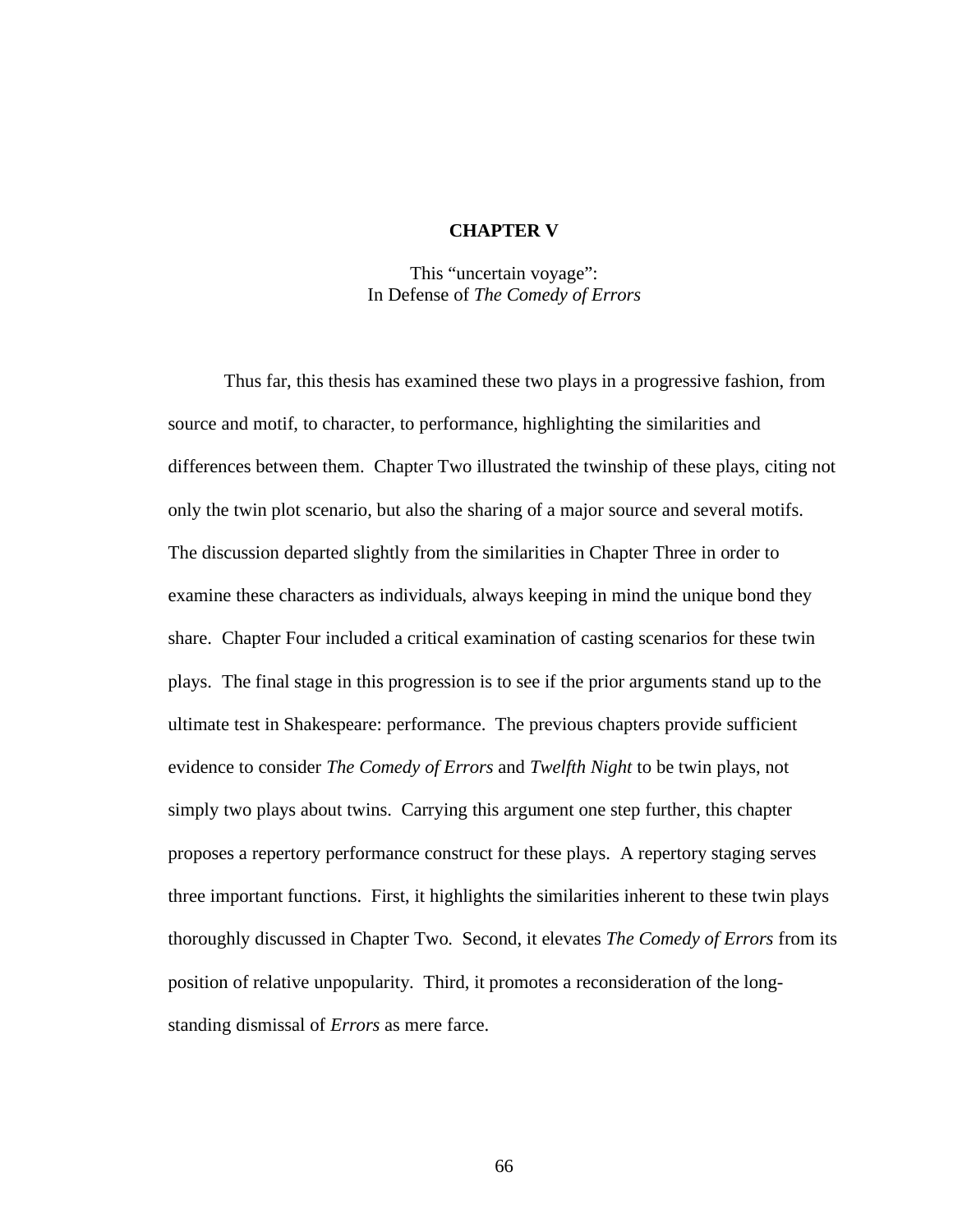# CHAPTER V

## This "uncertain voyage": In Defense of *The Comedy of Errors*

Thus far, this thesis has examined these two plays in a progressive fashion, from source and motif, to character, to performance, highlighting the similarities and differences between them. Chapter Two illustrated the twinship of these plays, citing not only the twin plot scenario, but also the sharing of a major source and several motifs. The discussion departed slightly from the similarities in Chapter Three in order to examine these characters as individuals, always keeping in mind the unique bond they share. Chapter Four included a critical examination of casting scenarios for these twin plays. The final stage in this progression is to see if the prior arguments stand up to the ultimate test in Shakespeare: performance. The previous chapters provide sufficient evidence to consider *The Comedy of Errors* and *Twelfth Night* to be twin plays, not simply two plays about twins. Carrying this argument one step further, this chapter proposes a repertory performance construct for these plays. A repertory staging serves three important functions. First, it highlights the similarities inherent to these twin plays thoroughly discussed in Chapter Two. Second, it elevates *The Comedy of Errors* from its position of relative unpopularity. Third, it promotes a reconsideration of the long-standing dismissal of *Errors* as mere farce.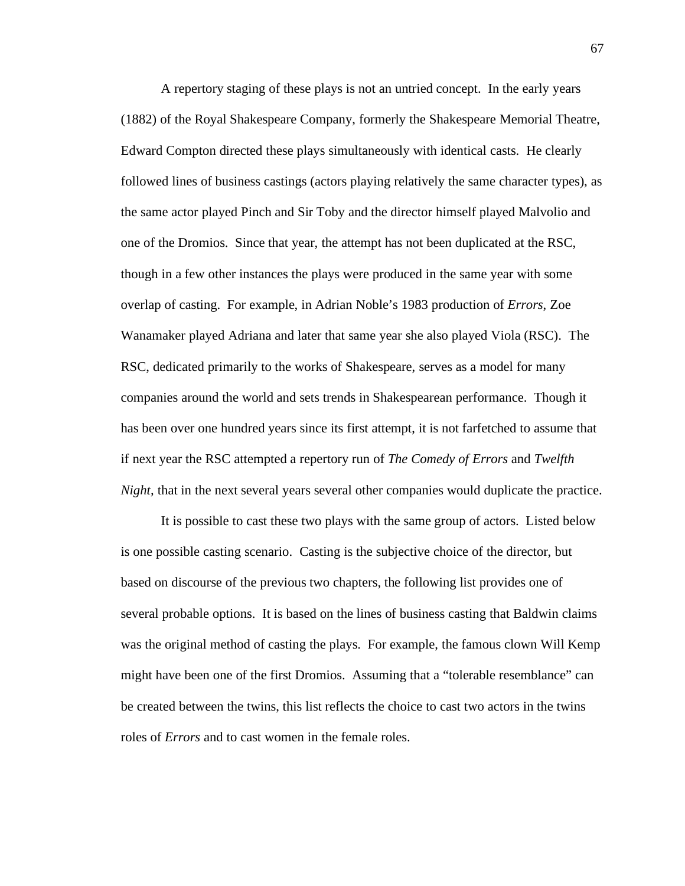A repertory staging of these plays is not an untried concept. In the early years (1882) of the Royal Shakespeare Company, formerly the Shakespeare Memorial Theatre, Edward Compton directed these plays simultaneously with identical casts. He clearly followed lines of business castings (actors playing relatively the same character types), as the same actor played Pinch and Sir Toby and the director himself played Malvolio and one of the Dromios. Since that year, the attempt has not been duplicated at the RSC, though in a few other instances the plays were produced in the same year with some overlap of casting. For example, in Adrian Noble's 1983 production of *Errors*, Zoe Wanamaker played Adriana and later that same year she also played Viola (RSC). The RSC, dedicated primarily to the works of Shakespeare, serves as a model for many companies around the world and sets trends in Shakespearean performance. Though it has been over one hundred years since its first attempt, it is not farfetched to assume that if next year the RSC attempted a repertory run of *The Comedy of Errors* and *Twelfth Night,* that in the next several years several other companies would duplicate the practice.

It is possible to cast these two plays with the same group of actors. Listed below is one possible casting scenario. Casting is the subjective choice of the director, but based on discourse of the previous two chapters, the following list provides one of several probable options. It is based on the lines of business casting that Baldwin claims was the original method of casting the plays. For example, the famous clown Will Kemp might have been one of the first Dromios. Assuming that a "tolerable resemblance" can be created between the twins, this list reflects the choice to cast two actors in the twins roles of *Errors* and to cast women in the female roles.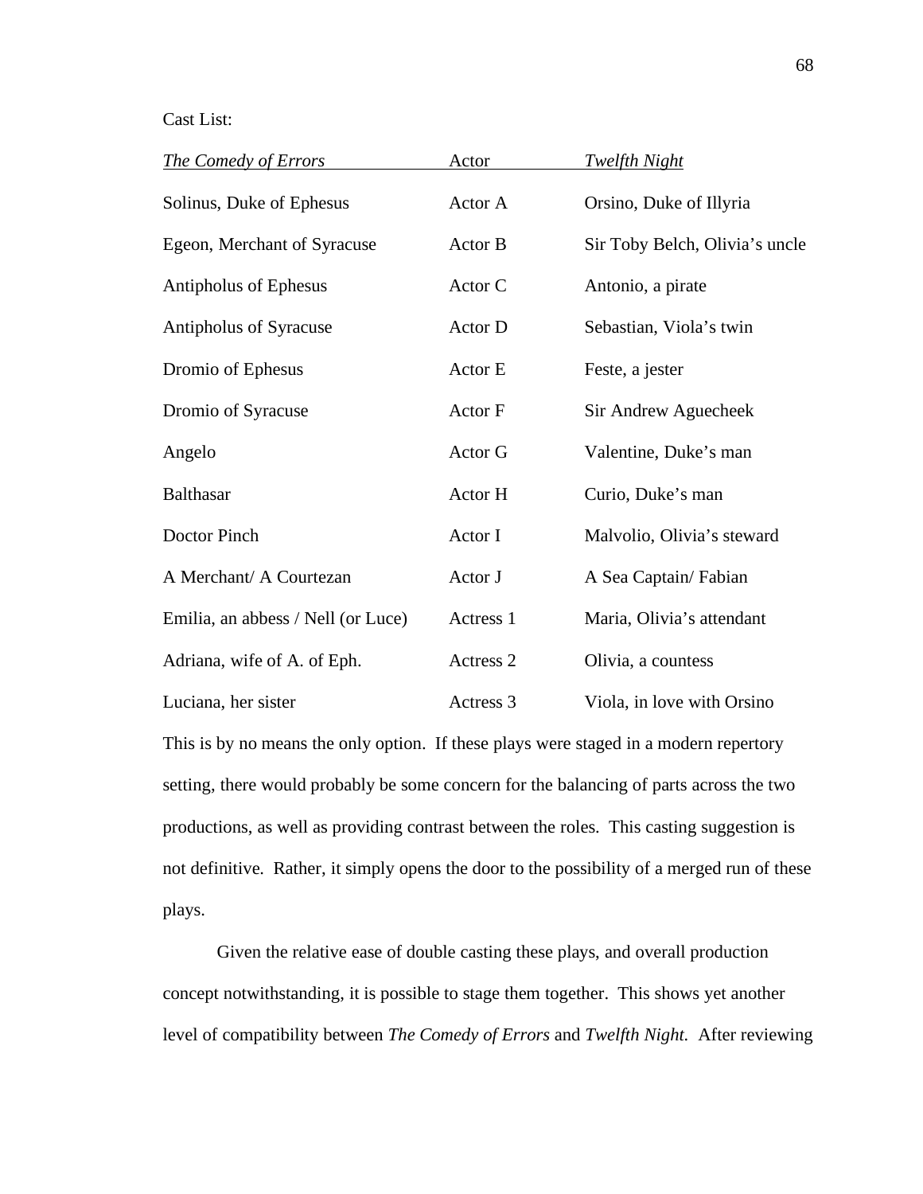Cast List:

| *The Comedy of Errors* | Actor | *Twelfth Night* |
|---|---|---|
| Solinus, Duke of Ephesus | Actor A | Orsino, Duke of Illyria |
| Egeon, Merchant of Syracuse | Actor B | Sir Toby Belch, Olivia's uncle |
| Antipholus of Ephesus | Actor C | Antonio, a pirate |
| Antipholus of Syracuse | Actor D | Sebastian, Viola's twin |
| Dromio of Ephesus | Actor E | Feste, a jester |
| Dromio of Syracuse | Actor F | Sir Andrew Aguecheek |
| Angelo | Actor G | Valentine, Duke's man |
| Balthasar | Actor H | Curio, Duke's man |
| Doctor Pinch | Actor I | Malvolio, Olivia's steward |
| A Merchant/ A Courtezan | Actor J | A Sea Captain/ Fabian |
| Emilia, an abbess / Nell (or Luce) | Actress 1 | Maria, Olivia's attendant |
| Adriana, wife of A. of Eph. | Actress 2 | Olivia, a countess |
| Luciana, her sister | Actress 3 | Viola, in love with Orsino |

This is by no means the only option. If these plays were staged in a modern repertory setting, there would probably be some concern for the balancing of parts across the two productions, as well as providing contrast between the roles. This casting suggestion is not definitive. Rather, it simply opens the door to the possibility of a merged run of these plays.

Given the relative ease of double casting these plays, and overall production concept notwithstanding, it is possible to stage them together. This shows yet another level of compatibility between *The Comedy of Errors* and *Twelfth Night.* After reviewing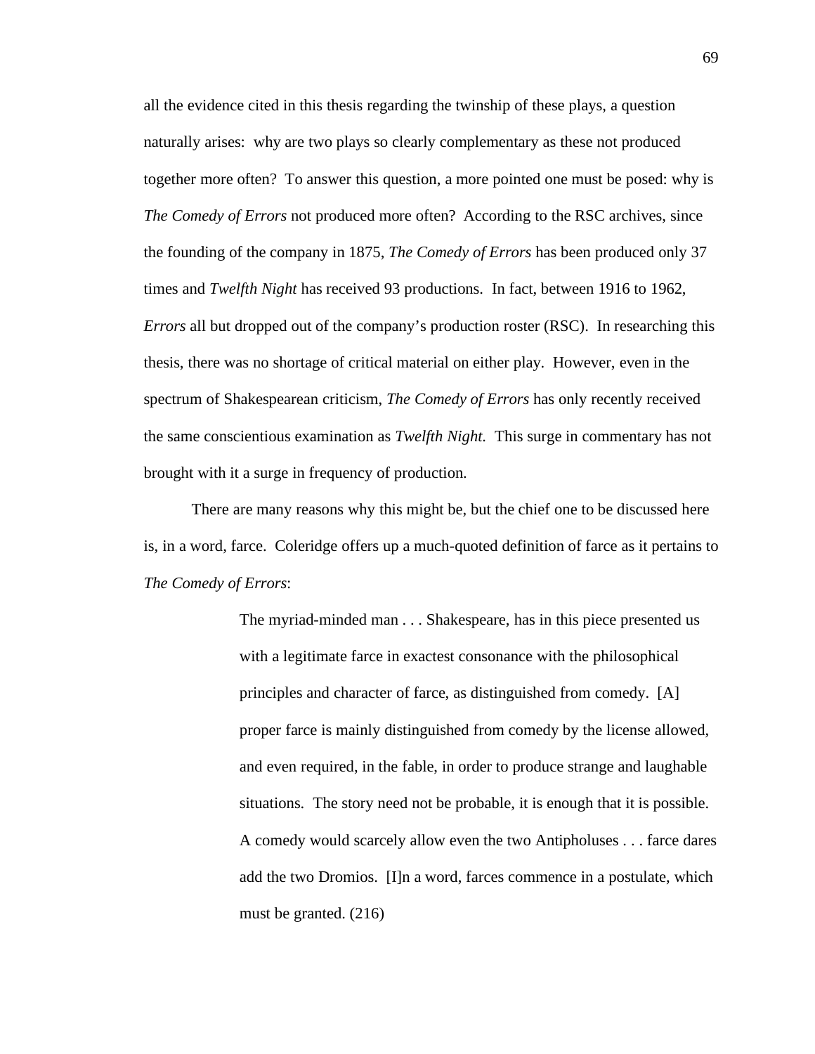all the evidence cited in this thesis regarding the twinship of these plays, a question naturally arises: why are two plays so clearly complementary as these not produced together more often? To answer this question, a more pointed one must be posed: why is *The Comedy of Errors* not produced more often? According to the RSC archives, since the founding of the company in 1875, *The Comedy of Errors* has been produced only 37 times and *Twelfth Night* has received 93 productions. In fact, between 1916 to 1962, *Errors* all but dropped out of the company's production roster (RSC). In researching this thesis, there was no shortage of critical material on either play. However, even in the spectrum of Shakespearean criticism, *The Comedy of Errors* has only recently received the same conscientious examination as *Twelfth Night.* This surge in commentary has not brought with it a surge in frequency of production.

There are many reasons why this might be, but the chief one to be discussed here is, in a word, farce. Coleridge offers up a much-quoted definition of farce as it pertains to *The Comedy of Errors*:

> The myriad-minded man . . . Shakespeare, has in this piece presented us with a legitimate farce in exactest consonance with the philosophical principles and character of farce, as distinguished from comedy. [A] proper farce is mainly distinguished from comedy by the license allowed, and even required, in the fable, in order to produce strange and laughable situations. The story need not be probable, it is enough that it is possible. A comedy would scarcely allow even the two Antipholuses . . . farce dares add the two Dromios. [I]n a word, farces commence in a postulate, which must be granted. (216)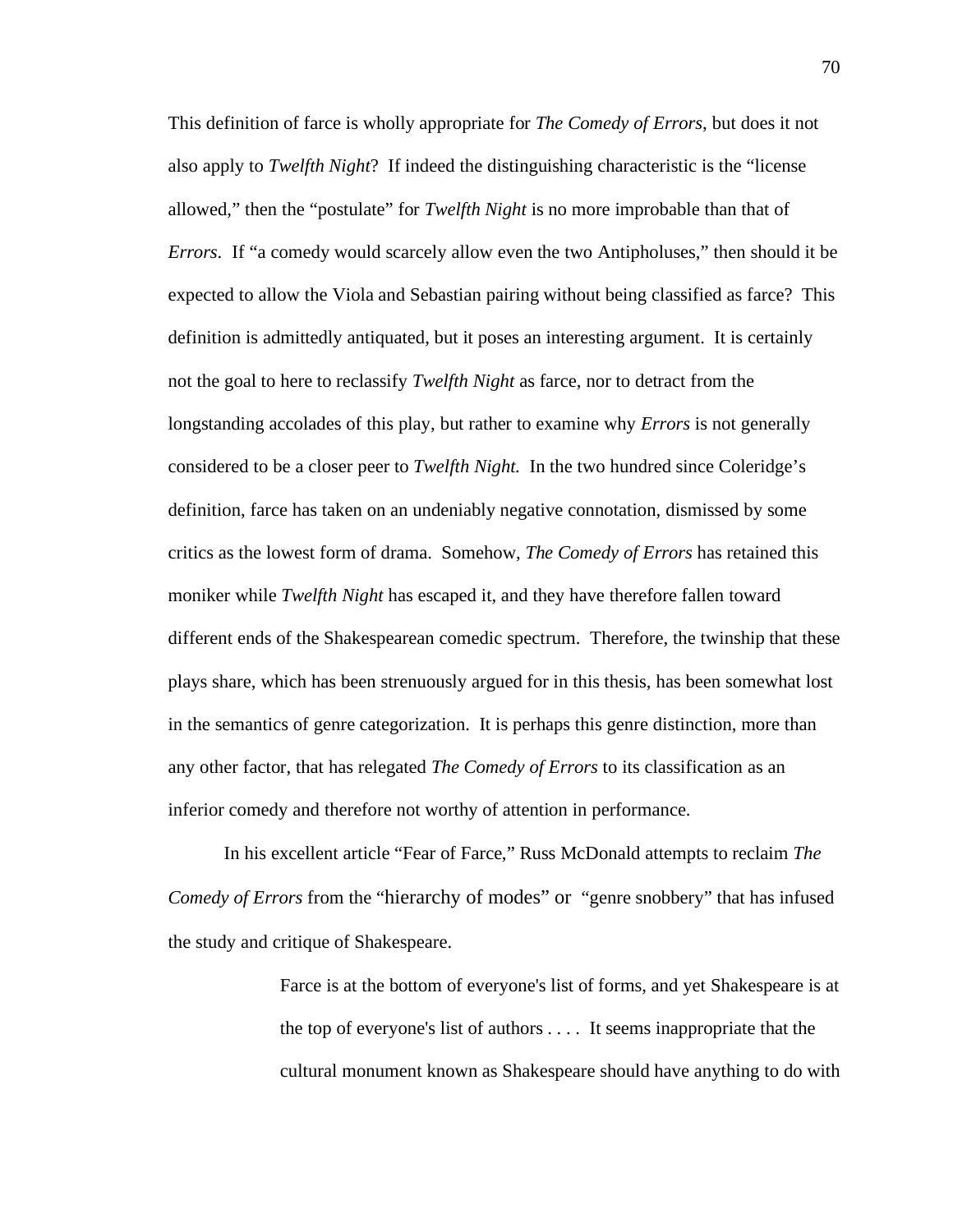This definition of farce is wholly appropriate for *The Comedy of Errors*, but does it not also apply to *Twelfth Night*? If indeed the distinguishing characteristic is the "license allowed," then the "postulate" for *Twelfth Night* is no more improbable than that of *Errors*. If "a comedy would scarcely allow even the two Antipholuses," then should it be expected to allow the Viola and Sebastian pairing without being classified as farce? This definition is admittedly antiquated, but it poses an interesting argument. It is certainly not the goal to here to reclassify *Twelfth Night* as farce, nor to detract from the longstanding accolades of this play, but rather to examine why *Errors* is not generally considered to be a closer peer to *Twelfth Night.* In the two hundred since Coleridge's definition, farce has taken on an undeniably negative connotation, dismissed by some critics as the lowest form of drama. Somehow, *The Comedy of Errors* has retained this moniker while *Twelfth Night* has escaped it, and they have therefore fallen toward different ends of the Shakespearean comedic spectrum. Therefore, the twinship that these plays share, which has been strenuously argued for in this thesis, has been somewhat lost in the semantics of genre categorization. It is perhaps this genre distinction, more than any other factor, that has relegated *The Comedy of Errors* to its classification as an inferior comedy and therefore not worthy of attention in performance.

In his excellent article "Fear of Farce," Russ McDonald attempts to reclaim *The Comedy of Errors* from the "hierarchy of modes" or "genre snobbery" that has infused the study and critique of Shakespeare.

> Farce is at the bottom of everyone's list of forms, and yet Shakespeare is at the top of everyone's list of authors . . . . It seems inappropriate that the cultural monument known as Shakespeare should have anything to do with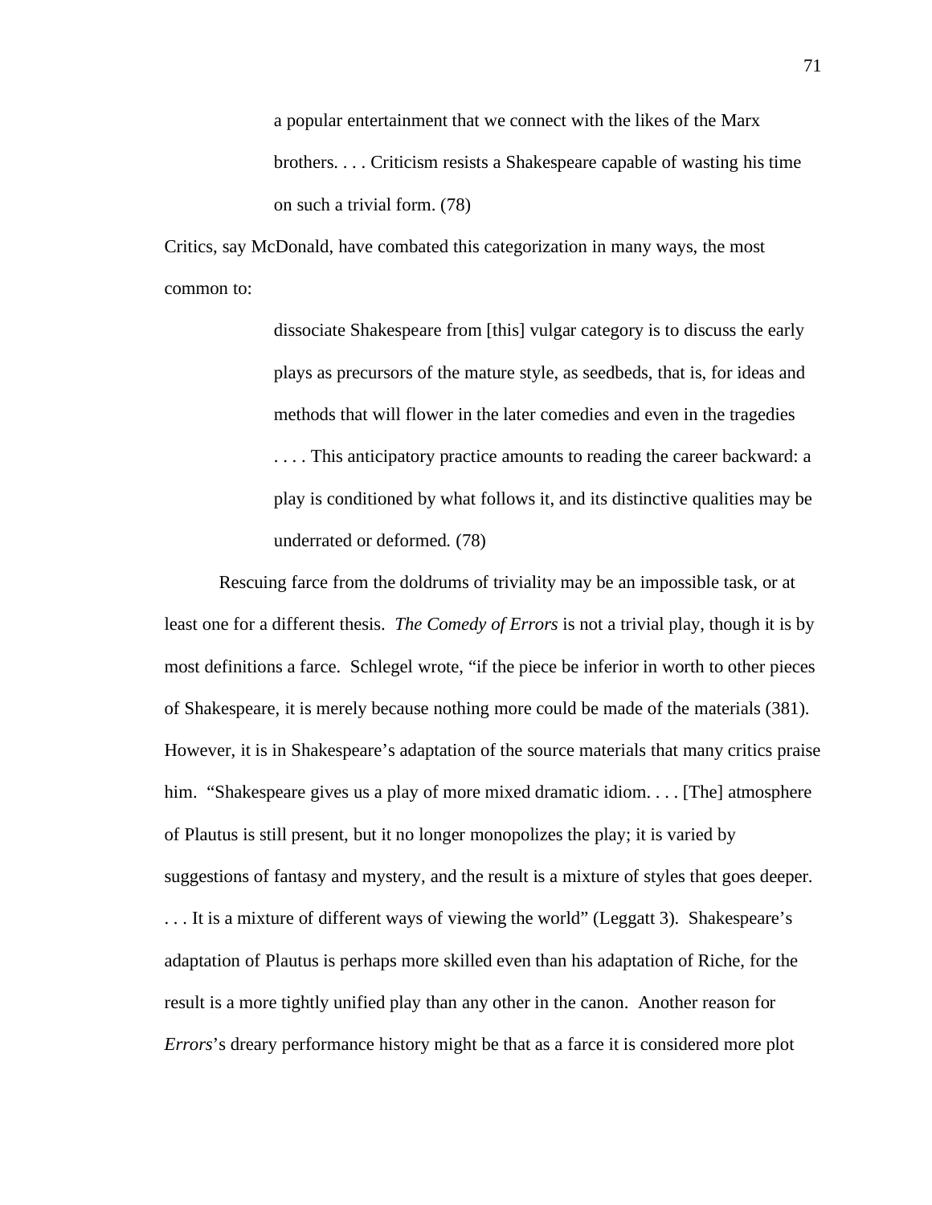> a popular entertainment that we connect with the likes of the Marx brothers. . . . Criticism resists a Shakespeare capable of wasting his time on such a trivial form. (78)

Critics, say McDonald, have combated this categorization in many ways, the most common to:

> dissociate Shakespeare from [this] vulgar category is to discuss the early plays as precursors of the mature style, as seedbeds, that is, for ideas and methods that will flower in the later comedies and even in the tragedies . . . . This anticipatory practice amounts to reading the career backward: a play is conditioned by what follows it, and its distinctive qualities may be underrated or deformed. (78)

Rescuing farce from the doldrums of triviality may be an impossible task, or at least one for a different thesis. *The Comedy of Errors* is not a trivial play, though it is by most definitions a farce. Schlegel wrote, "if the piece be inferior in worth to other pieces of Shakespeare, it is merely because nothing more could be made of the materials (381). However, it is in Shakespeare's adaptation of the source materials that many critics praise him. "Shakespeare gives us a play of more mixed dramatic idiom. . . . [The] atmosphere of Plautus is still present, but it no longer monopolizes the play; it is varied by suggestions of fantasy and mystery, and the result is a mixture of styles that goes deeper. . . . It is a mixture of different ways of viewing the world" (Leggatt 3). Shakespeare's adaptation of Plautus is perhaps more skilled even than his adaptation of Riche, for the result is a more tightly unified play than any other in the canon. Another reason for *Errors*'s dreary performance history might be that as a farce it is considered more plot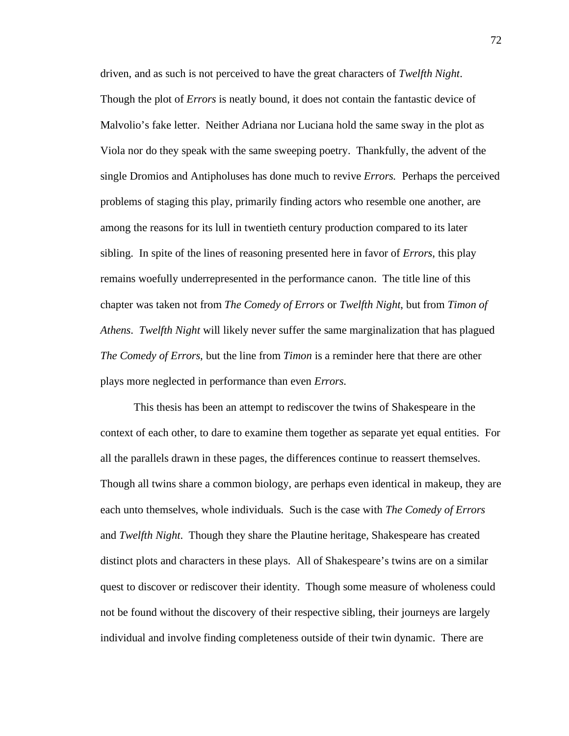driven, and as such is not perceived to have the great characters of *Twelfth Night*. Though the plot of *Errors* is neatly bound, it does not contain the fantastic device of Malvolio's fake letter. Neither Adriana nor Luciana hold the same sway in the plot as Viola nor do they speak with the same sweeping poetry. Thankfully, the advent of the single Dromios and Antipholuses has done much to revive *Errors.* Perhaps the perceived problems of staging this play, primarily finding actors who resemble one another, are among the reasons for its lull in twentieth century production compared to its later sibling. In spite of the lines of reasoning presented here in favor of *Errors*, this play remains woefully underrepresented in the performance canon. The title line of this chapter was taken not from *The Comedy of Errors* or *Twelfth Night*, but from *Timon of Athens*. *Twelfth Night* will likely never suffer the same marginalization that has plagued *The Comedy of Errors*, but the line from *Timon* is a reminder here that there are other plays more neglected in performance than even *Errors.*

This thesis has been an attempt to rediscover the twins of Shakespeare in the context of each other, to dare to examine them together as separate yet equal entities. For all the parallels drawn in these pages, the differences continue to reassert themselves. Though all twins share a common biology, are perhaps even identical in makeup, they are each unto themselves, whole individuals. Such is the case with *The Comedy of Errors* and *Twelfth Night.* Though they share the Plautine heritage, Shakespeare has created distinct plots and characters in these plays. All of Shakespeare's twins are on a similar quest to discover or rediscover their identity. Though some measure of wholeness could not be found without the discovery of their respective sibling, their journeys are largely individual and involve finding completeness outside of their twin dynamic. There are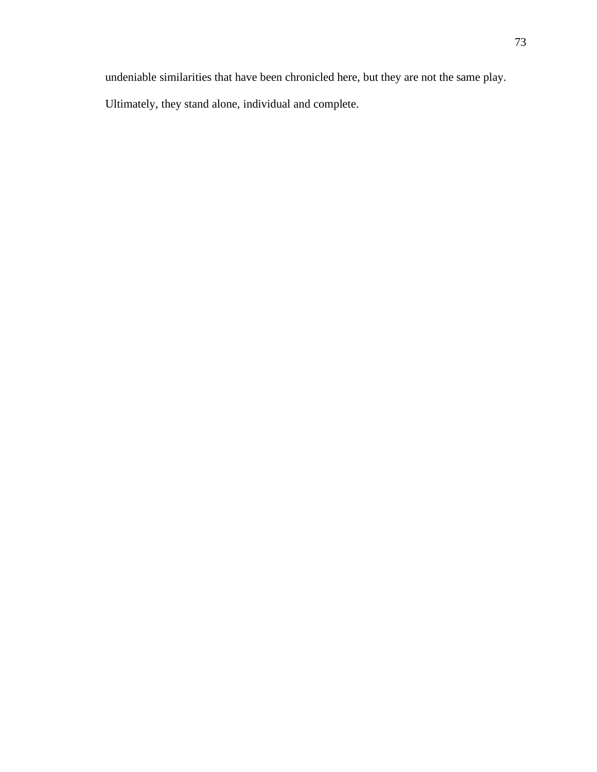undeniable similarities that have been chronicled here, but they are not the same play. Ultimately, they stand alone, individual and complete.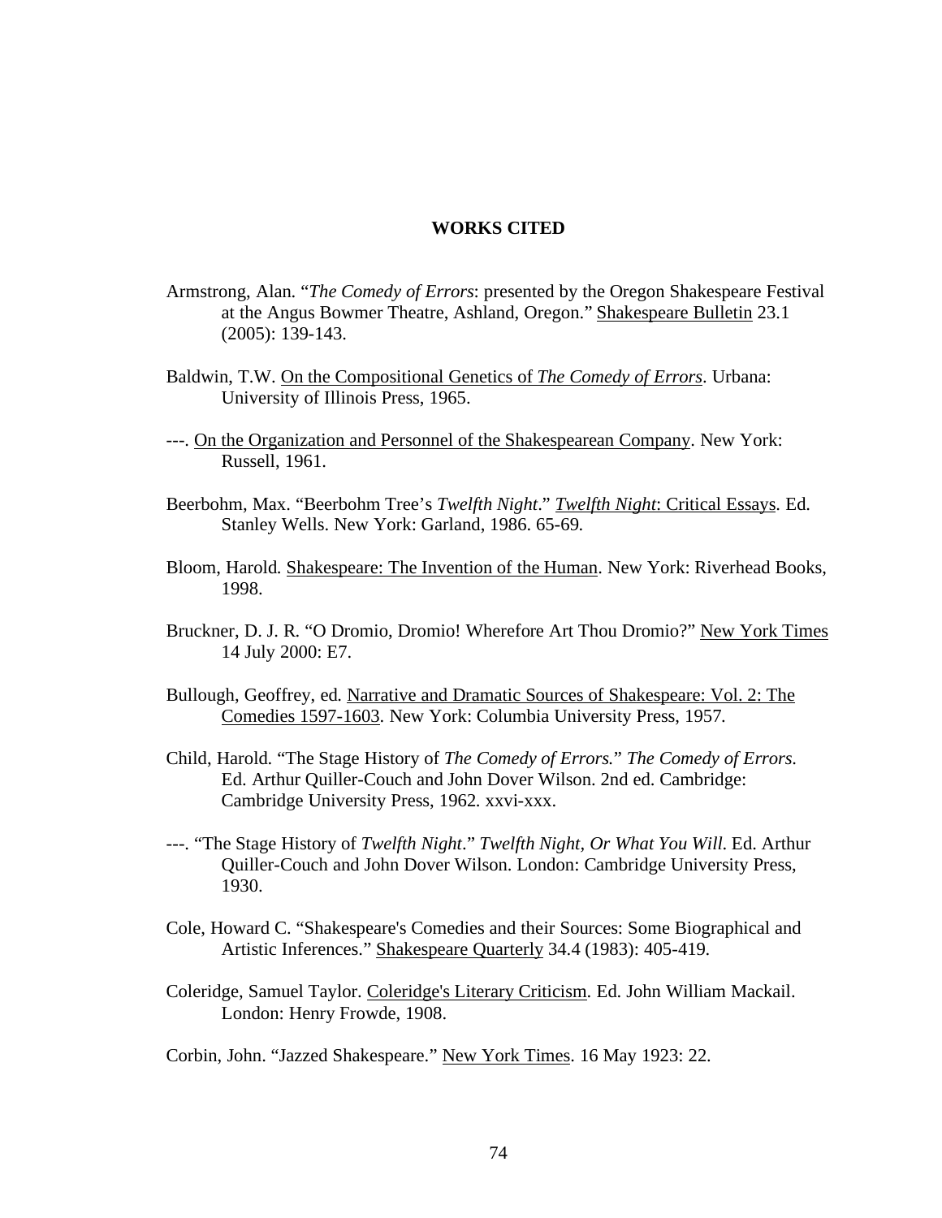## WORKS CITED

Armstrong, Alan. "*The Comedy of Errors*: presented by the Oregon Shakespeare Festival at the Angus Bowmer Theatre, Ashland, Oregon." Shakespeare Bulletin 23.1 (2005): 139-143.

Baldwin, T.W. On the Compositional Genetics of *The Comedy of Errors*. Urbana: University of Illinois Press, 1965.

---. On the Organization and Personnel of the Shakespearean Company. New York: Russell, 1961.

Beerbohm, Max. "Beerbohm Tree's *Twelfth Night*." *Twelfth Night*: Critical Essays. Ed. Stanley Wells. New York: Garland, 1986. 65-69.

Bloom, Harold. Shakespeare: The Invention of the Human. New York: Riverhead Books, 1998.

Bruckner, D. J. R. "O Dromio, Dromio! Wherefore Art Thou Dromio?" New York Times 14 July 2000: E7.

Bullough, Geoffrey, ed. Narrative and Dramatic Sources of Shakespeare: Vol. 2: The Comedies 1597-1603. New York: Columbia University Press, 1957.

Child, Harold. "The Stage History of *The Comedy of Errors.*" *The Comedy of Errors*. Ed. Arthur Quiller-Couch and John Dover Wilson. 2nd ed. Cambridge: Cambridge University Press, 1962. xxvi-xxx.

---. "The Stage History of *Twelfth Night*." *Twelfth Night, Or What You Will*. Ed. Arthur Quiller-Couch and John Dover Wilson. London: Cambridge University Press, 1930.

Cole, Howard C. "Shakespeare's Comedies and their Sources: Some Biographical and Artistic Inferences." Shakespeare Quarterly 34.4 (1983): 405-419.

Coleridge, Samuel Taylor. Coleridge's Literary Criticism. Ed. John William Mackail. London: Henry Frowde, 1908.

Corbin, John. "Jazzed Shakespeare." New York Times. 16 May 1923: 22.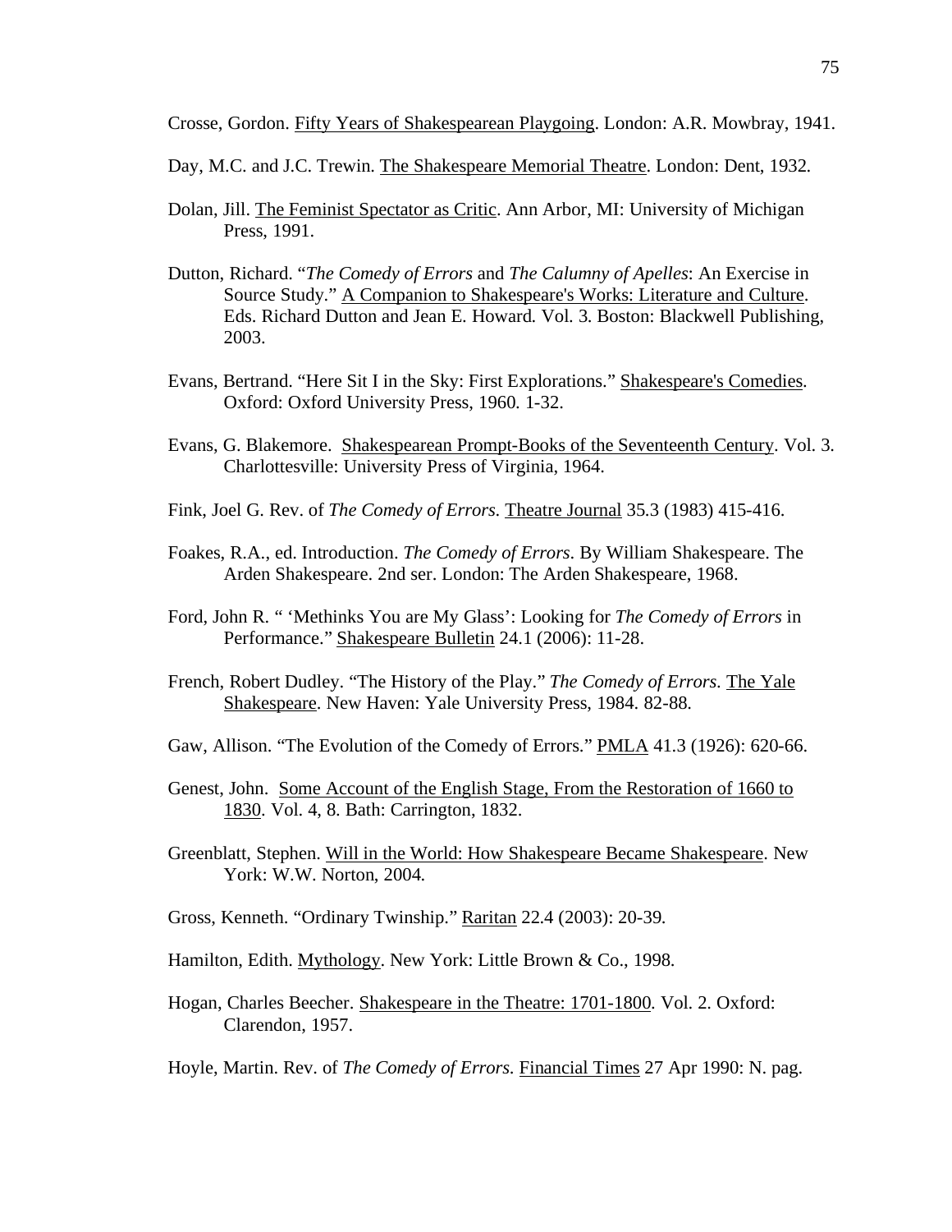Crosse, Gordon. Fifty Years of Shakespearean Playgoing. London: A.R. Mowbray, 1941.

Day, M.C. and J.C. Trewin. The Shakespeare Memorial Theatre. London: Dent, 1932.

Dolan, Jill. The Feminist Spectator as Critic. Ann Arbor, MI: University of Michigan Press, 1991.

Dutton, Richard. "*The Comedy of Errors* and *The Calumny of Apelles*: An Exercise in Source Study." A Companion to Shakespeare's Works: Literature and Culture. Eds. Richard Dutton and Jean E. Howard. Vol. 3. Boston: Blackwell Publishing, 2003.

Evans, Bertrand. "Here Sit I in the Sky: First Explorations." Shakespeare's Comedies. Oxford: Oxford University Press, 1960. 1-32.

Evans, G. Blakemore. Shakespearean Prompt-Books of the Seventeenth Century. Vol. 3. Charlottesville: University Press of Virginia, 1964.

Fink, Joel G. Rev. of *The Comedy of Errors*. Theatre Journal 35.3 (1983) 415-416.

Foakes, R.A., ed. Introduction. *The Comedy of Errors*. By William Shakespeare. The Arden Shakespeare. 2nd ser. London: The Arden Shakespeare, 1968.

Ford, John R. " 'Methinks You are My Glass': Looking for *The Comedy of Errors* in Performance." Shakespeare Bulletin 24.1 (2006): 11-28.

French, Robert Dudley. "The History of the Play." *The Comedy of Errors*. The Yale Shakespeare. New Haven: Yale University Press, 1984. 82-88.

Gaw, Allison. "The Evolution of the Comedy of Errors." PMLA 41.3 (1926): 620-66.

Genest, John. Some Account of the English Stage, From the Restoration of 1660 to 1830. Vol. 4, 8. Bath: Carrington, 1832.

Greenblatt, Stephen. Will in the World: How Shakespeare Became Shakespeare. New York: W.W. Norton, 2004.

Gross, Kenneth. "Ordinary Twinship." Raritan 22.4 (2003): 20-39.

Hamilton, Edith. Mythology. New York: Little Brown & Co., 1998.

Hogan, Charles Beecher. Shakespeare in the Theatre: 1701-1800. Vol. 2. Oxford: Clarendon, 1957.

Hoyle, Martin. Rev. of *The Comedy of Errors*. Financial Times 27 Apr 1990: N. pag.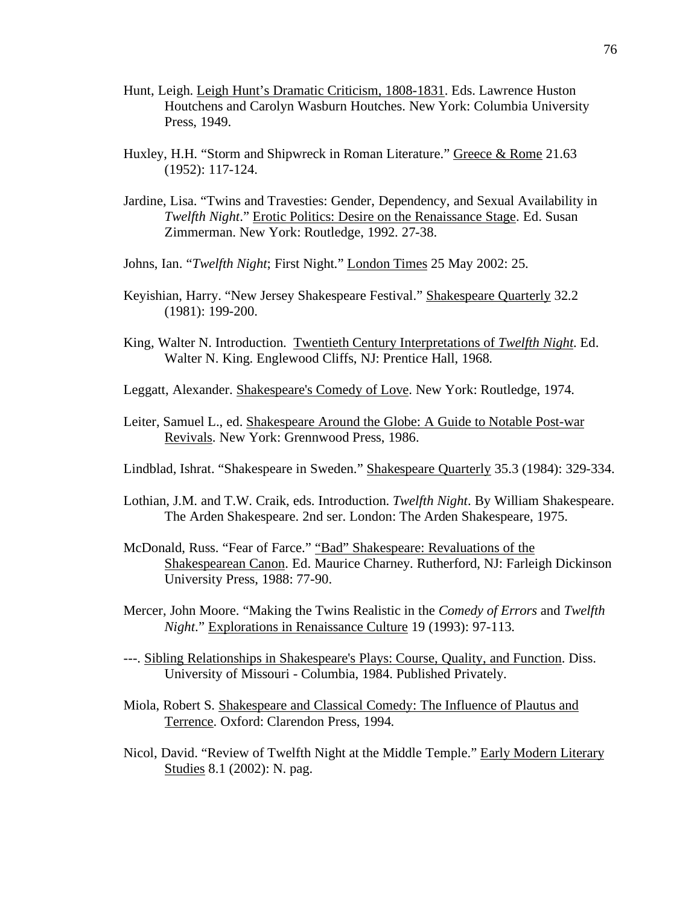Hunt, Leigh. Leigh Hunt's Dramatic Criticism, 1808-1831. Eds. Lawrence Huston Houtchens and Carolyn Wasburn Houtches. New York: Columbia University Press, 1949.

Huxley, H.H. "Storm and Shipwreck in Roman Literature." Greece & Rome 21.63 (1952): 117-124.

Jardine, Lisa. "Twins and Travesties: Gender, Dependency, and Sexual Availability in *Twelfth Night*." Erotic Politics: Desire on the Renaissance Stage. Ed. Susan Zimmerman. New York: Routledge, 1992. 27-38.

Johns, Ian. "*Twelfth Night*; First Night." London Times 25 May 2002: 25.

Keyishian, Harry. "New Jersey Shakespeare Festival." Shakespeare Quarterly 32.2 (1981): 199-200.

King, Walter N. Introduction. Twentieth Century Interpretations of *Twelfth Night*. Ed. Walter N. King. Englewood Cliffs, NJ: Prentice Hall, 1968.

Leggatt, Alexander. Shakespeare's Comedy of Love. New York: Routledge, 1974.

Leiter, Samuel L., ed. Shakespeare Around the Globe: A Guide to Notable Post-war Revivals. New York: Grennwood Press, 1986.

Lindblad, Ishrat. "Shakespeare in Sweden." Shakespeare Quarterly 35.3 (1984): 329-334.

Lothian, J.M. and T.W. Craik, eds. Introduction. *Twelfth Night*. By William Shakespeare. The Arden Shakespeare. 2nd ser. London: The Arden Shakespeare, 1975.

McDonald, Russ. "Fear of Farce." "Bad" Shakespeare: Revaluations of the Shakespearean Canon. Ed. Maurice Charney. Rutherford, NJ: Farleigh Dickinson University Press, 1988: 77-90.

Mercer, John Moore. "Making the Twins Realistic in the *Comedy of Errors* and *Twelfth Night*." Explorations in Renaissance Culture 19 (1993): 97-113.

---. Sibling Relationships in Shakespeare's Plays: Course, Quality, and Function. Diss. University of Missouri - Columbia, 1984. Published Privately.

Miola, Robert S. Shakespeare and Classical Comedy: The Influence of Plautus and Terrence. Oxford: Clarendon Press, 1994.

Nicol, David. "Review of Twelfth Night at the Middle Temple." Early Modern Literary Studies 8.1 (2002): N. pag.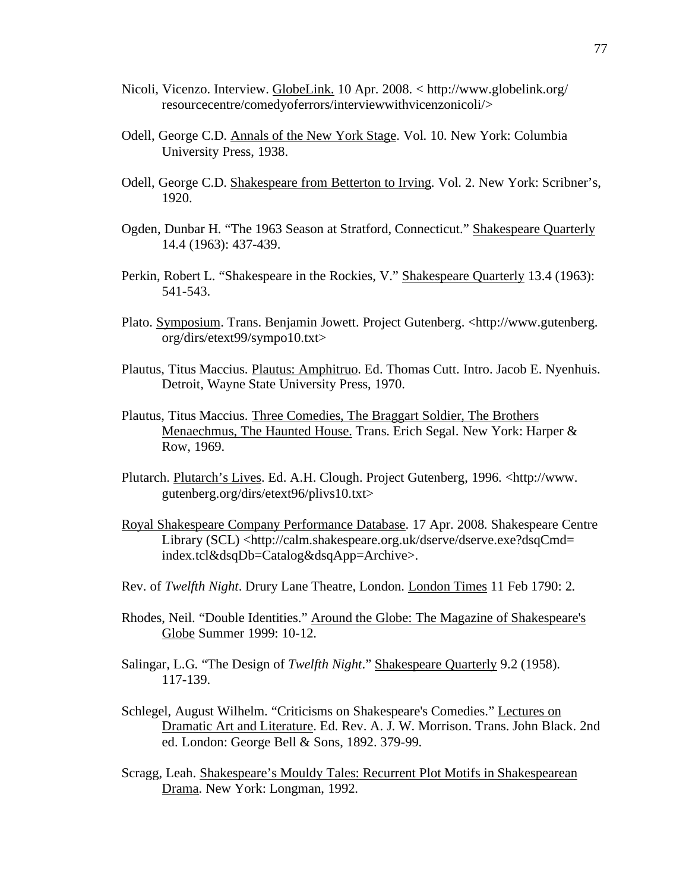Nicoli, Vicenzo. Interview. GlobeLink. 10 Apr. 2008. < http://www.globelink.org/resourcecentre/comedyoferrors/interviewwithvicenzonicoli/>

Odell, George C.D. Annals of the New York Stage. Vol. 10. New York: Columbia University Press, 1938.

Odell, George C.D. Shakespeare from Betterton to Irving. Vol. 2. New York: Scribner's, 1920.

Ogden, Dunbar H. "The 1963 Season at Stratford, Connecticut." Shakespeare Quarterly 14.4 (1963): 437-439.

Perkin, Robert L. "Shakespeare in the Rockies, V." Shakespeare Quarterly 13.4 (1963): 541-543.

Plato. Symposium. Trans. Benjamin Jowett. Project Gutenberg. <http://www.gutenberg.org/dirs/etext99/sympo10.txt>

Plautus, Titus Maccius. Plautus: Amphitruo. Ed. Thomas Cutt. Intro. Jacob E. Nyenhuis. Detroit, Wayne State University Press, 1970.

Plautus, Titus Maccius. Three Comedies, The Braggart Soldier, The Brothers Menaechmus, The Haunted House. Trans. Erich Segal. New York: Harper & Row, 1969.

Plutarch. Plutarch's Lives. Ed. A.H. Clough. Project Gutenberg, 1996. <http://www.gutenberg.org/dirs/etext96/plivs10.txt>

Royal Shakespeare Company Performance Database. 17 Apr. 2008. Shakespeare Centre Library (SCL) <http://calm.shakespeare.org.uk/dserve/dserve.exe?dsqCmd=index.tcl&dsqDb=Catalog&dsqApp=Archive>.

Rev. of *Twelfth Night*. Drury Lane Theatre, London. London Times 11 Feb 1790: 2.

Rhodes, Neil. "Double Identities." Around the Globe: The Magazine of Shakespeare's Globe Summer 1999: 10-12.

Salingar, L.G. "The Design of *Twelfth Night*." Shakespeare Quarterly 9.2 (1958). 117-139.

Schlegel, August Wilhelm. "Criticisms on Shakespeare's Comedies." Lectures on Dramatic Art and Literature. Ed. Rev. A. J. W. Morrison. Trans. John Black. 2nd ed. London: George Bell & Sons, 1892. 379-99.

Scragg, Leah. Shakespeare's Mouldy Tales: Recurrent Plot Motifs in Shakespearean Drama. New York: Longman, 1992.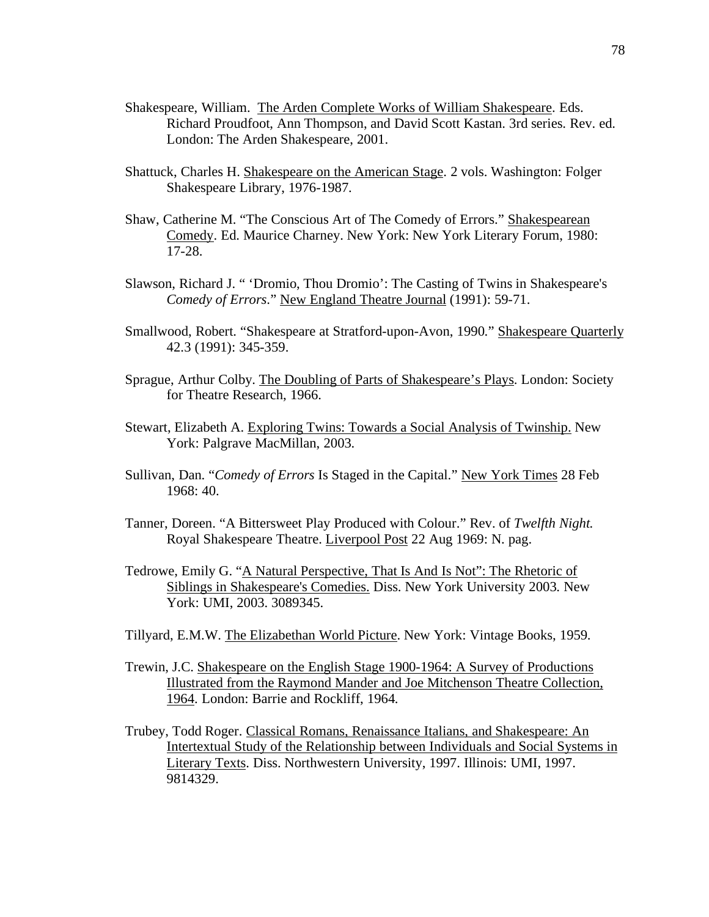Shakespeare, William. The Arden Complete Works of William Shakespeare. Eds. Richard Proudfoot, Ann Thompson, and David Scott Kastan. 3rd series. Rev. ed. London: The Arden Shakespeare, 2001.

Shattuck, Charles H. Shakespeare on the American Stage. 2 vols. Washington: Folger Shakespeare Library, 1976-1987.

Shaw, Catherine M. "The Conscious Art of The Comedy of Errors." Shakespearean Comedy. Ed. Maurice Charney. New York: New York Literary Forum, 1980: 17-28.

Slawson, Richard J. " 'Dromio, Thou Dromio': The Casting of Twins in Shakespeare's *Comedy of Errors*." New England Theatre Journal (1991): 59-71.

Smallwood, Robert. "Shakespeare at Stratford-upon-Avon, 1990." Shakespeare Quarterly 42.3 (1991): 345-359.

Sprague, Arthur Colby. The Doubling of Parts of Shakespeare's Plays. London: Society for Theatre Research, 1966.

Stewart, Elizabeth A. Exploring Twins: Towards a Social Analysis of Twinship. New York: Palgrave MacMillan, 2003.

Sullivan, Dan. "*Comedy of Errors* Is Staged in the Capital." New York Times 28 Feb 1968: 40.

Tanner, Doreen. "A Bittersweet Play Produced with Colour." Rev. of *Twelfth Night.* Royal Shakespeare Theatre. Liverpool Post 22 Aug 1969: N. pag.

Tedrowe, Emily G. "A Natural Perspective, That Is And Is Not": The Rhetoric of Siblings in Shakespeare's Comedies. Diss. New York University 2003. New York: UMI, 2003. 3089345.

Tillyard, E.M.W. The Elizabethan World Picture. New York: Vintage Books, 1959.

Trewin, J.C. Shakespeare on the English Stage 1900-1964: A Survey of Productions Illustrated from the Raymond Mander and Joe Mitchenson Theatre Collection, 1964. London: Barrie and Rockliff, 1964.

Trubey, Todd Roger. Classical Romans, Renaissance Italians, and Shakespeare: An Intertextual Study of the Relationship between Individuals and Social Systems in Literary Texts. Diss. Northwestern University, 1997. Illinois: UMI, 1997. 9814329.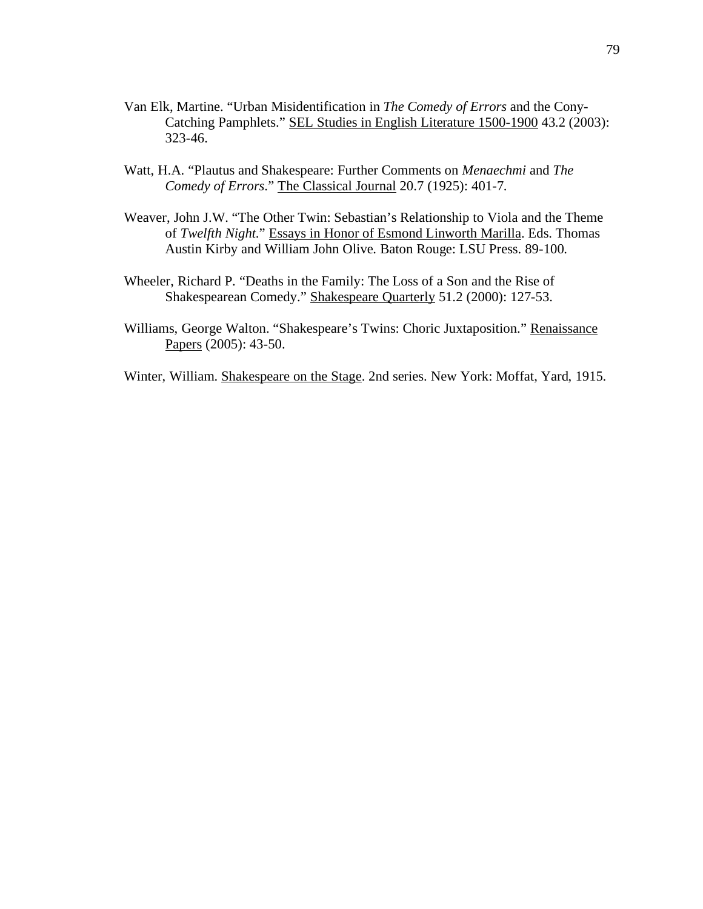Van Elk, Martine. "Urban Misidentification in *The Comedy of Errors* and the Cony-Catching Pamphlets." SEL Studies in English Literature 1500-1900 43.2 (2003): 323-46.

Watt, H.A. "Plautus and Shakespeare: Further Comments on *Menaechmi* and *The Comedy of Errors*." The Classical Journal 20.7 (1925): 401-7.

Weaver, John J.W. "The Other Twin: Sebastian's Relationship to Viola and the Theme of *Twelfth Night*." Essays in Honor of Esmond Linworth Marilla. Eds. Thomas Austin Kirby and William John Olive. Baton Rouge: LSU Press. 89-100.

Wheeler, Richard P. "Deaths in the Family: The Loss of a Son and the Rise of Shakespearean Comedy." Shakespeare Quarterly 51.2 (2000): 127-53.

Williams, George Walton. "Shakespeare's Twins: Choric Juxtaposition." Renaissance Papers (2005): 43-50.

Winter, William. Shakespeare on the Stage. 2nd series. New York: Moffat, Yard, 1915.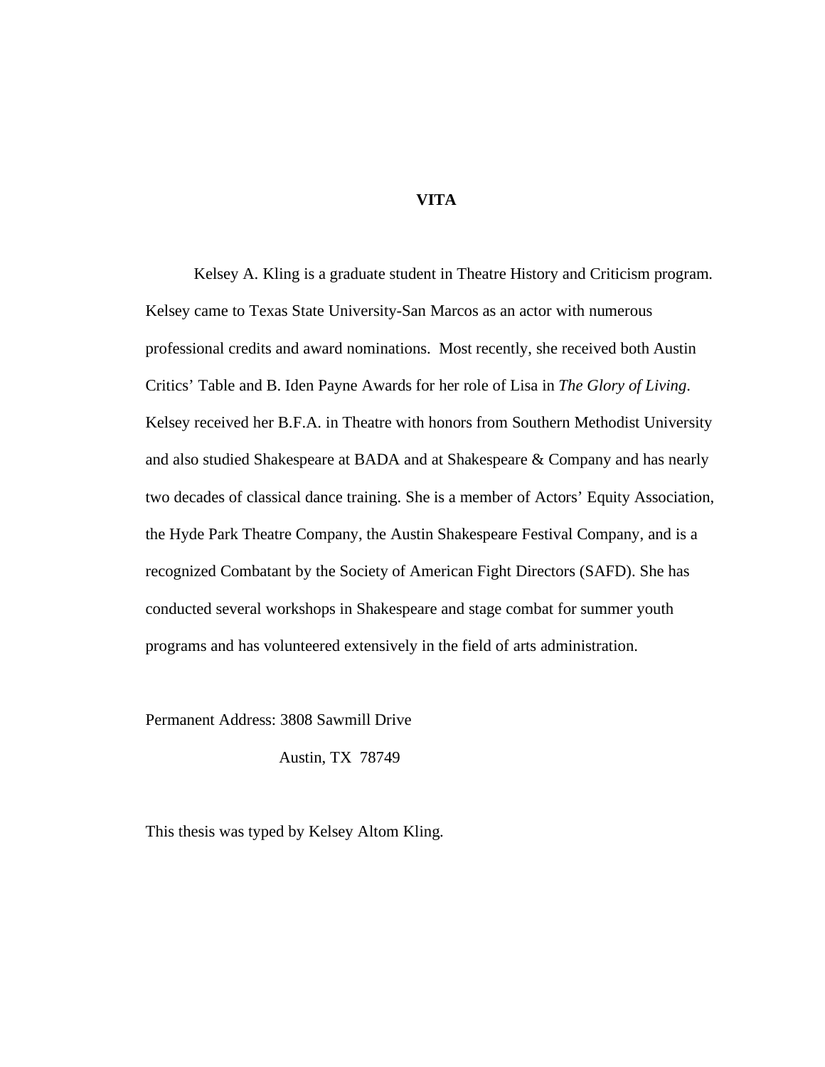# VITA

Kelsey A. Kling is a graduate student in Theatre History and Criticism program. Kelsey came to Texas State University-San Marcos as an actor with numerous professional credits and award nominations. Most recently, she received both Austin Critics' Table and B. Iden Payne Awards for her role of Lisa in *The Glory of Living*. Kelsey received her B.F.A. in Theatre with honors from Southern Methodist University and also studied Shakespeare at BADA and at Shakespeare & Company and has nearly two decades of classical dance training. She is a member of Actors' Equity Association, the Hyde Park Theatre Company, the Austin Shakespeare Festival Company, and is a recognized Combatant by the Society of American Fight Directors (SAFD). She has conducted several workshops in Shakespeare and stage combat for summer youth programs and has volunteered extensively in the field of arts administration.

Permanent Address: 3808 Sawmill Drive

Austin, TX 78749

This thesis was typed by Kelsey Altom Kling.